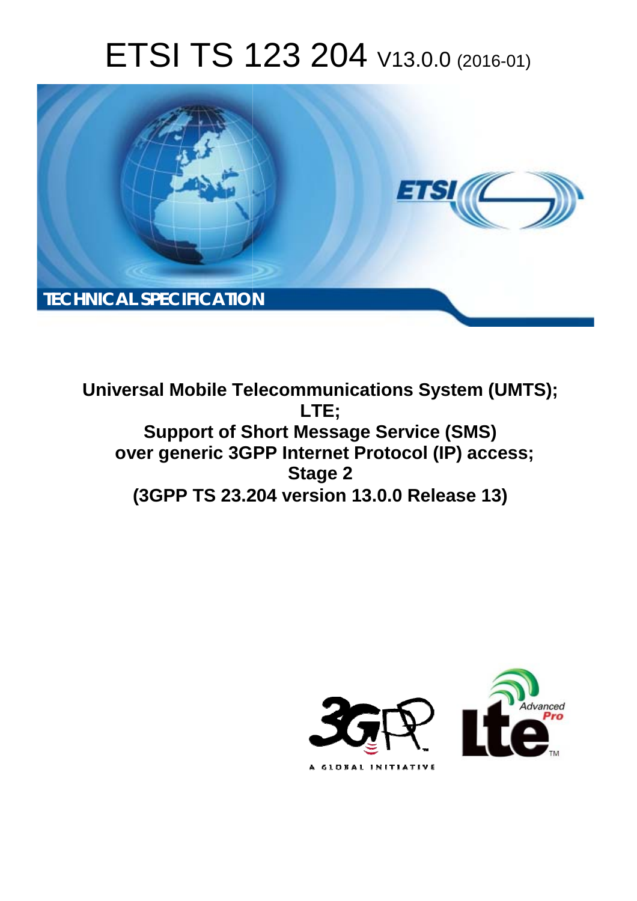# ETSI TS 123 204 V13.0.0 (2016-01)

TECHNICAL SPECIFICATION

**Universal Mobile Telecommunications System (UMTS); LTE; Support of Short Message Service (SMS) over generic 3GPP Internet Protocol (IP) access; Stage 2 (3GPP TS 23.204 version 13.0.0 Release 13)**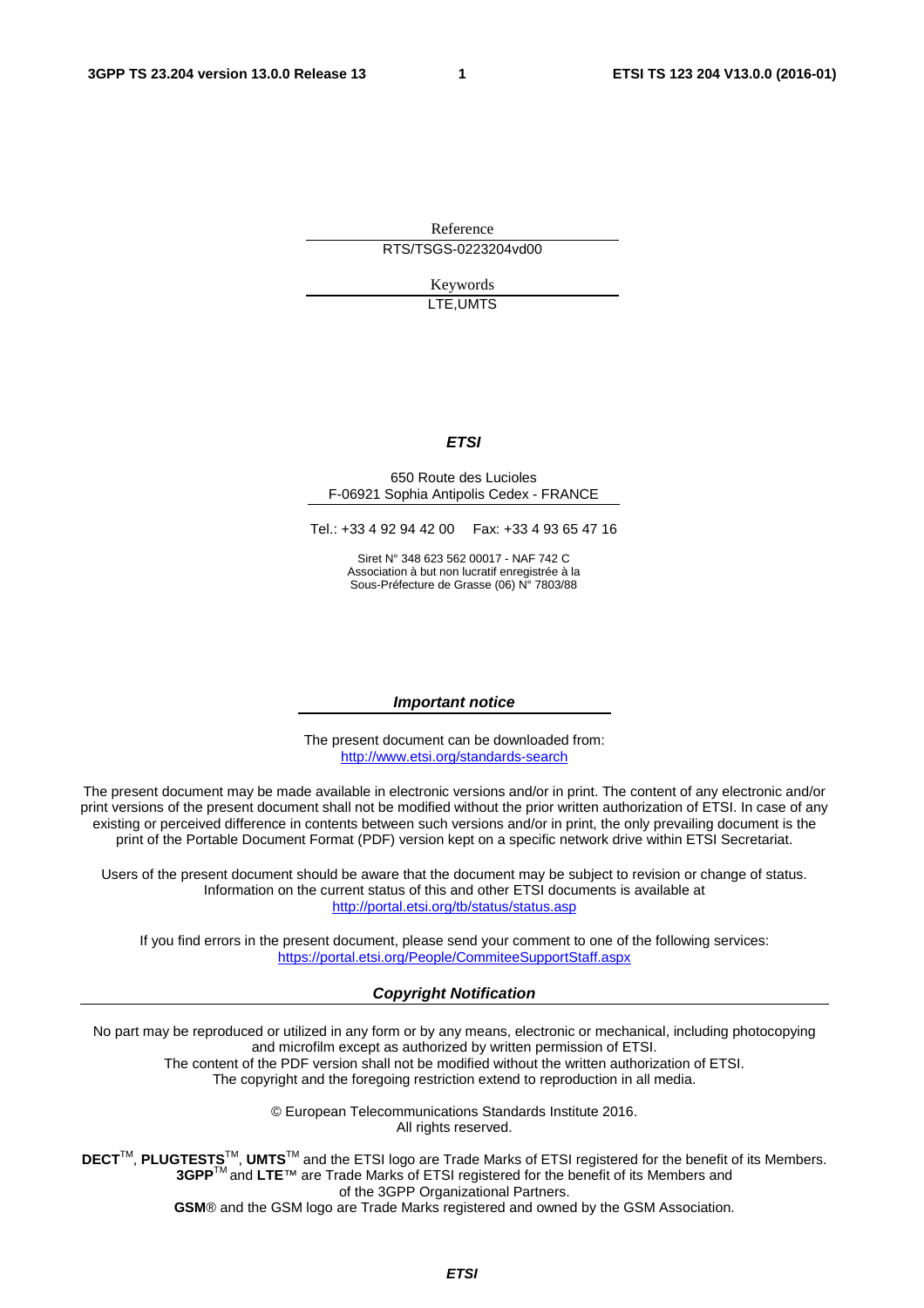Reference

RTS/TSGS-0223204vd00

Keywords

LTE,UMTS

***ETSI***

650 Route des Lucioles
F-06921 Sophia Antipolis Cedex - FRANCE

Tel.: +33 4 92 94 42 00 Fax: +33 4 93 65 47 16

Siret N° 348 623 562 00017 - NAF 742 C
Association à but non lucratif enregistrée à la
Sous-Préfecture de Grasse (06) N° 7803/88

***Important notice***

The present document can be downloaded from:
http://www.etsi.org/standards-search

The present document may be made available in electronic versions and/or in print. The content of any electronic and/or print versions of the present document shall not be modified without the prior written authorization of ETSI. In case of any existing or perceived difference in contents between such versions and/or in print, the only prevailing document is the print of the Portable Document Format (PDF) version kept on a specific network drive within ETSI Secretariat.

Users of the present document should be aware that the document may be subject to revision or change of status. Information on the current status of this and other ETSI documents is available at
http://portal.etsi.org/tb/status/status.asp

If you find errors in the present document, please send your comment to one of the following services:
https://portal.etsi.org/People/CommiteeSupportStaff.aspx

***Copyright Notification***

No part may be reproduced or utilized in any form or by any means, electronic or mechanical, including photocopying and microfilm except as authorized by written permission of ETSI.
The content of the PDF version shall not be modified without the written authorization of ETSI.
The copyright and the foregoing restriction extend to reproduction in all media.

© European Telecommunications Standards Institute 2016.
All rights reserved.

**DECT**™, **PLUGTESTS**™, **UMTS**™ and the ETSI logo are Trade Marks of ETSI registered for the benefit of its Members.
**3GPP**™ and **LTE**™ are Trade Marks of ETSI registered for the benefit of its Members and of the 3GPP Organizational Partners.
**GSM**® and the GSM logo are Trade Marks registered and owned by the GSM Association.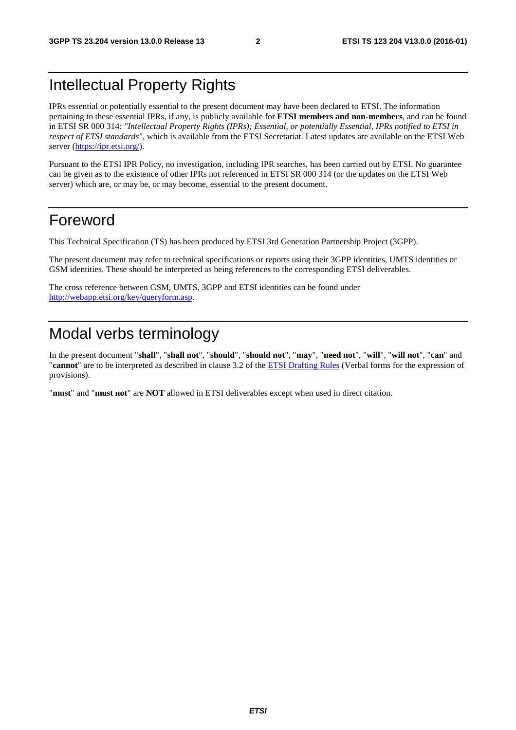# Intellectual Property Rights

IPRs essential or potentially essential to the present document may have been declared to ETSI. The information pertaining to these essential IPRs, if any, is publicly available for **ETSI members and non-members**, and can be found in ETSI SR 000 314: *"Intellectual Property Rights (IPRs); Essential, or potentially Essential, IPRs notified to ETSI in respect of ETSI standards"*, which is available from the ETSI Secretariat. Latest updates are available on the ETSI Web server (https://ipr.etsi.org/).

Pursuant to the ETSI IPR Policy, no investigation, including IPR searches, has been carried out by ETSI. No guarantee can be given as to the existence of other IPRs not referenced in ETSI SR 000 314 (or the updates on the ETSI Web server) which are, or may be, or may become, essential to the present document.

# Foreword

This Technical Specification (TS) has been produced by ETSI 3rd Generation Partnership Project (3GPP).

The present document may refer to technical specifications or reports using their 3GPP identities, UMTS identities or GSM identities. These should be interpreted as being references to the corresponding ETSI deliverables.

The cross reference between GSM, UMTS, 3GPP and ETSI identities can be found under http://webapp.etsi.org/key/queryform.asp.

# Modal verbs terminology

In the present document "**shall**", "**shall not**", "**should**", "**should not**", "**may**", "**need not**", "**will**", "**will not**", "**can**" and "**cannot**" are to be interpreted as described in clause 3.2 of the ETSI Drafting Rules (Verbal forms for the expression of provisions).

"**must**" and "**must not**" are **NOT** allowed in ETSI deliverables except when used in direct citation.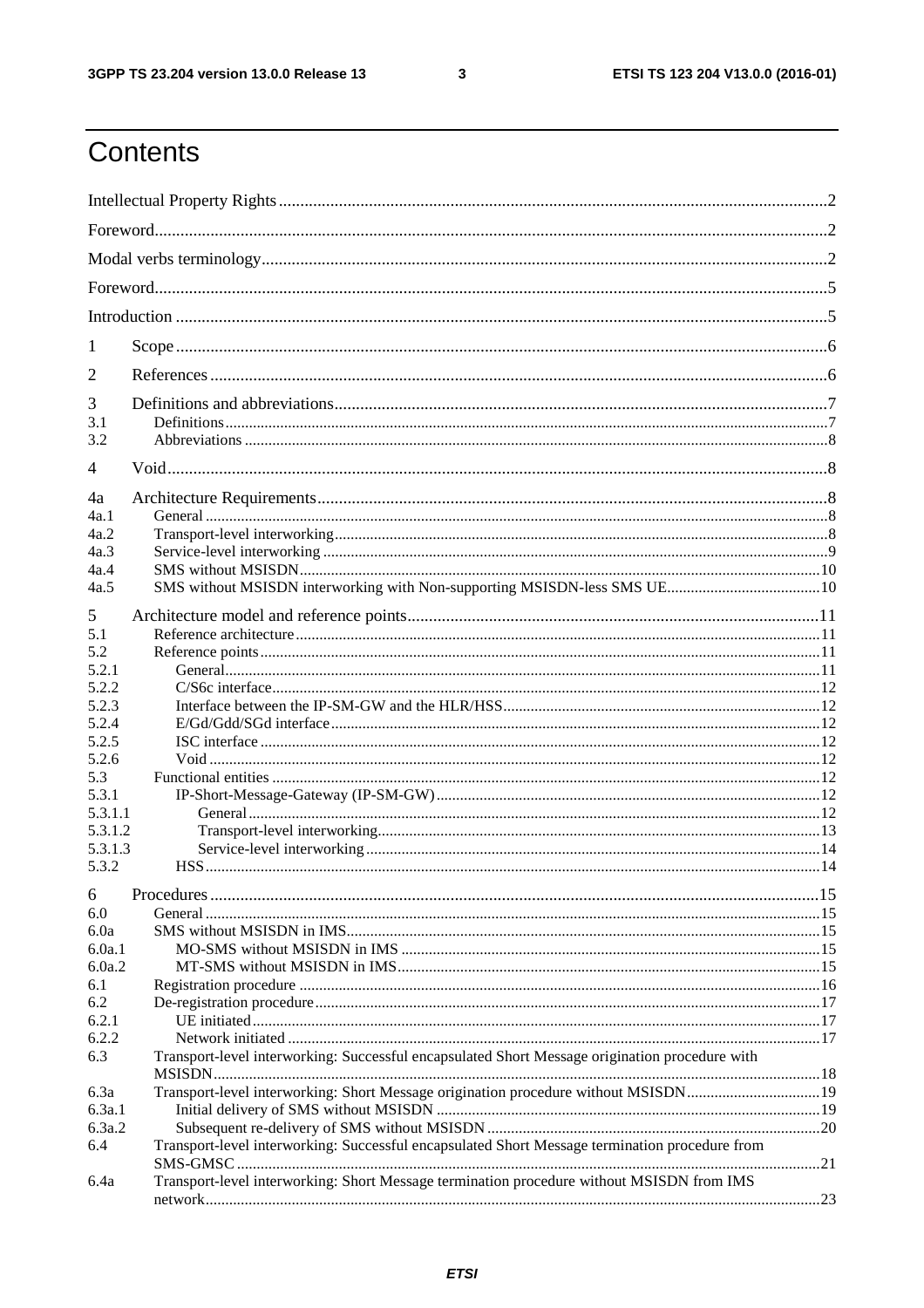# Contents

Intellectual Property Rights ..... 2

Foreword ..... 2

Modal verbs terminology ..... 2

Foreword ..... 5

Introduction ..... 5

1 Scope ..... 6

2 References ..... 6

3 Definitions and abbreviations ..... 7

3.1 Definitions ..... 7

3.2 Abbreviations ..... 8

4 Void ..... 8

4a Architecture Requirements ..... 8

4a.1 General ..... 8

4a.2 Transport-level interworking ..... 8

4a.3 Service-level interworking ..... 9

4a.4 SMS without MSISDN ..... 10

4a.5 SMS without MSISDN interworking with Non-supporting MSISDN-less SMS UE ..... 10

5 Architecture model and reference points ..... 11

5.1 Reference architecture ..... 11

5.2 Reference points ..... 11

5.2.1 General ..... 11

5.2.2 C/S6c interface ..... 12

5.2.3 Interface between the IP-SM-GW and the HLR/HSS ..... 12

5.2.4 E/Gd/Gdd/SGd interface ..... 12

5.2.5 ISC interface ..... 12

5.2.6 Void ..... 12

5.3 Functional entities ..... 12

5.3.1 IP-Short-Message-Gateway (IP-SM-GW) ..... 12

5.3.1.1 General ..... 12

5.3.1.2 Transport-level interworking ..... 13

5.3.1.3 Service-level interworking ..... 14

5.3.2 HSS ..... 14

6 Procedures ..... 15

6.0 General ..... 15

6.0a SMS without MSISDN in IMS ..... 15

6.0a.1 MO-SMS without MSISDN in IMS ..... 15

6.0a.2 MT-SMS without MSISDN in IMS ..... 15

6.1 Registration procedure ..... 16

6.2 De-registration procedure ..... 17

6.2.1 UE initiated ..... 17

6.2.2 Network initiated ..... 17

6.3 Transport-level interworking: Successful encapsulated Short Message origination procedure with MSISDN ..... 18

6.3a Transport-level interworking: Short Message origination procedure without MSISDN ..... 19

6.3a.1 Initial delivery of SMS without MSISDN ..... 19

6.3a.2 Subsequent re-delivery of SMS without MSISDN ..... 20

6.4 Transport-level interworking: Successful encapsulated Short Message termination procedure from SMS-GMSC ..... 21

6.4a Transport-level interworking: Short Message termination procedure without MSISDN from IMS network ..... 23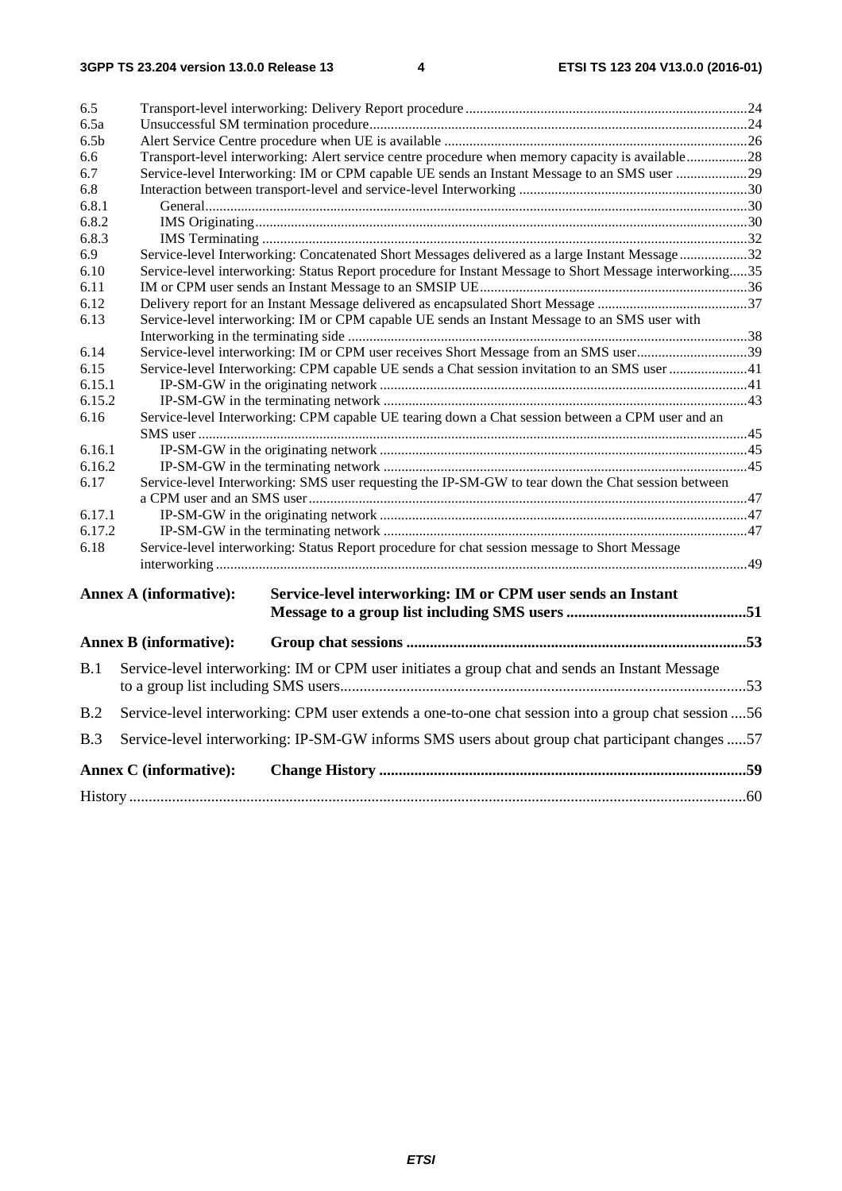6.5 Transport-level interworking: Delivery Report procedure ......24
6.5a Unsuccessful SM termination procedure ......24
6.5b Alert Service Centre procedure when UE is available ......26
6.6 Transport-level interworking: Alert service centre procedure when memory capacity is available ......28
6.7 Service-level Interworking: IM or CPM capable UE sends an Instant Message to an SMS user ......29
6.8 Interaction between transport-level and service-level Interworking ......30
6.8.1 General ......30
6.8.2 IMS Originating ......30
6.8.3 IMS Terminating ......32
6.9 Service-level Interworking: Concatenated Short Messages delivered as a large Instant Message ......32
6.10 Service-level interworking: Status Report procedure for Instant Message to Short Message interworking ......35
6.11 IM or CPM user sends an Instant Message to an SMSIP UE ......36
6.12 Delivery report for an Instant Message delivered as encapsulated Short Message ......37
6.13 Service-level interworking: IM or CPM capable UE sends an Instant Message to an SMS user with Interworking in the terminating side ......38
6.14 Service-level interworking: IM or CPM user receives Short Message from an SMS user ......39
6.15 Service-level Interworking: CPM capable UE sends a Chat session invitation to an SMS user ......41
6.15.1 IP-SM-GW in the originating network ......41
6.15.2 IP-SM-GW in the terminating network ......43
6.16 Service-level Interworking: CPM capable UE tearing down a Chat session between a CPM user and an SMS user ......45
6.16.1 IP-SM-GW in the originating network ......45
6.16.2 IP-SM-GW in the terminating network ......45
6.17 Service-level Interworking: SMS user requesting the IP-SM-GW to tear down the Chat session between a CPM user and an SMS user ......47
6.17.1 IP-SM-GW in the originating network ......47
6.17.2 IP-SM-GW in the terminating network ......47
6.18 Service-level interworking: Status Report procedure for chat session message to Short Message interworking ......49

**Annex A (informative): Service-level interworking: IM or CPM user sends an Instant Message to a group list including SMS users ......51**

**Annex B (informative): Group chat sessions ......53**

B.1 Service-level interworking: IM or CPM user initiates a group chat and sends an Instant Message to a group list including SMS users ......53

B.2 Service-level interworking: CPM user extends a one-to-one chat session into a group chat session ......56

B.3 Service-level interworking: IP-SM-GW informs SMS users about group chat participant changes ......57

**Annex C (informative): Change History ......59**

History ......60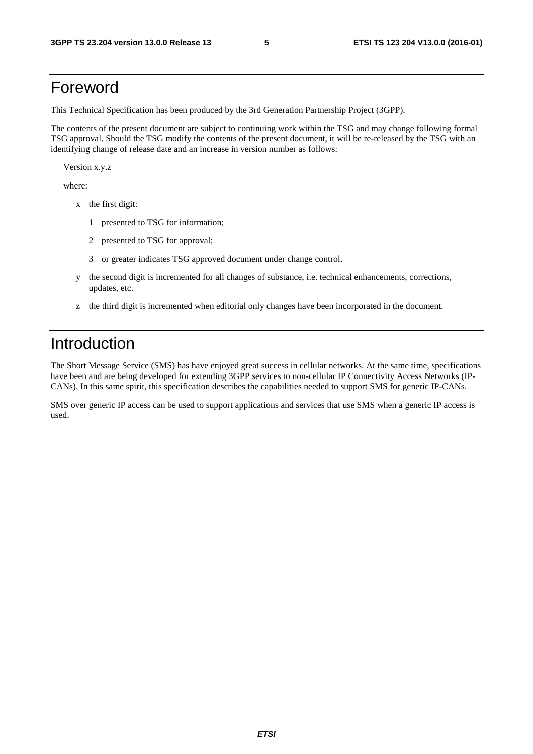# Foreword

This Technical Specification has been produced by the 3rd Generation Partnership Project (3GPP).

The contents of the present document are subject to continuing work within the TSG and may change following formal TSG approval. Should the TSG modify the contents of the present document, it will be re-released by the TSG with an identifying change of release date and an increase in version number as follows:

Version x.y.z

where:

- x the first digit:
  - 1 presented to TSG for information;
  - 2 presented to TSG for approval;
  - 3 or greater indicates TSG approved document under change control.
- y the second digit is incremented for all changes of substance, i.e. technical enhancements, corrections, updates, etc.
- z the third digit is incremented when editorial only changes have been incorporated in the document.

# Introduction

The Short Message Service (SMS) has have enjoyed great success in cellular networks. At the same time, specifications have been and are being developed for extending 3GPP services to non-cellular IP Connectivity Access Networks (IP-CANs). In this same spirit, this specification describes the capabilities needed to support SMS for generic IP-CANs.

SMS over generic IP access can be used to support applications and services that use SMS when a generic IP access is used.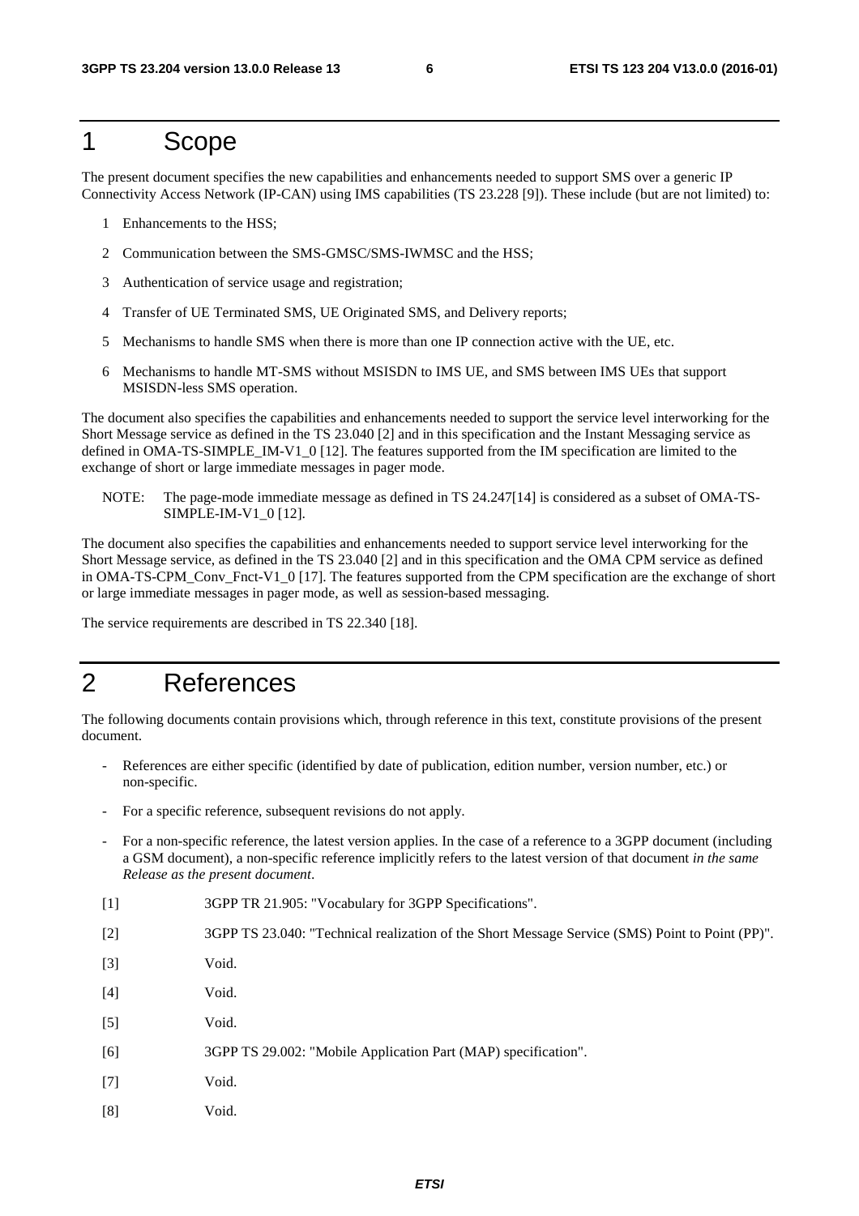# 1 Scope

The present document specifies the new capabilities and enhancements needed to support SMS over a generic IP Connectivity Access Network (IP-CAN) using IMS capabilities (TS 23.228 [9]). These include (but are not limited) to:

1 Enhancements to the HSS;

2 Communication between the SMS-GMSC/SMS-IWMSC and the HSS;

3 Authentication of service usage and registration;

4 Transfer of UE Terminated SMS, UE Originated SMS, and Delivery reports;

5 Mechanisms to handle SMS when there is more than one IP connection active with the UE, etc.

6 Mechanisms to handle MT-SMS without MSISDN to IMS UE, and SMS between IMS UEs that support MSISDN-less SMS operation.

The document also specifies the capabilities and enhancements needed to support the service level interworking for the Short Message service as defined in the TS 23.040 [2] and in this specification and the Instant Messaging service as defined in OMA-TS-SIMPLE_IM-V1_0 [12]. The features supported from the IM specification are limited to the exchange of short or large immediate messages in pager mode.

NOTE: The page-mode immediate message as defined in TS 24.247[14] is considered as a subset of OMA-TS-SIMPLE-IM-V1_0 [12].

The document also specifies the capabilities and enhancements needed to support service level interworking for the Short Message service, as defined in the TS 23.040 [2] and in this specification and the OMA CPM service as defined in OMA-TS-CPM_Conv_Fnct-V1_0 [17]. The features supported from the CPM specification are the exchange of short or large immediate messages in pager mode, as well as session-based messaging.

The service requirements are described in TS 22.340 [18].

# 2 References

The following documents contain provisions which, through reference in this text, constitute provisions of the present document.

- References are either specific (identified by date of publication, edition number, version number, etc.) or non-specific.
- For a specific reference, subsequent revisions do not apply.
- For a non-specific reference, the latest version applies. In the case of a reference to a 3GPP document (including a GSM document), a non-specific reference implicitly refers to the latest version of that document *in the same Release as the present document*.

[1] 3GPP TR 21.905: "Vocabulary for 3GPP Specifications".

[2] 3GPP TS 23.040: "Technical realization of the Short Message Service (SMS) Point to Point (PP)".

[3] Void.

[4] Void.

[5] Void.

[6] 3GPP TS 29.002: "Mobile Application Part (MAP) specification".

[7] Void.

[8] Void.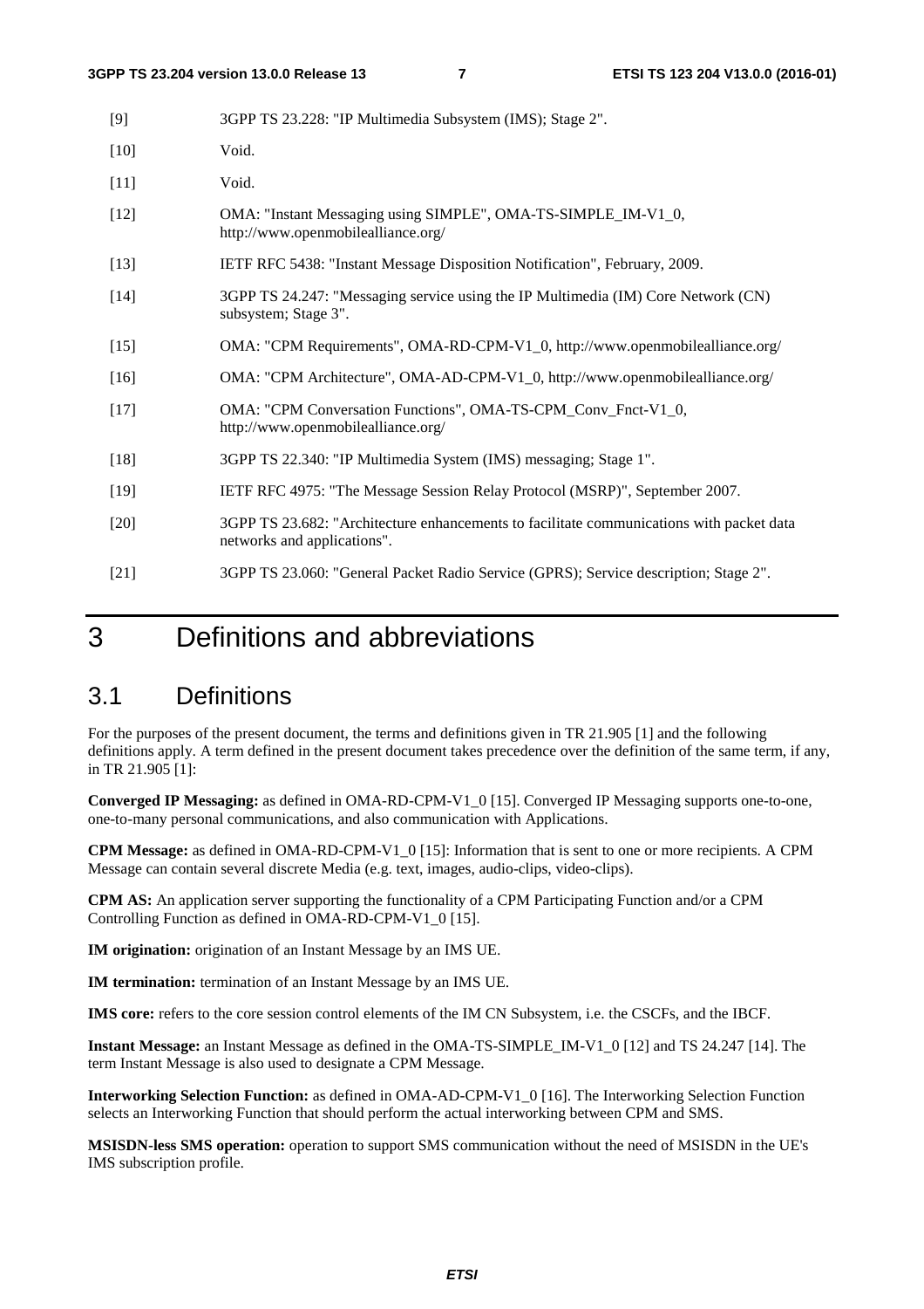[9] 3GPP TS 23.228: "IP Multimedia Subsystem (IMS); Stage 2".

[10] Void.

[11] Void.

[12] OMA: "Instant Messaging using SIMPLE", OMA-TS-SIMPLE_IM-V1_0, http://www.openmobilealliance.org/

[13] IETF RFC 5438: "Instant Message Disposition Notification", February, 2009.

[14] 3GPP TS 24.247: "Messaging service using the IP Multimedia (IM) Core Network (CN) subsystem; Stage 3".

[15] OMA: "CPM Requirements", OMA-RD-CPM-V1_0, http://www.openmobilealliance.org/

[16] OMA: "CPM Architecture", OMA-AD-CPM-V1_0, http://www.openmobilealliance.org/

[17] OMA: "CPM Conversation Functions", OMA-TS-CPM_Conv_Fnct-V1_0, http://www.openmobilealliance.org/

[18] 3GPP TS 22.340: "IP Multimedia System (IMS) messaging; Stage 1".

[19] IETF RFC 4975: "The Message Session Relay Protocol (MSRP)", September 2007.

[20] 3GPP TS 23.682: "Architecture enhancements to facilitate communications with packet data networks and applications".

[21] 3GPP TS 23.060: "General Packet Radio Service (GPRS); Service description; Stage 2".

# 3 Definitions and abbreviations

## 3.1 Definitions

For the purposes of the present document, the terms and definitions given in TR 21.905 [1] and the following definitions apply. A term defined in the present document takes precedence over the definition of the same term, if any, in TR 21.905 [1]:

**Converged IP Messaging:** as defined in OMA-RD-CPM-V1_0 [15]. Converged IP Messaging supports one-to-one, one-to-many personal communications, and also communication with Applications.

**CPM Message:** as defined in OMA-RD-CPM-V1_0 [15]: Information that is sent to one or more recipients. A CPM Message can contain several discrete Media (e.g. text, images, audio-clips, video-clips).

**CPM AS:** An application server supporting the functionality of a CPM Participating Function and/or a CPM Controlling Function as defined in OMA-RD-CPM-V1_0 [15].

**IM origination:** origination of an Instant Message by an IMS UE.

**IM termination:** termination of an Instant Message by an IMS UE.

**IMS core:** refers to the core session control elements of the IM CN Subsystem, i.e. the CSCFs, and the IBCF.

**Instant Message:** an Instant Message as defined in the OMA-TS-SIMPLE_IM-V1_0 [12] and TS 24.247 [14]. The term Instant Message is also used to designate a CPM Message.

**Interworking Selection Function:** as defined in OMA-AD-CPM-V1_0 [16]. The Interworking Selection Function selects an Interworking Function that should perform the actual interworking between CPM and SMS.

**MSISDN-less SMS operation:** operation to support SMS communication without the need of MSISDN in the UE's IMS subscription profile.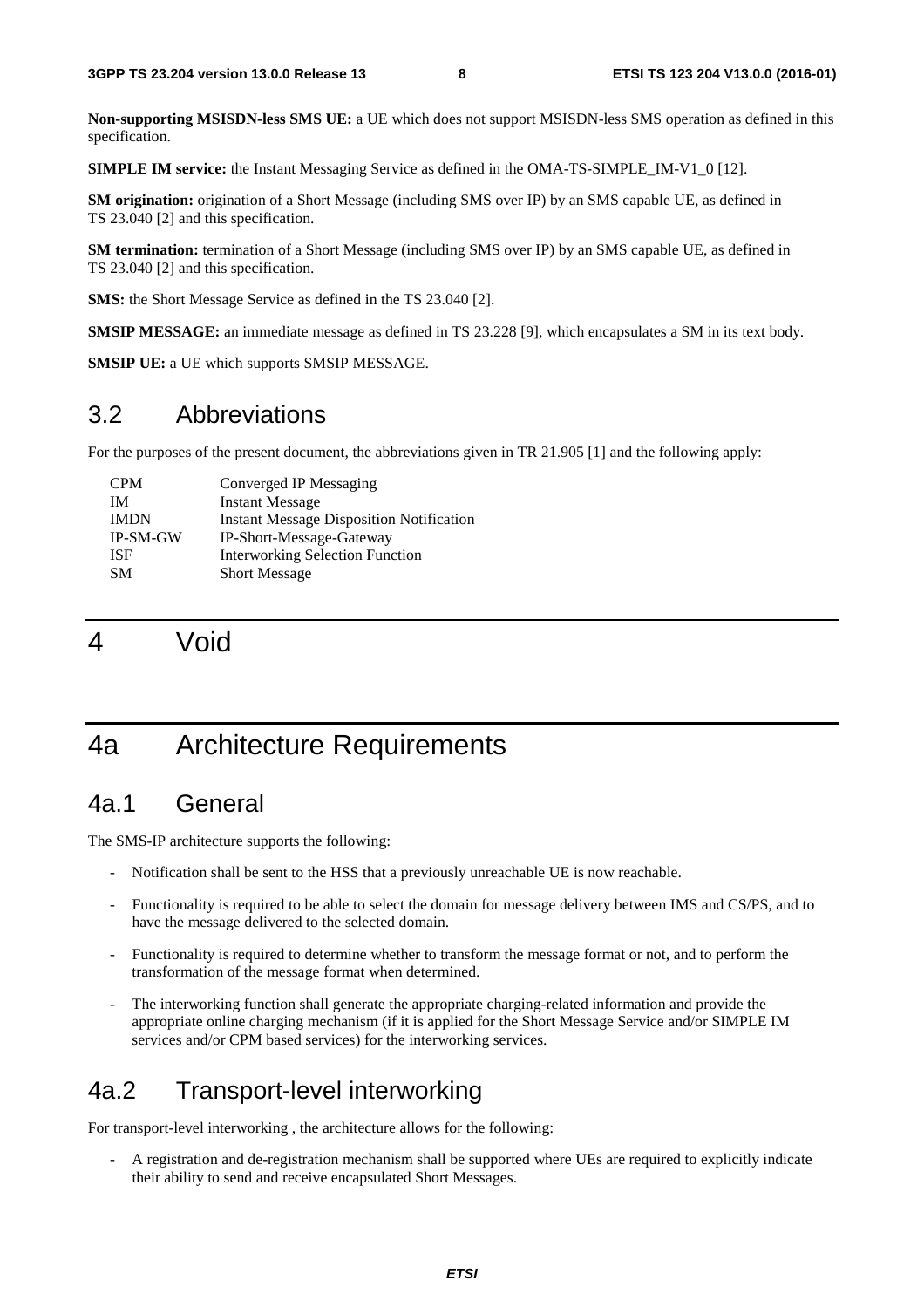**Non-supporting MSISDN-less SMS UE:** a UE which does not support MSISDN-less SMS operation as defined in this specification.

**SIMPLE IM service:** the Instant Messaging Service as defined in the OMA-TS-SIMPLE_IM-V1_0 [12].

**SM origination:** origination of a Short Message (including SMS over IP) by an SMS capable UE, as defined in TS 23.040 [2] and this specification.

**SM termination:** termination of a Short Message (including SMS over IP) by an SMS capable UE, as defined in TS 23.040 [2] and this specification.

**SMS:** the Short Message Service as defined in the TS 23.040 [2].

**SMSIP MESSAGE:** an immediate message as defined in TS 23.228 [9], which encapsulates a SM in its text body.

**SMSIP UE:** a UE which supports SMSIP MESSAGE.

## 3.2 Abbreviations

For the purposes of the present document, the abbreviations given in TR 21.905 [1] and the following apply:

| | |
|---|---|
| CPM | Converged IP Messaging |
| IM | Instant Message |
| IMDN | Instant Message Disposition Notification |
| IP-SM-GW | IP-Short-Message-Gateway |
| ISF | Interworking Selection Function |
| SM | Short Message |

# 4 Void

# 4a Architecture Requirements

## 4a.1 General

The SMS-IP architecture supports the following:

- Notification shall be sent to the HSS that a previously unreachable UE is now reachable.
- Functionality is required to be able to select the domain for message delivery between IMS and CS/PS, and to have the message delivered to the selected domain.
- Functionality is required to determine whether to transform the message format or not, and to perform the transformation of the message format when determined.
- The interworking function shall generate the appropriate charging-related information and provide the appropriate online charging mechanism (if it is applied for the Short Message Service and/or SIMPLE IM services and/or CPM based services) for the interworking services.

## 4a.2 Transport-level interworking

For transport-level interworking , the architecture allows for the following:

- A registration and de-registration mechanism shall be supported where UEs are required to explicitly indicate their ability to send and receive encapsulated Short Messages.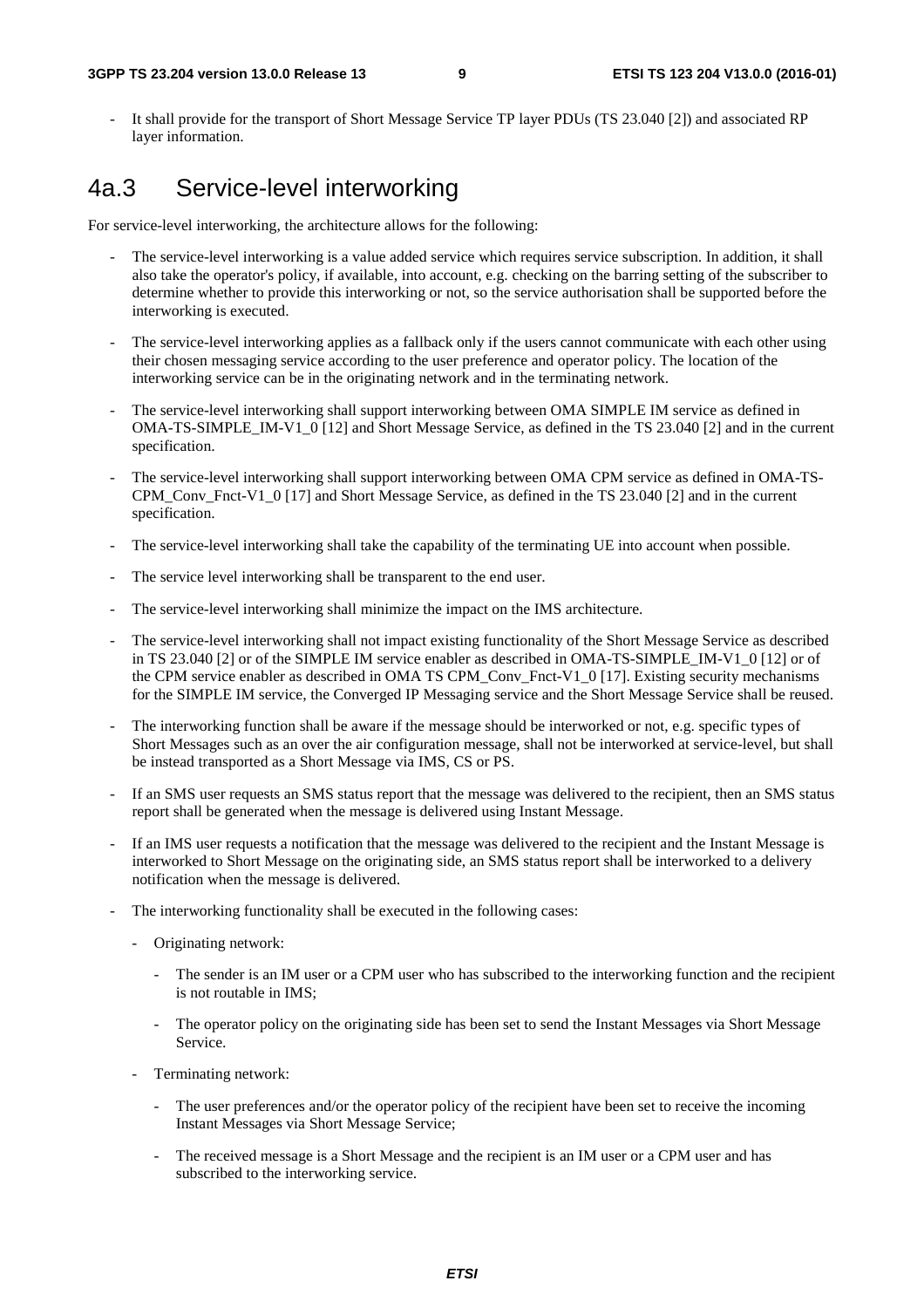- It shall provide for the transport of Short Message Service TP layer PDUs (TS 23.040 [2]) and associated RP layer information.

# 4a.3 Service-level interworking

For service-level interworking, the architecture allows for the following:

- The service-level interworking is a value added service which requires service subscription. In addition, it shall also take the operator's policy, if available, into account, e.g. checking on the barring setting of the subscriber to determine whether to provide this interworking or not, so the service authorisation shall be supported before the interworking is executed.
- The service-level interworking applies as a fallback only if the users cannot communicate with each other using their chosen messaging service according to the user preference and operator policy. The location of the interworking service can be in the originating network and in the terminating network.
- The service-level interworking shall support interworking between OMA SIMPLE IM service as defined in OMA-TS-SIMPLE_IM-V1_0 [12] and Short Message Service, as defined in the TS 23.040 [2] and in the current specification.
- The service-level interworking shall support interworking between OMA CPM service as defined in OMA-TS-CPM_Conv_Fnct-V1_0 [17] and Short Message Service, as defined in the TS 23.040 [2] and in the current specification.
- The service-level interworking shall take the capability of the terminating UE into account when possible.
- The service level interworking shall be transparent to the end user.
- The service-level interworking shall minimize the impact on the IMS architecture.
- The service-level interworking shall not impact existing functionality of the Short Message Service as described in TS 23.040 [2] or of the SIMPLE IM service enabler as described in OMA-TS-SIMPLE_IM-V1_0 [12] or of the CPM service enabler as described in OMA TS CPM_Conv_Fnct-V1_0 [17]. Existing security mechanisms for the SIMPLE IM service, the Converged IP Messaging service and the Short Message Service shall be reused.
- The interworking function shall be aware if the message should be interworked or not, e.g. specific types of Short Messages such as an over the air configuration message, shall not be interworked at service-level, but shall be instead transported as a Short Message via IMS, CS or PS.
- If an SMS user requests an SMS status report that the message was delivered to the recipient, then an SMS status report shall be generated when the message is delivered using Instant Message.
- If an IMS user requests a notification that the message was delivered to the recipient and the Instant Message is interworked to Short Message on the originating side, an SMS status report shall be interworked to a delivery notification when the message is delivered.
- The interworking functionality shall be executed in the following cases:
  - Originating network:
    - The sender is an IM user or a CPM user who has subscribed to the interworking function and the recipient is not routable in IMS;
    - The operator policy on the originating side has been set to send the Instant Messages via Short Message Service.
  - Terminating network:
    - The user preferences and/or the operator policy of the recipient have been set to receive the incoming Instant Messages via Short Message Service;
    - The received message is a Short Message and the recipient is an IM user or a CPM user and has subscribed to the interworking service.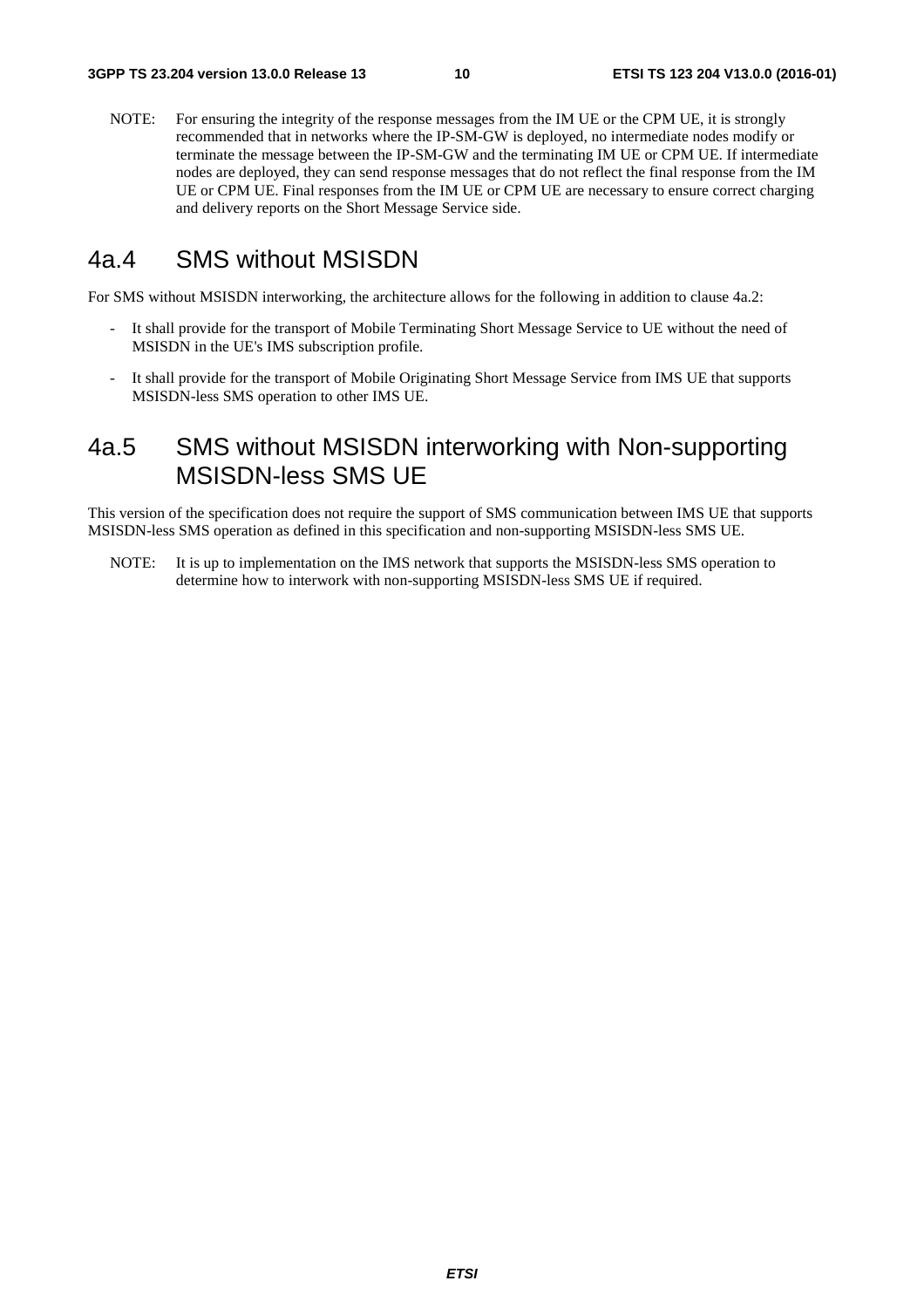NOTE: For ensuring the integrity of the response messages from the IM UE or the CPM UE, it is strongly recommended that in networks where the IP-SM-GW is deployed, no intermediate nodes modify or terminate the message between the IP-SM-GW and the terminating IM UE or CPM UE. If intermediate nodes are deployed, they can send response messages that do not reflect the final response from the IM UE or CPM UE. Final responses from the IM UE or CPM UE are necessary to ensure correct charging and delivery reports on the Short Message Service side.

## 4a.4 SMS without MSISDN

For SMS without MSISDN interworking, the architecture allows for the following in addition to clause 4a.2:

- It shall provide for the transport of Mobile Terminating Short Message Service to UE without the need of MSISDN in the UE's IMS subscription profile.
- It shall provide for the transport of Mobile Originating Short Message Service from IMS UE that supports MSISDN-less SMS operation to other IMS UE.

## 4a.5 SMS without MSISDN interworking with Non-supporting MSISDN-less SMS UE

This version of the specification does not require the support of SMS communication between IMS UE that supports MSISDN-less SMS operation as defined in this specification and non-supporting MSISDN-less SMS UE.

NOTE: It is up to implementation on the IMS network that supports the MSISDN-less SMS operation to determine how to interwork with non-supporting MSISDN-less SMS UE if required.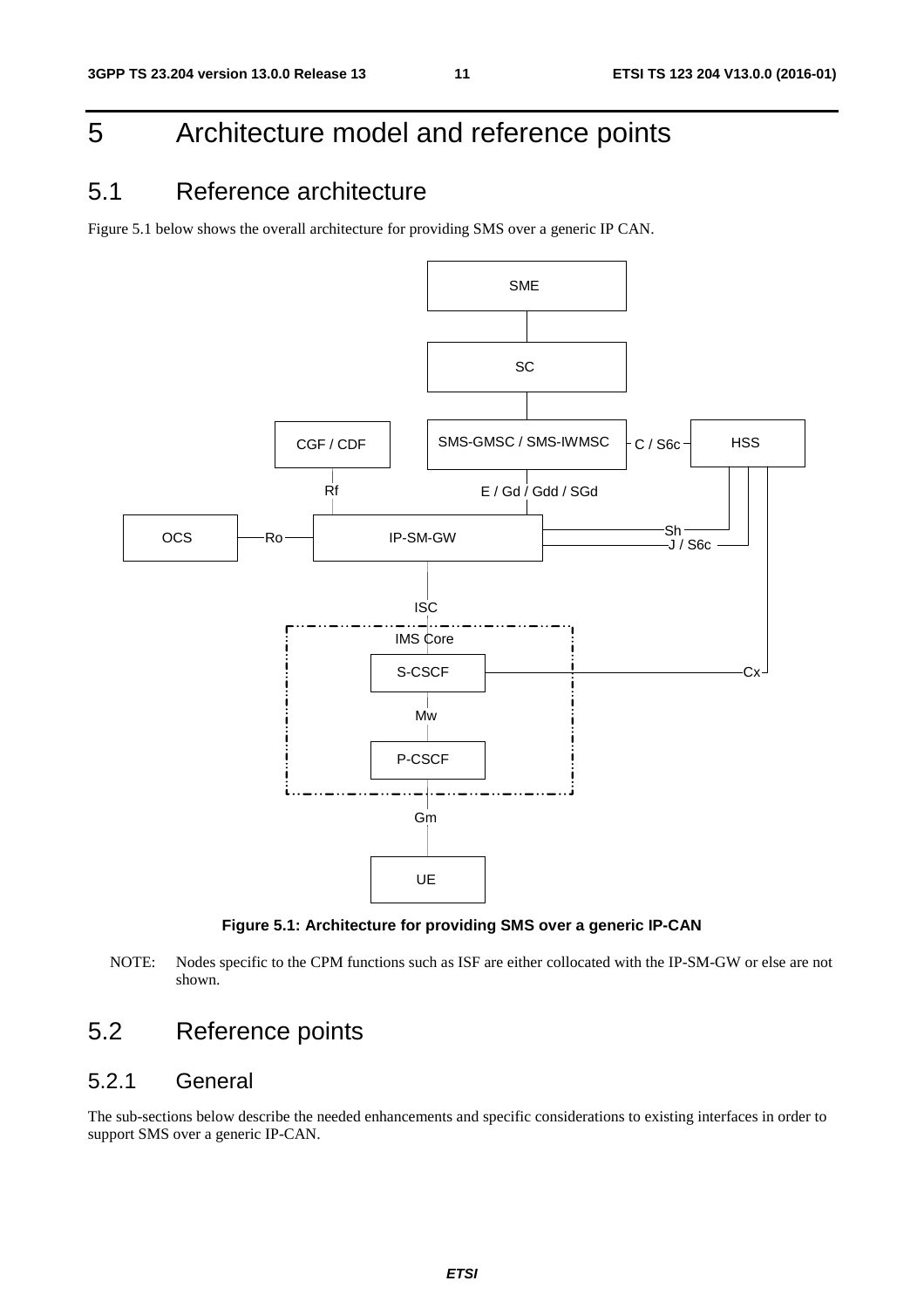# 5 Architecture model and reference points

## 5.1 Reference architecture

Figure 5.1 below shows the overall architecture for providing SMS over a generic IP CAN.

**Figure 5.1: Architecture for providing SMS over a generic IP-CAN**

NOTE: Nodes specific to the CPM functions such as ISF are either collocated with the IP-SM-GW or else are not shown.

## 5.2 Reference points

### 5.2.1 General

The sub-sections below describe the needed enhancements and specific considerations to existing interfaces in order to support SMS over a generic IP-CAN.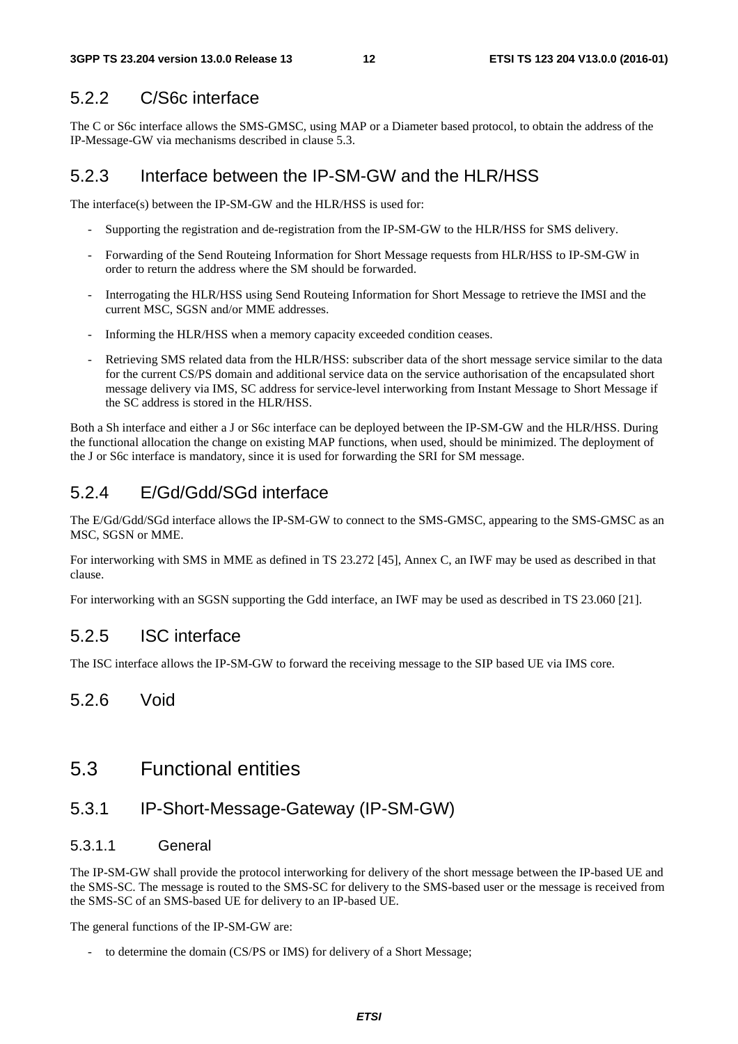### 5.2.2 C/S6c interface

The C or S6c interface allows the SMS-GMSC, using MAP or a Diameter based protocol, to obtain the address of the IP-Message-GW via mechanisms described in clause 5.3.

### 5.2.3 Interface between the IP-SM-GW and the HLR/HSS

The interface(s) between the IP-SM-GW and the HLR/HSS is used for:

- Supporting the registration and de-registration from the IP-SM-GW to the HLR/HSS for SMS delivery.
- Forwarding of the Send Routeing Information for Short Message requests from HLR/HSS to IP-SM-GW in order to return the address where the SM should be forwarded.
- Interrogating the HLR/HSS using Send Routeing Information for Short Message to retrieve the IMSI and the current MSC, SGSN and/or MME addresses.
- Informing the HLR/HSS when a memory capacity exceeded condition ceases.
- Retrieving SMS related data from the HLR/HSS: subscriber data of the short message service similar to the data for the current CS/PS domain and additional service data on the service authorisation of the encapsulated short message delivery via IMS, SC address for service-level interworking from Instant Message to Short Message if the SC address is stored in the HLR/HSS.

Both a Sh interface and either a J or S6c interface can be deployed between the IP-SM-GW and the HLR/HSS. During the functional allocation the change on existing MAP functions, when used, should be minimized. The deployment of the J or S6c interface is mandatory, since it is used for forwarding the SRI for SM message.

### 5.2.4 E/Gd/Gdd/SGd interface

The E/Gd/Gdd/SGd interface allows the IP-SM-GW to connect to the SMS-GMSC, appearing to the SMS-GMSC as an MSC, SGSN or MME.

For interworking with SMS in MME as defined in TS 23.272 [45], Annex C, an IWF may be used as described in that clause.

For interworking with an SGSN supporting the Gdd interface, an IWF may be used as described in TS 23.060 [21].

### 5.2.5 ISC interface

The ISC interface allows the IP-SM-GW to forward the receiving message to the SIP based UE via IMS core.

### 5.2.6 Void

## 5.3 Functional entities

### 5.3.1 IP-Short-Message-Gateway (IP-SM-GW)

#### 5.3.1.1 General

The IP-SM-GW shall provide the protocol interworking for delivery of the short message between the IP-based UE and the SMS-SC. The message is routed to the SMS-SC for delivery to the SMS-based user or the message is received from the SMS-SC of an SMS-based UE for delivery to an IP-based UE.

The general functions of the IP-SM-GW are:

- to determine the domain (CS/PS or IMS) for delivery of a Short Message;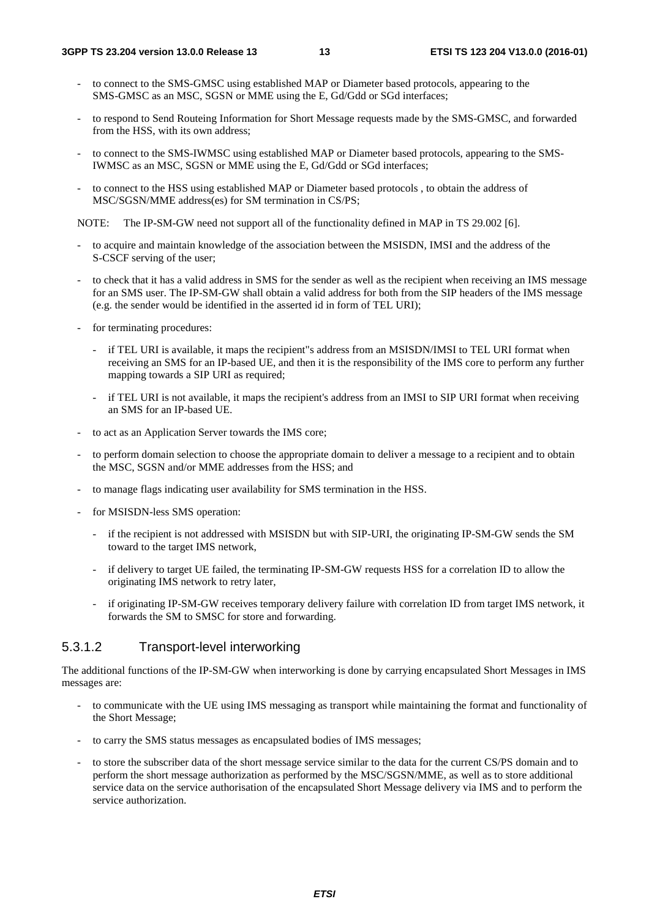- to connect to the SMS-GMSC using established MAP or Diameter based protocols, appearing to the SMS-GMSC as an MSC, SGSN or MME using the E, Gd/Gdd or SGd interfaces;
- to respond to Send Routeing Information for Short Message requests made by the SMS-GMSC, and forwarded from the HSS, with its own address;
- to connect to the SMS-IWMSC using established MAP or Diameter based protocols, appearing to the SMS-IWMSC as an MSC, SGSN or MME using the E, Gd/Gdd or SGd interfaces;
- to connect to the HSS using established MAP or Diameter based protocols , to obtain the address of MSC/SGSN/MME address(es) for SM termination in CS/PS;

NOTE: The IP-SM-GW need not support all of the functionality defined in MAP in TS 29.002 [6].

- to acquire and maintain knowledge of the association between the MSISDN, IMSI and the address of the S-CSCF serving of the user;
- to check that it has a valid address in SMS for the sender as well as the recipient when receiving an IMS message for an SMS user. The IP-SM-GW shall obtain a valid address for both from the SIP headers of the IMS message (e.g. the sender would be identified in the asserted id in form of TEL URI);
- for terminating procedures:
  - if TEL URI is available, it maps the recipient"s address from an MSISDN/IMSI to TEL URI format when receiving an SMS for an IP-based UE, and then it is the responsibility of the IMS core to perform any further mapping towards a SIP URI as required;
  - if TEL URI is not available, it maps the recipient's address from an IMSI to SIP URI format when receiving an SMS for an IP-based UE.
- to act as an Application Server towards the IMS core;
- to perform domain selection to choose the appropriate domain to deliver a message to a recipient and to obtain the MSC, SGSN and/or MME addresses from the HSS; and
- to manage flags indicating user availability for SMS termination in the HSS.
- for MSISDN-less SMS operation:
  - if the recipient is not addressed with MSISDN but with SIP-URI, the originating IP-SM-GW sends the SM toward to the target IMS network,
  - if delivery to target UE failed, the terminating IP-SM-GW requests HSS for a correlation ID to allow the originating IMS network to retry later,
  - if originating IP-SM-GW receives temporary delivery failure with correlation ID from target IMS network, it forwards the SM to SMSC for store and forwarding.

#### 5.3.1.2 Transport-level interworking

The additional functions of the IP-SM-GW when interworking is done by carrying encapsulated Short Messages in IMS messages are:

- to communicate with the UE using IMS messaging as transport while maintaining the format and functionality of the Short Message;
- to carry the SMS status messages as encapsulated bodies of IMS messages;
- to store the subscriber data of the short message service similar to the data for the current CS/PS domain and to perform the short message authorization as performed by the MSC/SGSN/MME, as well as to store additional service data on the service authorisation of the encapsulated Short Message delivery via IMS and to perform the service authorization.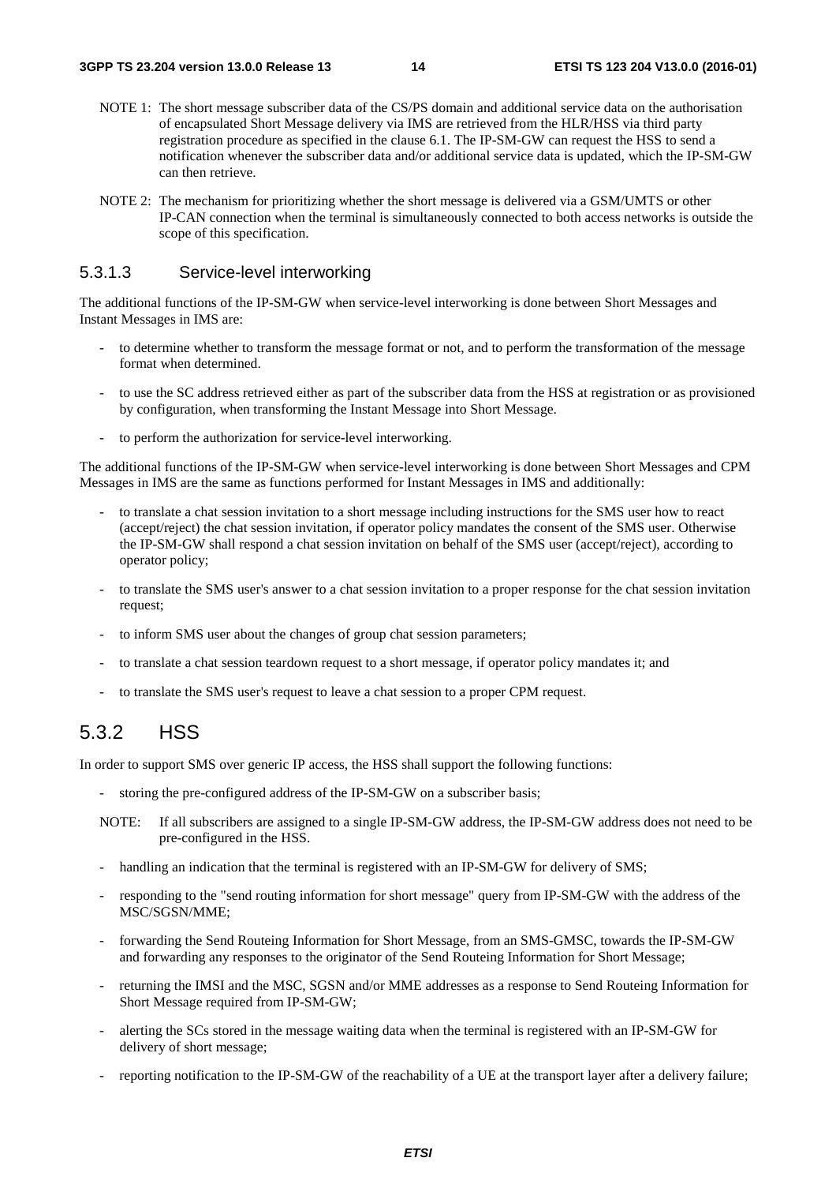NOTE 1: The short message subscriber data of the CS/PS domain and additional service data on the authorisation of encapsulated Short Message delivery via IMS are retrieved from the HLR/HSS via third party registration procedure as specified in the clause 6.1. The IP-SM-GW can request the HSS to send a notification whenever the subscriber data and/or additional service data is updated, which the IP-SM-GW can then retrieve.

NOTE 2: The mechanism for prioritizing whether the short message is delivered via a GSM/UMTS or other IP-CAN connection when the terminal is simultaneously connected to both access networks is outside the scope of this specification.

#### 5.3.1.3 Service-level interworking

The additional functions of the IP-SM-GW when service-level interworking is done between Short Messages and Instant Messages in IMS are:

- to determine whether to transform the message format or not, and to perform the transformation of the message format when determined.
- to use the SC address retrieved either as part of the subscriber data from the HSS at registration or as provisioned by configuration, when transforming the Instant Message into Short Message.
- to perform the authorization for service-level interworking.

The additional functions of the IP-SM-GW when service-level interworking is done between Short Messages and CPM Messages in IMS are the same as functions performed for Instant Messages in IMS and additionally:

- to translate a chat session invitation to a short message including instructions for the SMS user how to react (accept/reject) the chat session invitation, if operator policy mandates the consent of the SMS user. Otherwise the IP-SM-GW shall respond a chat session invitation on behalf of the SMS user (accept/reject), according to operator policy;
- to translate the SMS user's answer to a chat session invitation to a proper response for the chat session invitation request;
- to inform SMS user about the changes of group chat session parameters;
- to translate a chat session teardown request to a short message, if operator policy mandates it; and
- to translate the SMS user's request to leave a chat session to a proper CPM request.

### 5.3.2 HSS

In order to support SMS over generic IP access, the HSS shall support the following functions:

- storing the pre-configured address of the IP-SM-GW on a subscriber basis;

NOTE: If all subscribers are assigned to a single IP-SM-GW address, the IP-SM-GW address does not need to be pre-configured in the HSS.

- handling an indication that the terminal is registered with an IP-SM-GW for delivery of SMS;
- responding to the "send routing information for short message" query from IP-SM-GW with the address of the MSC/SGSN/MME;
- forwarding the Send Routeing Information for Short Message, from an SMS-GMSC, towards the IP-SM-GW and forwarding any responses to the originator of the Send Routeing Information for Short Message;
- returning the IMSI and the MSC, SGSN and/or MME addresses as a response to Send Routeing Information for Short Message required from IP-SM-GW;
- alerting the SCs stored in the message waiting data when the terminal is registered with an IP-SM-GW for delivery of short message;
- reporting notification to the IP-SM-GW of the reachability of a UE at the transport layer after a delivery failure;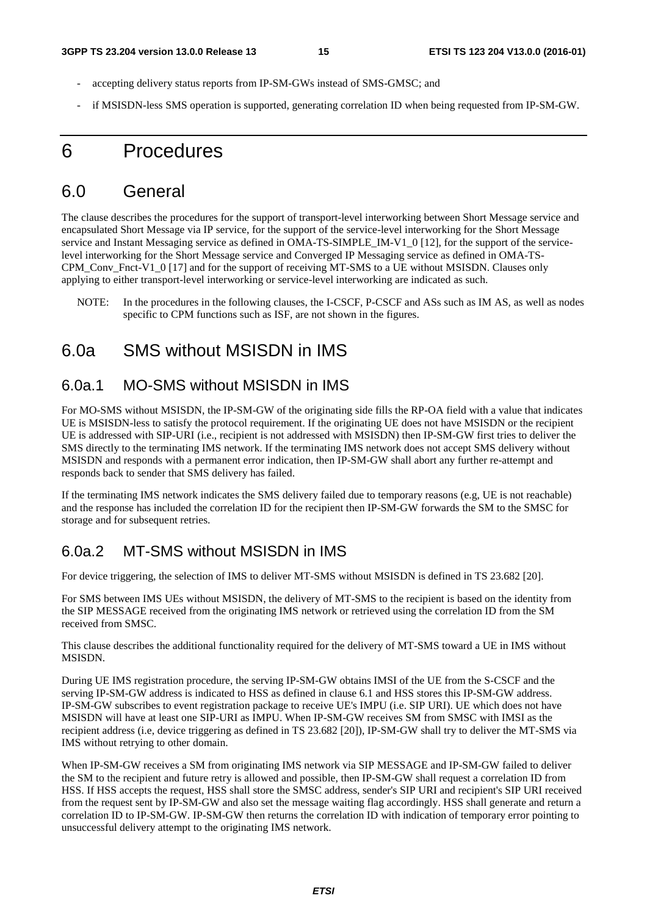- accepting delivery status reports from IP-SM-GWs instead of SMS-GMSC; and
- if MSISDN-less SMS operation is supported, generating correlation ID when being requested from IP-SM-GW.

# 6 Procedures

## 6.0 General

The clause describes the procedures for the support of transport-level interworking between Short Message service and encapsulated Short Message via IP service, for the support of the service-level interworking for the Short Message service and Instant Messaging service as defined in OMA-TS-SIMPLE_IM-V1_0 [12], for the support of the service-level interworking for the Short Message service and Converged IP Messaging service as defined in OMA-TS-CPM_Conv_Fnct-V1_0 [17] and for the support of receiving MT-SMS to a UE without MSISDN. Clauses only applying to either transport-level interworking or service-level interworking are indicated as such.

NOTE: In the procedures in the following clauses, the I-CSCF, P-CSCF and ASs such as IM AS, as well as nodes specific to CPM functions such as ISF, are not shown in the figures.

## 6.0a SMS without MSISDN in IMS

### 6.0a.1 MO-SMS without MSISDN in IMS

For MO-SMS without MSISDN, the IP-SM-GW of the originating side fills the RP-OA field with a value that indicates UE is MSISDN-less to satisfy the protocol requirement. If the originating UE does not have MSISDN or the recipient UE is addressed with SIP-URI (i.e., recipient is not addressed with MSISDN) then IP-SM-GW first tries to deliver the SMS directly to the terminating IMS network. If the terminating IMS network does not accept SMS delivery without MSISDN and responds with a permanent error indication, then IP-SM-GW shall abort any further re-attempt and responds back to sender that SMS delivery has failed.

If the terminating IMS network indicates the SMS delivery failed due to temporary reasons (e.g, UE is not reachable) and the response has included the correlation ID for the recipient then IP-SM-GW forwards the SM to the SMSC for storage and for subsequent retries.

### 6.0a.2 MT-SMS without MSISDN in IMS

For device triggering, the selection of IMS to deliver MT-SMS without MSISDN is defined in TS 23.682 [20].

For SMS between IMS UEs without MSISDN, the delivery of MT-SMS to the recipient is based on the identity from the SIP MESSAGE received from the originating IMS network or retrieved using the correlation ID from the SM received from SMSC.

This clause describes the additional functionality required for the delivery of MT-SMS toward a UE in IMS without MSISDN.

During UE IMS registration procedure, the serving IP-SM-GW obtains IMSI of the UE from the S-CSCF and the serving IP-SM-GW address is indicated to HSS as defined in clause 6.1 and HSS stores this IP-SM-GW address. IP-SM-GW subscribes to event registration package to receive UE's IMPU (i.e. SIP URI). UE which does not have MSISDN will have at least one SIP-URI as IMPU. When IP-SM-GW receives SM from SMSC with IMSI as the recipient address (i.e, device triggering as defined in TS 23.682 [20]), IP-SM-GW shall try to deliver the MT-SMS via IMS without retrying to other domain.

When IP-SM-GW receives a SM from originating IMS network via SIP MESSAGE and IP-SM-GW failed to deliver the SM to the recipient and future retry is allowed and possible, then IP-SM-GW shall request a correlation ID from HSS. If HSS accepts the request, HSS shall store the SMSC address, sender's SIP URI and recipient's SIP URI received from the request sent by IP-SM-GW and also set the message waiting flag accordingly. HSS shall generate and return a correlation ID to IP-SM-GW. IP-SM-GW then returns the correlation ID with indication of temporary error pointing to unsuccessful delivery attempt to the originating IMS network.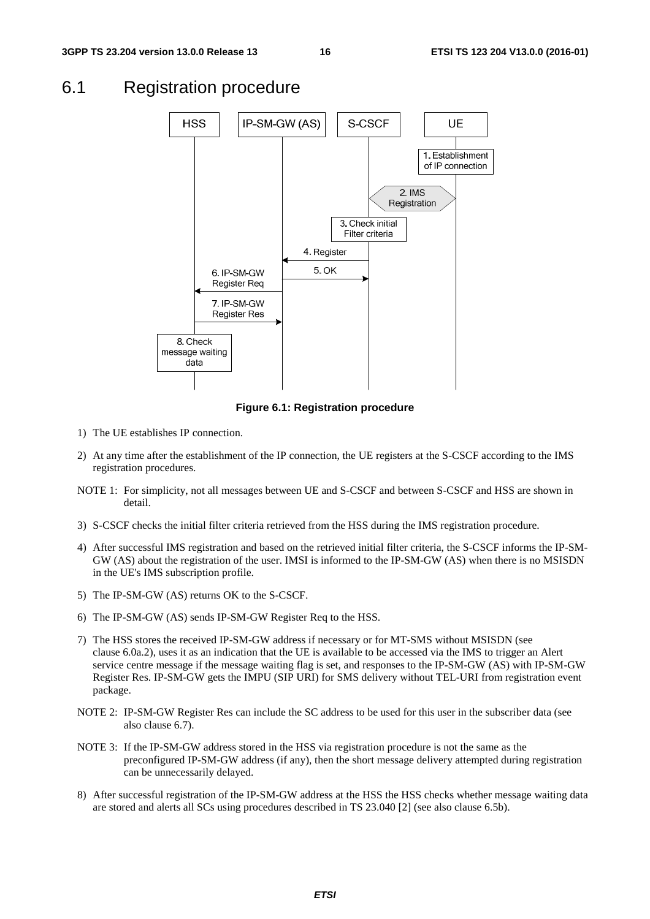## 6.1 Registration procedure

Figure 6.1: Registration procedure

1) The UE establishes IP connection.

2) At any time after the establishment of the IP connection, the UE registers at the S-CSCF according to the IMS registration procedures.

NOTE 1: For simplicity, not all messages between UE and S-CSCF and between S-CSCF and HSS are shown in detail.

3) S-CSCF checks the initial filter criteria retrieved from the HSS during the IMS registration procedure.

4) After successful IMS registration and based on the retrieved initial filter criteria, the S-CSCF informs the IP-SM-GW (AS) about the registration of the user. IMSI is informed to the IP-SM-GW (AS) when there is no MSISDN in the UE's IMS subscription profile.

5) The IP-SM-GW (AS) returns OK to the S-CSCF.

6) The IP-SM-GW (AS) sends IP-SM-GW Register Req to the HSS.

7) The HSS stores the received IP-SM-GW address if necessary or for MT-SMS without MSISDN (see clause 6.0a.2), uses it as an indication that the UE is available to be accessed via the IMS to trigger an Alert service centre message if the message waiting flag is set, and responses to the IP-SM-GW (AS) with IP-SM-GW Register Res. IP-SM-GW gets the IMPU (SIP URI) for SMS delivery without TEL-URI from registration event package.

NOTE 2: IP-SM-GW Register Res can include the SC address to be used for this user in the subscriber data (see also clause 6.7).

NOTE 3: If the IP-SM-GW address stored in the HSS via registration procedure is not the same as the preconfigured IP-SM-GW address (if any), then the short message delivery attempted during registration can be unnecessarily delayed.

8) After successful registration of the IP-SM-GW address at the HSS the HSS checks whether message waiting data are stored and alerts all SCs using procedures described in TS 23.040 [2] (see also clause 6.5b).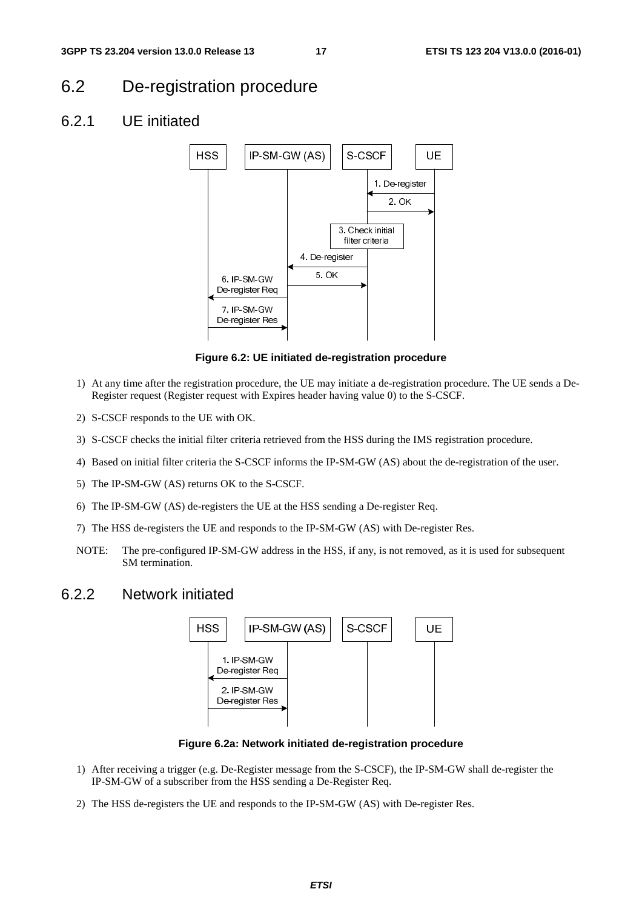## 6.2 De-registration procedure

### 6.2.1 UE initiated

**Figure 6.2: UE initiated de-registration procedure**

1) At any time after the registration procedure, the UE may initiate a de-registration procedure. The UE sends a De-Register request (Register request with Expires header having value 0) to the S-CSCF.

2) S-CSCF responds to the UE with OK.

3) S-CSCF checks the initial filter criteria retrieved from the HSS during the IMS registration procedure.

4) Based on initial filter criteria the S-CSCF informs the IP-SM-GW (AS) about the de-registration of the user.

5) The IP-SM-GW (AS) returns OK to the S-CSCF.

6) The IP-SM-GW (AS) de-registers the UE at the HSS sending a De-register Req.

7) The HSS de-registers the UE and responds to the IP-SM-GW (AS) with De-register Res.

NOTE: The pre-configured IP-SM-GW address in the HSS, if any, is not removed, as it is used for subsequent SM termination.

### 6.2.2 Network initiated

**Figure 6.2a: Network initiated de-registration procedure**

1) After receiving a trigger (e.g. De-Register message from the S-CSCF), the IP-SM-GW shall de-register the IP-SM-GW of a subscriber from the HSS sending a De-Register Req.

2) The HSS de-registers the UE and responds to the IP-SM-GW (AS) with De-register Res.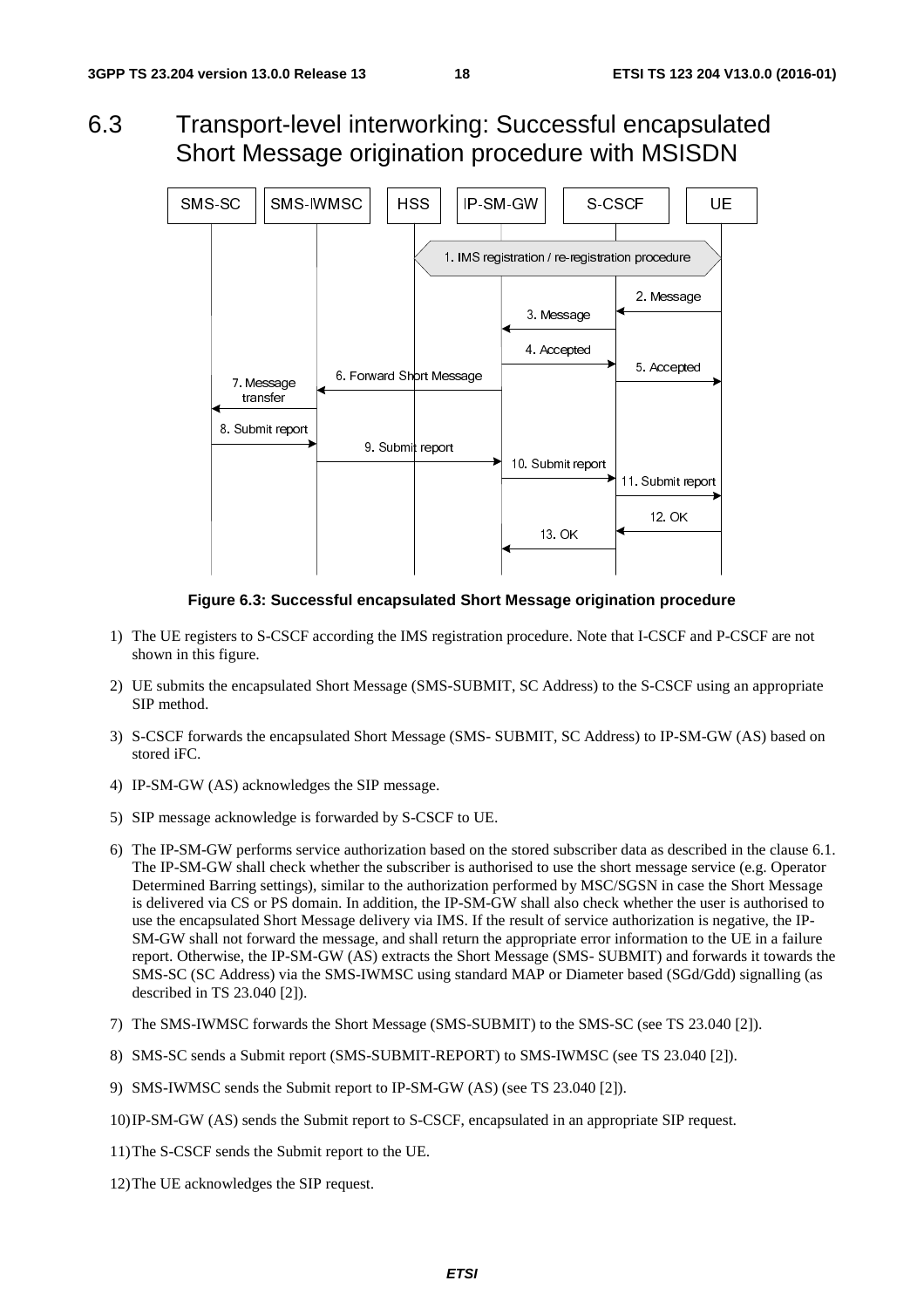# 6.3 Transport-level interworking: Successful encapsulated Short Message origination procedure with MSISDN

**Figure 6.3: Successful encapsulated Short Message origination procedure**

1) The UE registers to S-CSCF according the IMS registration procedure. Note that I-CSCF and P-CSCF are not shown in this figure.

2) UE submits the encapsulated Short Message (SMS-SUBMIT, SC Address) to the S-CSCF using an appropriate SIP method.

3) S-CSCF forwards the encapsulated Short Message (SMS- SUBMIT, SC Address) to IP-SM-GW (AS) based on stored iFC.

4) IP-SM-GW (AS) acknowledges the SIP message.

5) SIP message acknowledge is forwarded by S-CSCF to UE.

6) The IP-SM-GW performs service authorization based on the stored subscriber data as described in the clause 6.1. The IP-SM-GW shall check whether the subscriber is authorised to use the short message service (e.g. Operator Determined Barring settings), similar to the authorization performed by MSC/SGSN in case the Short Message is delivered via CS or PS domain. In addition, the IP-SM-GW shall also check whether the user is authorised to use the encapsulated Short Message delivery via IMS. If the result of service authorization is negative, the IP-SM-GW shall not forward the message, and shall return the appropriate error information to the UE in a failure report. Otherwise, the IP-SM-GW (AS) extracts the Short Message (SMS- SUBMIT) and forwards it towards the SMS-SC (SC Address) via the SMS-IWMSC using standard MAP or Diameter based (SGd/Gdd) signalling (as described in TS 23.040 [2]).

7) The SMS-IWMSC forwards the Short Message (SMS-SUBMIT) to the SMS-SC (see TS 23.040 [2]).

8) SMS-SC sends a Submit report (SMS-SUBMIT-REPORT) to SMS-IWMSC (see TS 23.040 [2]).

9) SMS-IWMSC sends the Submit report to IP-SM-GW (AS) (see TS 23.040 [2]).

10) IP-SM-GW (AS) sends the Submit report to S-CSCF, encapsulated in an appropriate SIP request.

11) The S-CSCF sends the Submit report to the UE.

12) The UE acknowledges the SIP request.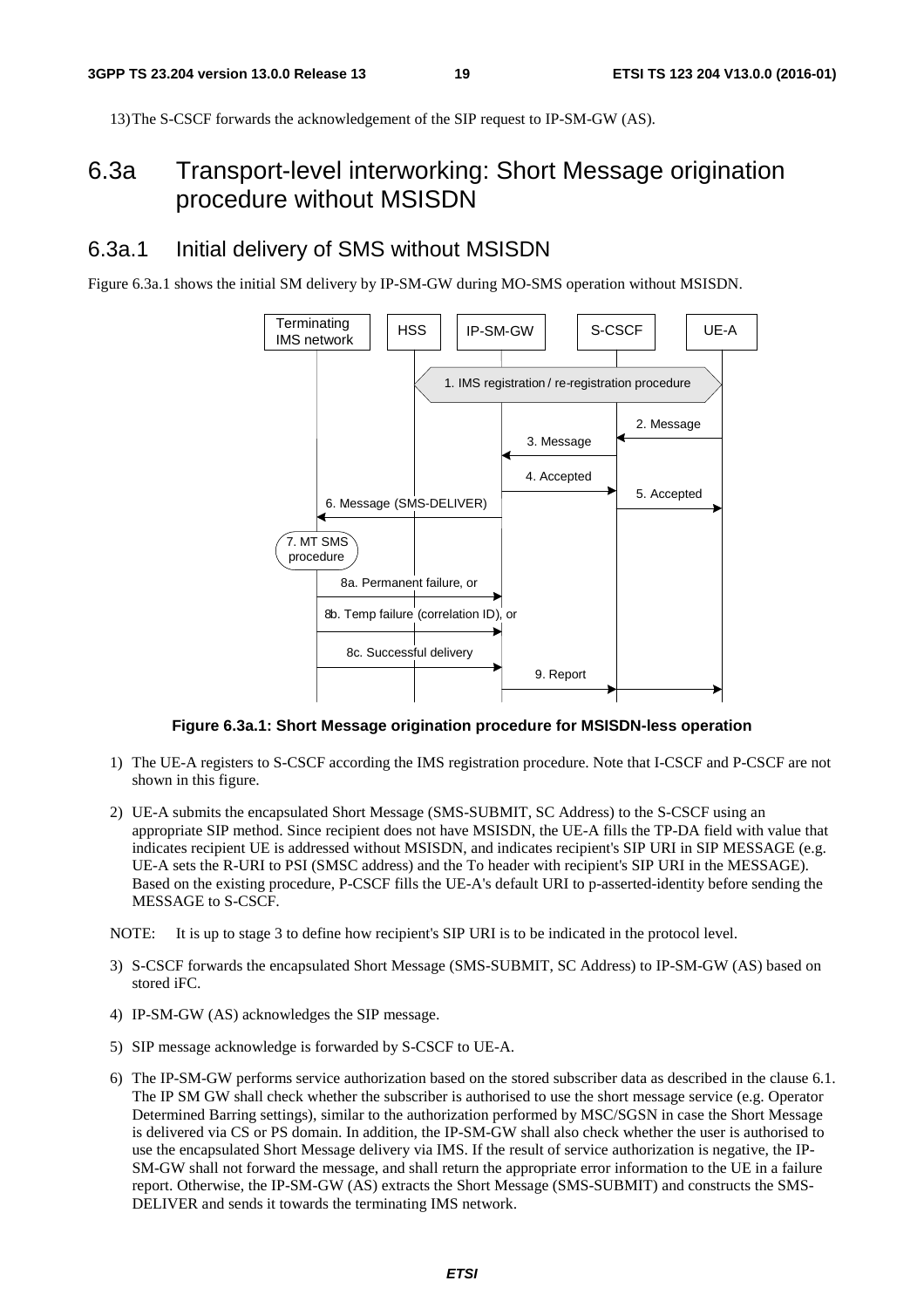13) The S-CSCF forwards the acknowledgement of the SIP request to IP-SM-GW (AS).

## 6.3a Transport-level interworking: Short Message origination procedure without MSISDN

### 6.3a.1 Initial delivery of SMS without MSISDN

Figure 6.3a.1 shows the initial SM delivery by IP-SM-GW during MO-SMS operation without MSISDN.

**Figure 6.3a.1: Short Message origination procedure for MSISDN-less operation**

1) The UE-A registers to S-CSCF according the IMS registration procedure. Note that I-CSCF and P-CSCF are not shown in this figure.

2) UE-A submits the encapsulated Short Message (SMS-SUBMIT, SC Address) to the S-CSCF using an appropriate SIP method. Since recipient does not have MSISDN, the UE-A fills the TP-DA field with value that indicates recipient UE is addressed without MSISDN, and indicates recipient's SIP URI in SIP MESSAGE (e.g. UE-A sets the R-URI to PSI (SMSC address) and the To header with recipient's SIP URI in the MESSAGE). Based on the existing procedure, P-CSCF fills the UE-A's default URI to p-asserted-identity before sending the MESSAGE to S-CSCF.

NOTE: It is up to stage 3 to define how recipient's SIP URI is to be indicated in the protocol level.

3) S-CSCF forwards the encapsulated Short Message (SMS-SUBMIT, SC Address) to IP-SM-GW (AS) based on stored iFC.

4) IP-SM-GW (AS) acknowledges the SIP message.

5) SIP message acknowledge is forwarded by S-CSCF to UE-A.

6) The IP-SM-GW performs service authorization based on the stored subscriber data as described in the clause 6.1. The IP SM GW shall check whether the subscriber is authorised to use the short message service (e.g. Operator Determined Barring settings), similar to the authorization performed by MSC/SGSN in case the Short Message is delivered via CS or PS domain. In addition, the IP-SM-GW shall also check whether the user is authorised to use the encapsulated Short Message delivery via IMS. If the result of service authorization is negative, the IP-SM-GW shall not forward the message, and shall return the appropriate error information to the UE in a failure report. Otherwise, the IP-SM-GW (AS) extracts the Short Message (SMS-SUBMIT) and constructs the SMS-DELIVER and sends it towards the terminating IMS network.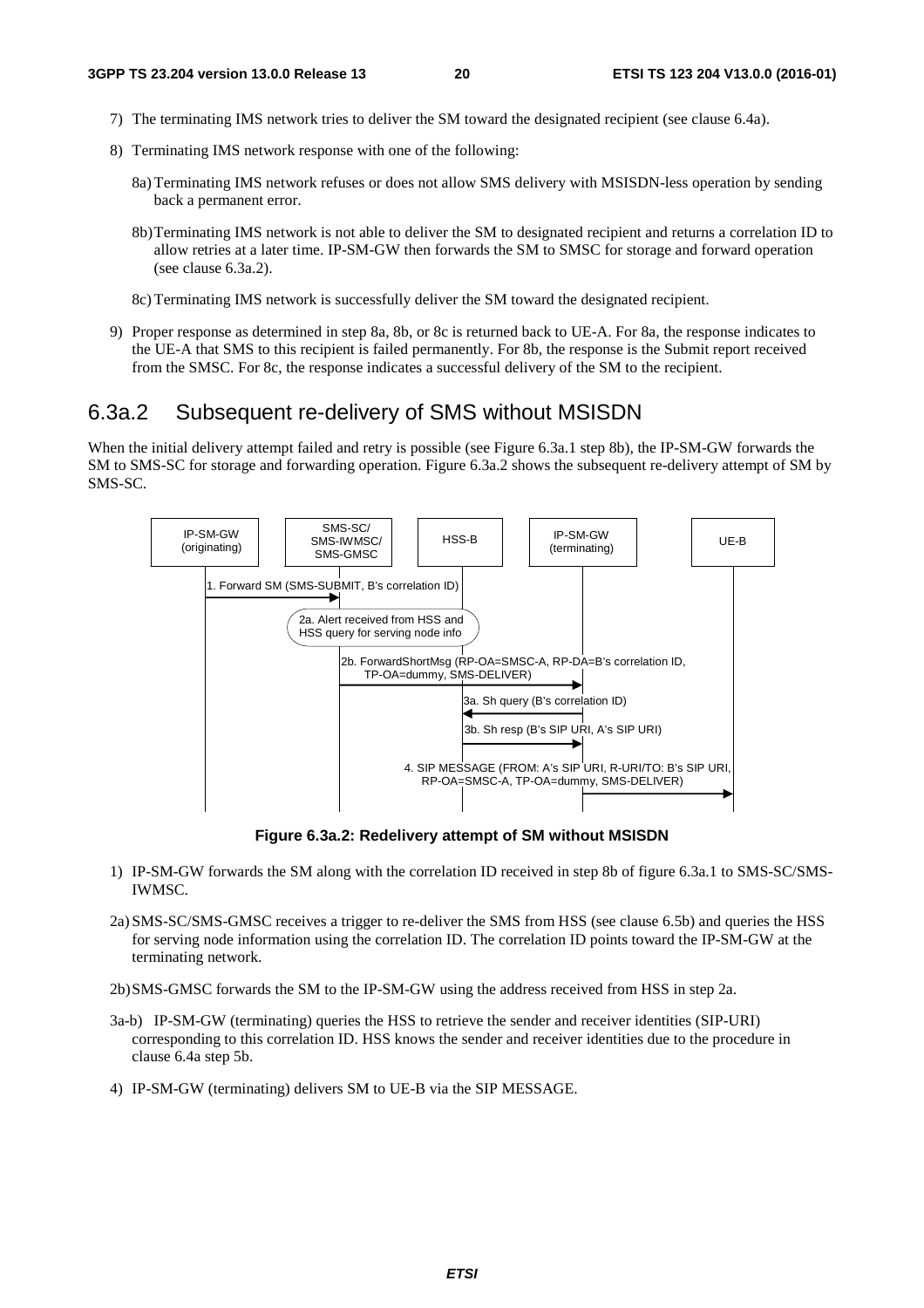7) The terminating IMS network tries to deliver the SM toward the designated recipient (see clause 6.4a).

8) Terminating IMS network response with one of the following:

   8a) Terminating IMS network refuses or does not allow SMS delivery with MSISDN-less operation by sending back a permanent error.

   8b) Terminating IMS network is not able to deliver the SM to designated recipient and returns a correlation ID to allow retries at a later time. IP-SM-GW then forwards the SM to SMSC for storage and forward operation (see clause 6.3a.2).

   8c) Terminating IMS network is successfully deliver the SM toward the designated recipient.

9) Proper response as determined in step 8a, 8b, or 8c is returned back to UE-A. For 8a, the response indicates to the UE-A that SMS to this recipient is failed permanently. For 8b, the response is the Submit report received from the SMSC. For 8c, the response indicates a successful delivery of the SM to the recipient.

## 6.3a.2 Subsequent re-delivery of SMS without MSISDN

When the initial delivery attempt failed and retry is possible (see Figure 6.3a.1 step 8b), the IP-SM-GW forwards the SM to SMS-SC for storage and forwarding operation. Figure 6.3a.2 shows the subsequent re-delivery attempt of SM by SMS-SC.

IP-SM-GW (originating) | SMS-SC/ SMS-IWMSC/ SMS-GMSC | HSS-B | IP-SM-GW (terminating) | UE-B

1. Forward SM (SMS-SUBMIT, B's correlation ID)

2a. Alert received from HSS and HSS query for serving node info

2b. ForwardShortMsg (RP-OA=SMSC-A, RP-DA=B's correlation ID, TP-OA=dummy, SMS-DELIVER)

3a. Sh query (B's correlation ID)

3b. Sh resp (B's SIP URI, A's SIP URI)

4. SIP MESSAGE (FROM: A's SIP URI, R-URI/TO: B's SIP URI, RP-OA=SMSC-A, TP-OA=dummy, SMS-DELIVER)

**Figure 6.3a.2: Redelivery attempt of SM without MSISDN**

1) IP-SM-GW forwards the SM along with the correlation ID received in step 8b of figure 6.3a.1 to SMS-SC/SMS-IWMSC.

2a) SMS-SC/SMS-GMSC receives a trigger to re-deliver the SMS from HSS (see clause 6.5b) and queries the HSS for serving node information using the correlation ID. The correlation ID points toward the IP-SM-GW at the terminating network.

2b) SMS-GMSC forwards the SM to the IP-SM-GW using the address received from HSS in step 2a.

3a-b) IP-SM-GW (terminating) queries the HSS to retrieve the sender and receiver identities (SIP-URI) corresponding to this correlation ID. HSS knows the sender and receiver identities due to the procedure in clause 6.4a step 5b.

4) IP-SM-GW (terminating) delivers SM to UE-B via the SIP MESSAGE.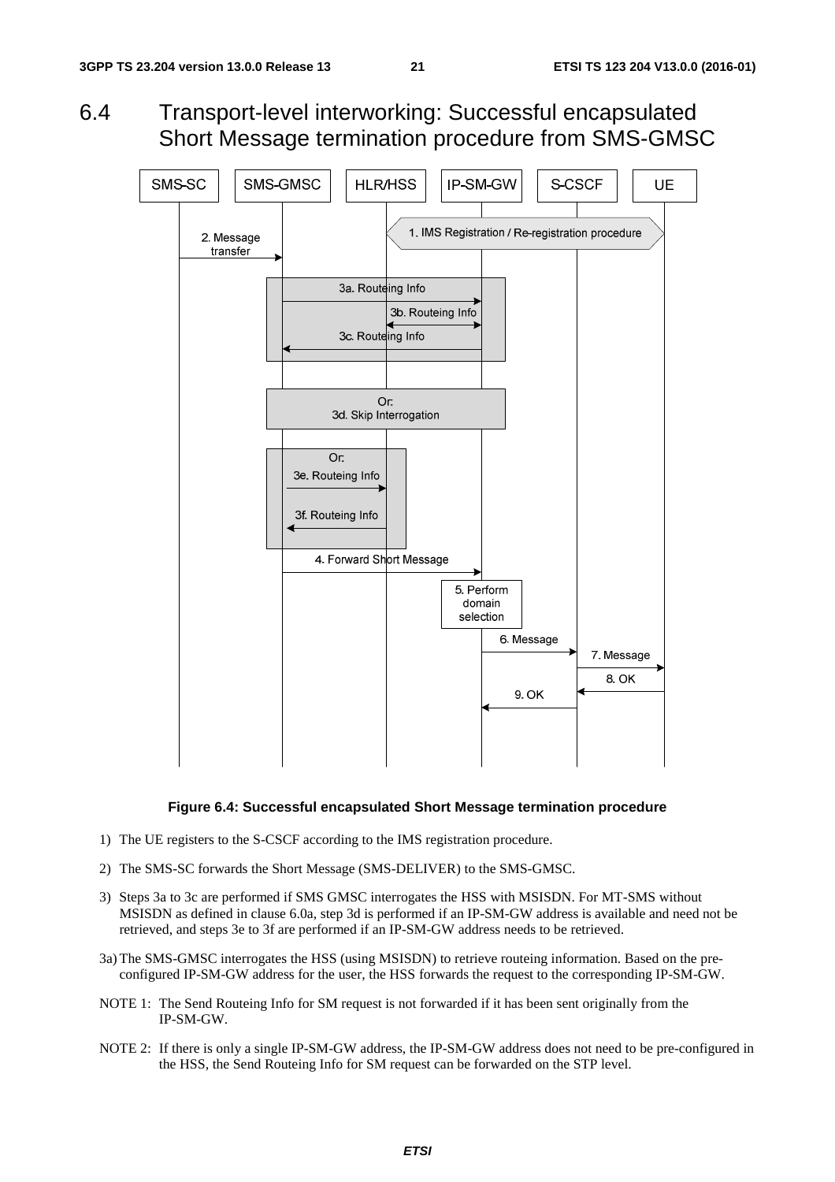# 6.4 Transport-level interworking: Successful encapsulated Short Message termination procedure from SMS-GMSC

**Figure 6.4: Successful encapsulated Short Message termination procedure**

1) The UE registers to the S-CSCF according to the IMS registration procedure.

2) The SMS-SC forwards the Short Message (SMS-DELIVER) to the SMS-GMSC.

3) Steps 3a to 3c are performed if SMS GMSC interrogates the HSS with MSISDN. For MT-SMS without MSISDN as defined in clause 6.0a, step 3d is performed if an IP-SM-GW address is available and need not be retrieved, and steps 3e to 3f are performed if an IP-SM-GW address needs to be retrieved.

3a) The SMS-GMSC interrogates the HSS (using MSISDN) to retrieve routeing information. Based on the pre-configured IP-SM-GW address for the user, the HSS forwards the request to the corresponding IP-SM-GW.

NOTE 1: The Send Routeing Info for SM request is not forwarded if it has been sent originally from the IP-SM-GW.

NOTE 2: If there is only a single IP-SM-GW address, the IP-SM-GW address does not need to be pre-configured in the HSS, the Send Routeing Info for SM request can be forwarded on the STP level.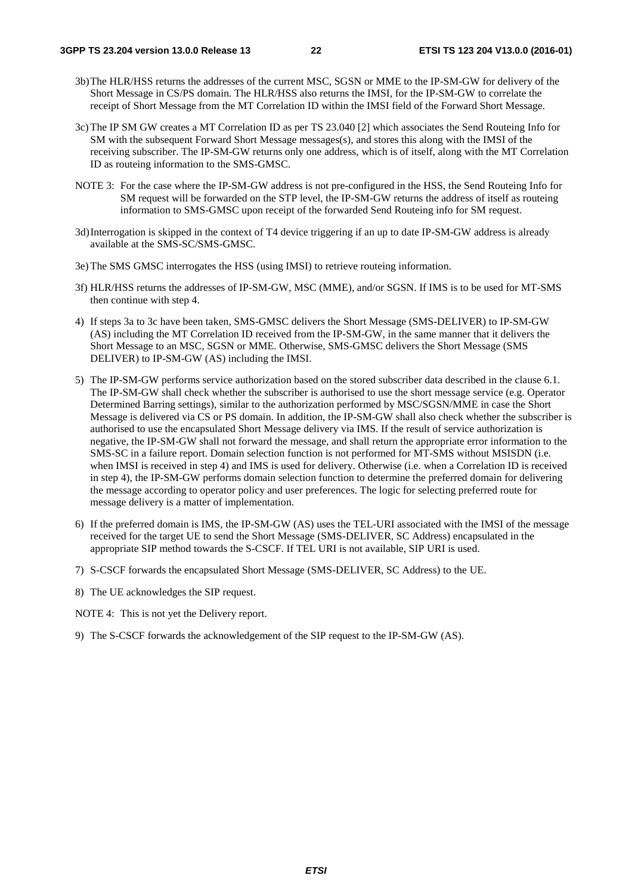3b) The HLR/HSS returns the addresses of the current MSC, SGSN or MME to the IP-SM-GW for delivery of the Short Message in CS/PS domain. The HLR/HSS also returns the IMSI, for the IP-SM-GW to correlate the receipt of Short Message from the MT Correlation ID within the IMSI field of the Forward Short Message.

3c) The IP SM GW creates a MT Correlation ID as per TS 23.040 [2] which associates the Send Routeing Info for SM with the subsequent Forward Short Message messages(s), and stores this along with the IMSI of the receiving subscriber. The IP-SM-GW returns only one address, which is of itself, along with the MT Correlation ID as routeing information to the SMS-GMSC.

NOTE 3: For the case where the IP-SM-GW address is not pre-configured in the HSS, the Send Routeing Info for SM request will be forwarded on the STP level, the IP-SM-GW returns the address of itself as routeing information to SMS-GMSC upon receipt of the forwarded Send Routeing info for SM request.

3d) Interrogation is skipped in the context of T4 device triggering if an up to date IP-SM-GW address is already available at the SMS-SC/SMS-GMSC.

3e) The SMS GMSC interrogates the HSS (using IMSI) to retrieve routeing information.

3f) HLR/HSS returns the addresses of IP-SM-GW, MSC (MME), and/or SGSN. If IMS is to be used for MT-SMS then continue with step 4.

4) If steps 3a to 3c have been taken, SMS-GMSC delivers the Short Message (SMS-DELIVER) to IP-SM-GW (AS) including the MT Correlation ID received from the IP-SM-GW, in the same manner that it delivers the Short Message to an MSC, SGSN or MME. Otherwise, SMS-GMSC delivers the Short Message (SMS DELIVER) to IP-SM-GW (AS) including the IMSI.

5) The IP-SM-GW performs service authorization based on the stored subscriber data described in the clause 6.1. The IP-SM-GW shall check whether the subscriber is authorised to use the short message service (e.g. Operator Determined Barring settings), similar to the authorization performed by MSC/SGSN/MME in case the Short Message is delivered via CS or PS domain. In addition, the IP-SM-GW shall also check whether the subscriber is authorised to use the encapsulated Short Message delivery via IMS. If the result of service authorization is negative, the IP-SM-GW shall not forward the message, and shall return the appropriate error information to the SMS-SC in a failure report. Domain selection function is not performed for MT-SMS without MSISDN (i.e. when IMSI is received in step 4) and IMS is used for delivery. Otherwise (i.e. when a Correlation ID is received in step 4), the IP-SM-GW performs domain selection function to determine the preferred domain for delivering the message according to operator policy and user preferences. The logic for selecting preferred route for message delivery is a matter of implementation.

6) If the preferred domain is IMS, the IP-SM-GW (AS) uses the TEL-URI associated with the IMSI of the message received for the target UE to send the Short Message (SMS-DELIVER, SC Address) encapsulated in the appropriate SIP method towards the S-CSCF. If TEL URI is not available, SIP URI is used.

7) S-CSCF forwards the encapsulated Short Message (SMS-DELIVER, SC Address) to the UE.

8) The UE acknowledges the SIP request.

NOTE 4: This is not yet the Delivery report.

9) The S-CSCF forwards the acknowledgement of the SIP request to the IP-SM-GW (AS).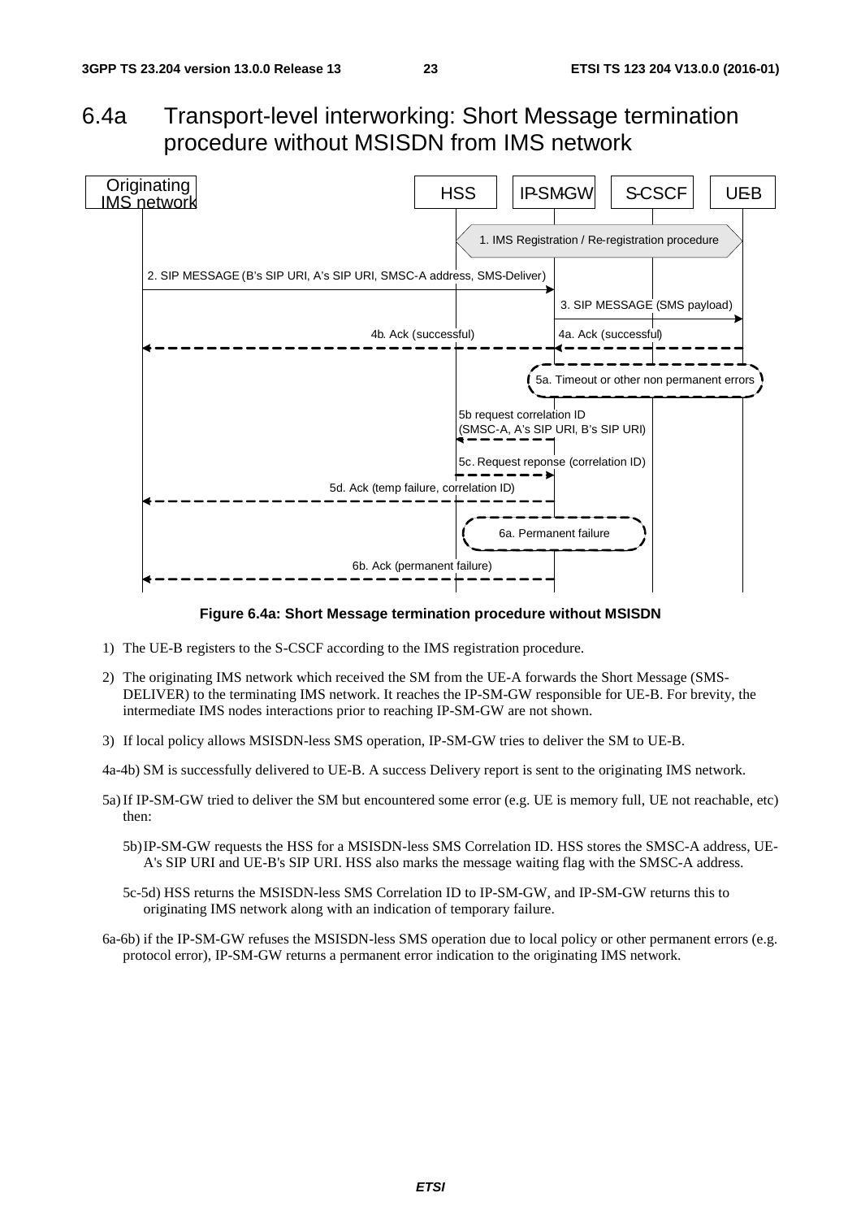# 6.4a Transport-level interworking: Short Message termination procedure without MSISDN from IMS network

**Figure 6.4a: Short Message termination procedure without MSISDN**

1) The UE-B registers to the S-CSCF according to the IMS registration procedure.

2) The originating IMS network which received the SM from the UE-A forwards the Short Message (SMS-DELIVER) to the terminating IMS network. It reaches the IP-SM-GW responsible for UE-B. For brevity, the intermediate IMS nodes interactions prior to reaching IP-SM-GW are not shown.

3) If local policy allows MSISDN-less SMS operation, IP-SM-GW tries to deliver the SM to UE-B.

4a-4b) SM is successfully delivered to UE-B. A success Delivery report is sent to the originating IMS network.

5a) If IP-SM-GW tried to deliver the SM but encountered some error (e.g. UE is memory full, UE not reachable, etc) then:

   5b) IP-SM-GW requests the HSS for a MSISDN-less SMS Correlation ID. HSS stores the SMSC-A address, UE-A's SIP URI and UE-B's SIP URI. HSS also marks the message waiting flag with the SMSC-A address.

   5c-5d) HSS returns the MSISDN-less SMS Correlation ID to IP-SM-GW, and IP-SM-GW returns this to originating IMS network along with an indication of temporary failure.

6a-6b) if the IP-SM-GW refuses the MSISDN-less SMS operation due to local policy or other permanent errors (e.g. protocol error), IP-SM-GW returns a permanent error indication to the originating IMS network.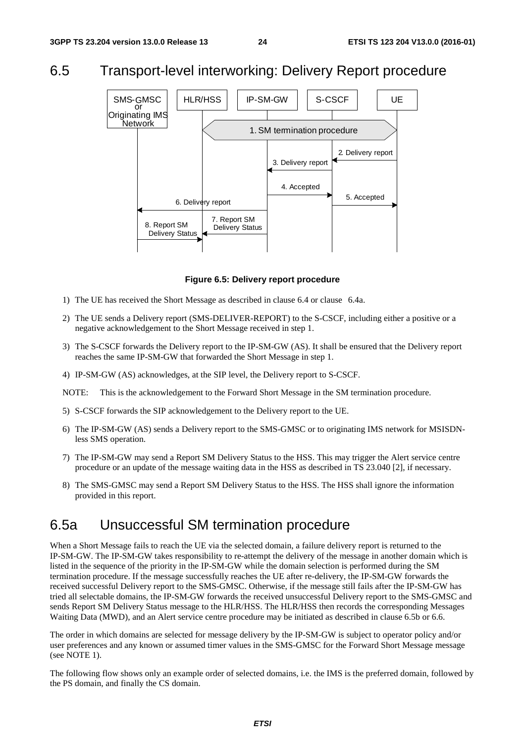## 6.5 Transport-level interworking: Delivery Report procedure

**Figure 6.5: Delivery report procedure**

1) The UE has received the Short Message as described in clause 6.4 or clause 6.4a.

2) The UE sends a Delivery report (SMS-DELIVER-REPORT) to the S-CSCF, including either a positive or a negative acknowledgement to the Short Message received in step 1.

3) The S-CSCF forwards the Delivery report to the IP-SM-GW (AS). It shall be ensured that the Delivery report reaches the same IP-SM-GW that forwarded the Short Message in step 1.

4) IP-SM-GW (AS) acknowledges, at the SIP level, the Delivery report to S-CSCF.

NOTE: This is the acknowledgement to the Forward Short Message in the SM termination procedure.

5) S-CSCF forwards the SIP acknowledgement to the Delivery report to the UE.

6) The IP-SM-GW (AS) sends a Delivery report to the SMS-GMSC or to originating IMS network for MSISDN-less SMS operation.

7) The IP-SM-GW may send a Report SM Delivery Status to the HSS. This may trigger the Alert service centre procedure or an update of the message waiting data in the HSS as described in TS 23.040 [2], if necessary.

8) The SMS-GMSC may send a Report SM Delivery Status to the HSS. The HSS shall ignore the information provided in this report.

## 6.5a Unsuccessful SM termination procedure

When a Short Message fails to reach the UE via the selected domain, a failure delivery report is returned to the IP-SM-GW. The IP-SM-GW takes responsibility to re-attempt the delivery of the message in another domain which is listed in the sequence of the priority in the IP-SM-GW while the domain selection is performed during the SM termination procedure. If the message successfully reaches the UE after re-delivery, the IP-SM-GW forwards the received successful Delivery report to the SMS-GMSC. Otherwise, if the message still fails after the IP-SM-GW has tried all selectable domains, the IP-SM-GW forwards the received unsuccessful Delivery report to the SMS-GMSC and sends Report SM Delivery Status message to the HLR/HSS. The HLR/HSS then records the corresponding Messages Waiting Data (MWD), and an Alert service centre procedure may be initiated as described in clause 6.5b or 6.6.

The order in which domains are selected for message delivery by the IP-SM-GW is subject to operator policy and/or user preferences and any known or assumed timer values in the SMS-GMSC for the Forward Short Message message (see NOTE 1).

The following flow shows only an example order of selected domains, i.e. the IMS is the preferred domain, followed by the PS domain, and finally the CS domain.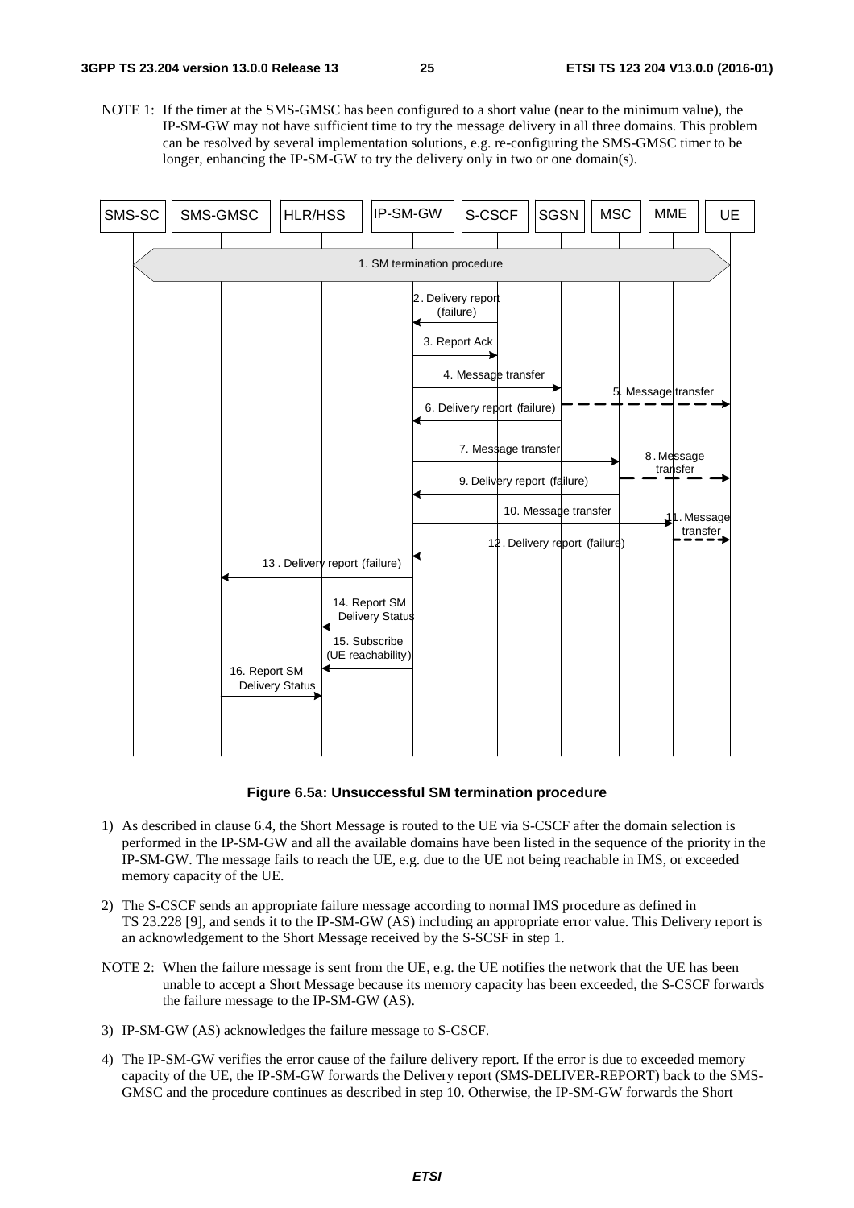NOTE 1: If the timer at the SMS-GMSC has been configured to a short value (near to the minimum value), the IP-SM-GW may not have sufficient time to try the message delivery in all three domains. This problem can be resolved by several implementation solutions, e.g. re-configuring the SMS-GMSC timer to be longer, enhancing the IP-SM-GW to try the delivery only in two or one domain(s).

**Figure 6.5a: Unsuccessful SM termination procedure**

1) As described in clause 6.4, the Short Message is routed to the UE via S-CSCF after the domain selection is performed in the IP-SM-GW and all the available domains have been listed in the sequence of the priority in the IP-SM-GW. The message fails to reach the UE, e.g. due to the UE not being reachable in IMS, or exceeded memory capacity of the UE.

2) The S-CSCF sends an appropriate failure message according to normal IMS procedure as defined in TS 23.228 [9], and sends it to the IP-SM-GW (AS) including an appropriate error value. This Delivery report is an acknowledgement to the Short Message received by the S-SCSF in step 1.

NOTE 2: When the failure message is sent from the UE, e.g. the UE notifies the network that the UE has been unable to accept a Short Message because its memory capacity has been exceeded, the S-CSCF forwards the failure message to the IP-SM-GW (AS).

3) IP-SM-GW (AS) acknowledges the failure message to S-CSCF.

4) The IP-SM-GW verifies the error cause of the failure delivery report. If the error is due to exceeded memory capacity of the UE, the IP-SM-GW forwards the Delivery report (SMS-DELIVER-REPORT) back to the SMS-GMSC and the procedure continues as described in step 10. Otherwise, the IP-SM-GW forwards the Short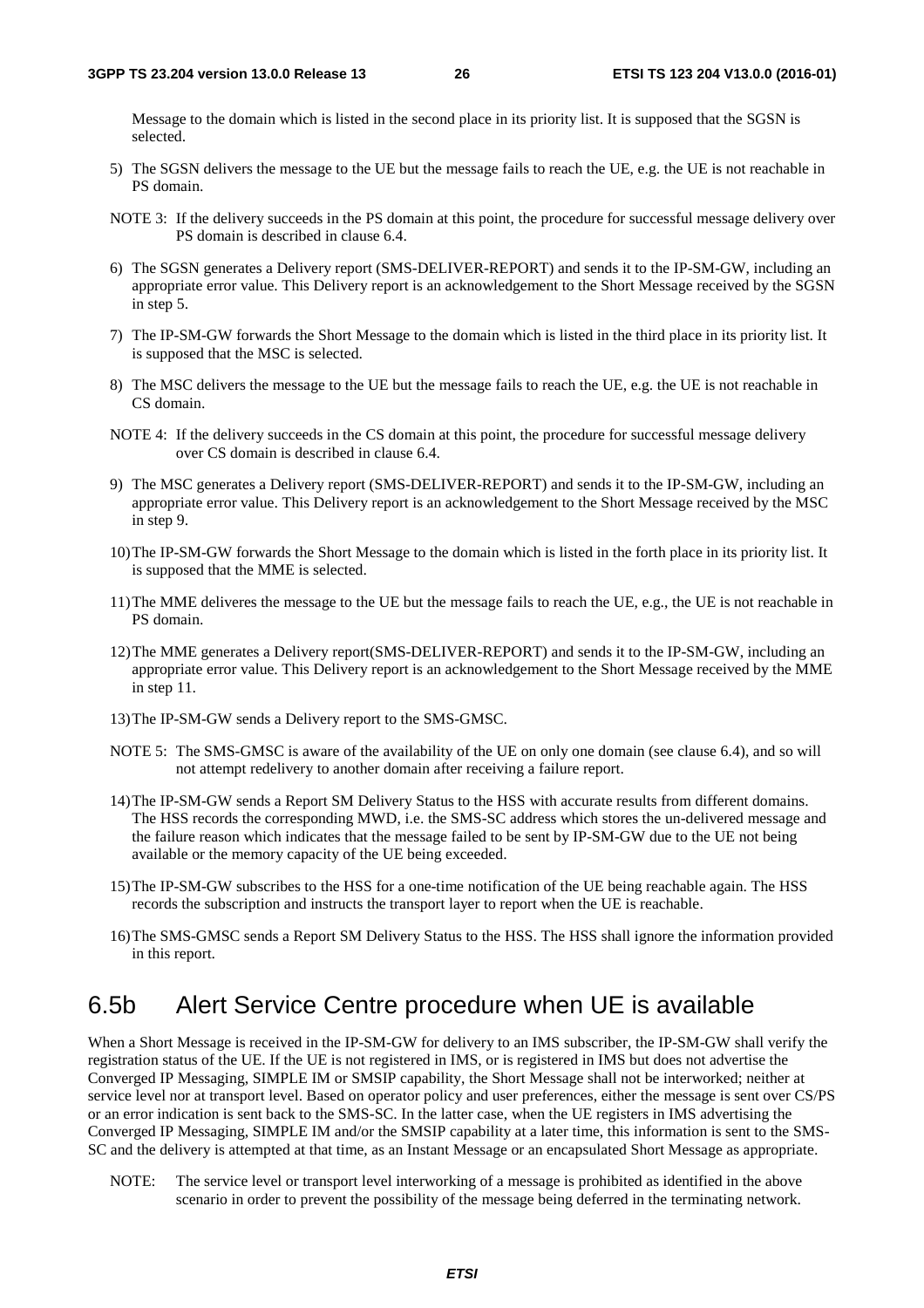Message to the domain which is listed in the second place in its priority list. It is supposed that the SGSN is selected.

5) The SGSN delivers the message to the UE but the message fails to reach the UE, e.g. the UE is not reachable in PS domain.

NOTE 3: If the delivery succeeds in the PS domain at this point, the procedure for successful message delivery over PS domain is described in clause 6.4.

6) The SGSN generates a Delivery report (SMS-DELIVER-REPORT) and sends it to the IP-SM-GW, including an appropriate error value. This Delivery report is an acknowledgement to the Short Message received by the SGSN in step 5.

7) The IP-SM-GW forwards the Short Message to the domain which is listed in the third place in its priority list. It is supposed that the MSC is selected.

8) The MSC delivers the message to the UE but the message fails to reach the UE, e.g. the UE is not reachable in CS domain.

NOTE 4: If the delivery succeeds in the CS domain at this point, the procedure for successful message delivery over CS domain is described in clause 6.4.

9) The MSC generates a Delivery report (SMS-DELIVER-REPORT) and sends it to the IP-SM-GW, including an appropriate error value. This Delivery report is an acknowledgement to the Short Message received by the MSC in step 9.

10) The IP-SM-GW forwards the Short Message to the domain which is listed in the forth place in its priority list. It is supposed that the MME is selected.

11) The MME deliveres the message to the UE but the message fails to reach the UE, e.g., the UE is not reachable in PS domain.

12) The MME generates a Delivery report(SMS-DELIVER-REPORT) and sends it to the IP-SM-GW, including an appropriate error value. This Delivery report is an acknowledgement to the Short Message received by the MME in step 11.

13) The IP-SM-GW sends a Delivery report to the SMS-GMSC.

NOTE 5: The SMS-GMSC is aware of the availability of the UE on only one domain (see clause 6.4), and so will not attempt redelivery to another domain after receiving a failure report.

14) The IP-SM-GW sends a Report SM Delivery Status to the HSS with accurate results from different domains. The HSS records the corresponding MWD, i.e. the SMS-SC address which stores the un-delivered message and the failure reason which indicates that the message failed to be sent by IP-SM-GW due to the UE not being available or the memory capacity of the UE being exceeded.

15) The IP-SM-GW subscribes to the HSS for a one-time notification of the UE being reachable again. The HSS records the subscription and instructs the transport layer to report when the UE is reachable.

16) The SMS-GMSC sends a Report SM Delivery Status to the HSS. The HSS shall ignore the information provided in this report.

## 6.5b Alert Service Centre procedure when UE is available

When a Short Message is received in the IP-SM-GW for delivery to an IMS subscriber, the IP-SM-GW shall verify the registration status of the UE. If the UE is not registered in IMS, or is registered in IMS but does not advertise the Converged IP Messaging, SIMPLE IM or SMSIP capability, the Short Message shall not be interworked; neither at service level nor at transport level. Based on operator policy and user preferences, either the message is sent over CS/PS or an error indication is sent back to the SMS-SC. In the latter case, when the UE registers in IMS advertising the Converged IP Messaging, SIMPLE IM and/or the SMSIP capability at a later time, this information is sent to the SMS-SC and the delivery is attempted at that time, as an Instant Message or an encapsulated Short Message as appropriate.

NOTE: The service level or transport level interworking of a message is prohibited as identified in the above scenario in order to prevent the possibility of the message being deferred in the terminating network.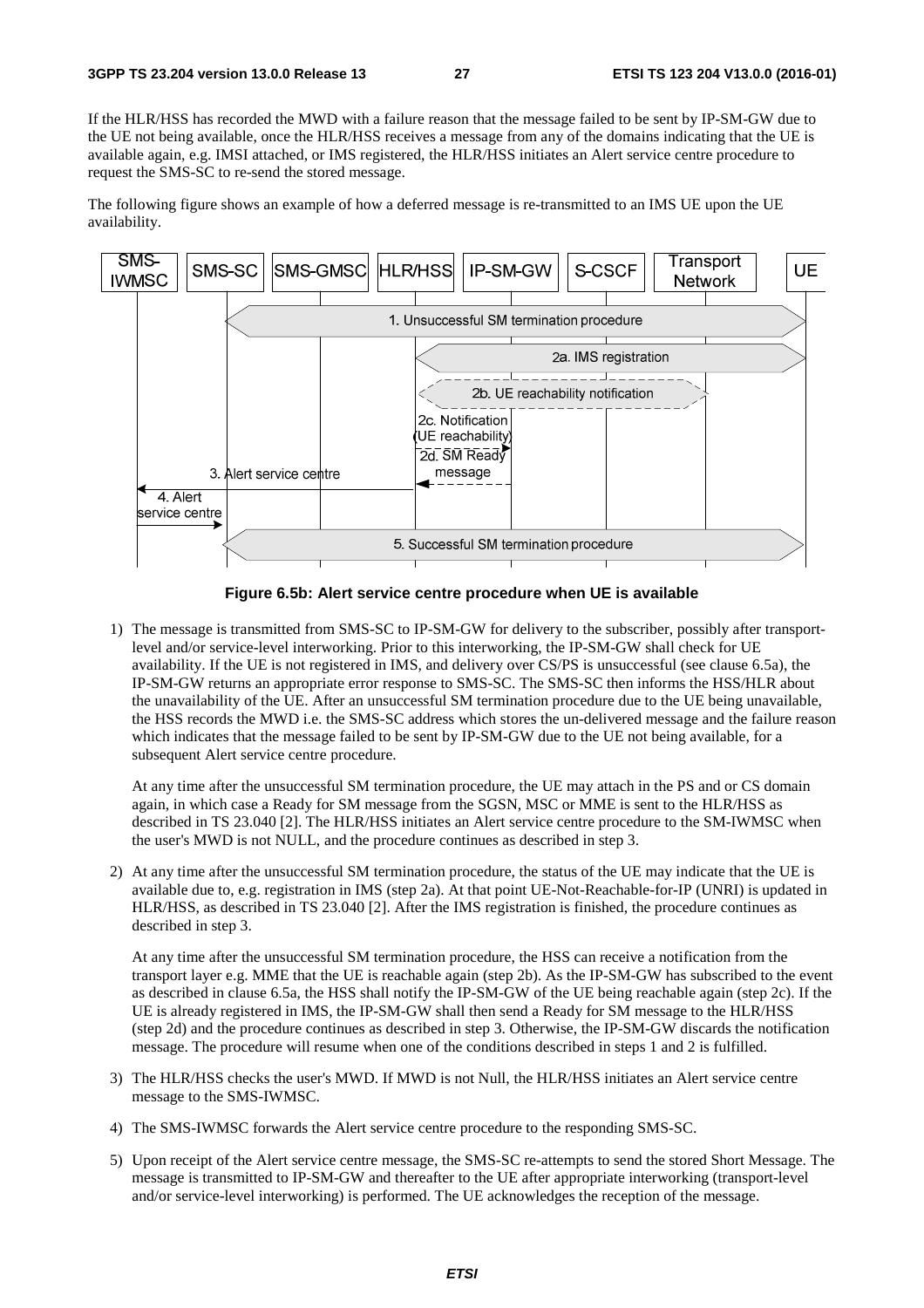If the HLR/HSS has recorded the MWD with a failure reason that the message failed to be sent by IP-SM-GW due to the UE not being available, once the HLR/HSS receives a message from any of the domains indicating that the UE is available again, e.g. IMSI attached, or IMS registered, the HLR/HSS initiates an Alert service centre procedure to request the SMS-SC to re-send the stored message.

The following figure shows an example of how a deferred message is re-transmitted to an IMS UE upon the UE availability.

**Figure 6.5b: Alert service centre procedure when UE is available**

1) The message is transmitted from SMS-SC to IP-SM-GW for delivery to the subscriber, possibly after transport-level and/or service-level interworking. Prior to this interworking, the IP-SM-GW shall check for UE availability. If the UE is not registered in IMS, and delivery over CS/PS is unsuccessful (see clause 6.5a), the IP-SM-GW returns an appropriate error response to SMS-SC. The SMS-SC then informs the HSS/HLR about the unavailability of the UE. After an unsuccessful SM termination procedure due to the UE being unavailable, the HSS records the MWD i.e. the SMS-SC address which stores the un-delivered message and the failure reason which indicates that the message failed to be sent by IP-SM-GW due to the UE not being available, for a subsequent Alert service centre procedure.

   At any time after the unsuccessful SM termination procedure, the UE may attach in the PS and or CS domain again, in which case a Ready for SM message from the SGSN, MSC or MME is sent to the HLR/HSS as described in TS 23.040 [2]. The HLR/HSS initiates an Alert service centre procedure to the SM-IWMSC when the user's MWD is not NULL, and the procedure continues as described in step 3.

2) At any time after the unsuccessful SM termination procedure, the status of the UE may indicate that the UE is available due to, e.g. registration in IMS (step 2a). At that point UE-Not-Reachable-for-IP (UNRI) is updated in HLR/HSS, as described in TS 23.040 [2]. After the IMS registration is finished, the procedure continues as described in step 3.

   At any time after the unsuccessful SM termination procedure, the HSS can receive a notification from the transport layer e.g. MME that the UE is reachable again (step 2b). As the IP-SM-GW has subscribed to the event as described in clause 6.5a, the HSS shall notify the IP-SM-GW of the UE being reachable again (step 2c). If the UE is already registered in IMS, the IP-SM-GW shall then send a Ready for SM message to the HLR/HSS (step 2d) and the procedure continues as described in step 3. Otherwise, the IP-SM-GW discards the notification message. The procedure will resume when one of the conditions described in steps 1 and 2 is fulfilled.

3) The HLR/HSS checks the user's MWD. If MWD is not Null, the HLR/HSS initiates an Alert service centre message to the SMS-IWMSC.

4) The SMS-IWMSC forwards the Alert service centre procedure to the responding SMS-SC.

5) Upon receipt of the Alert service centre message, the SMS-SC re-attempts to send the stored Short Message. The message is transmitted to IP-SM-GW and thereafter to the UE after appropriate interworking (transport-level and/or service-level interworking) is performed. The UE acknowledges the reception of the message.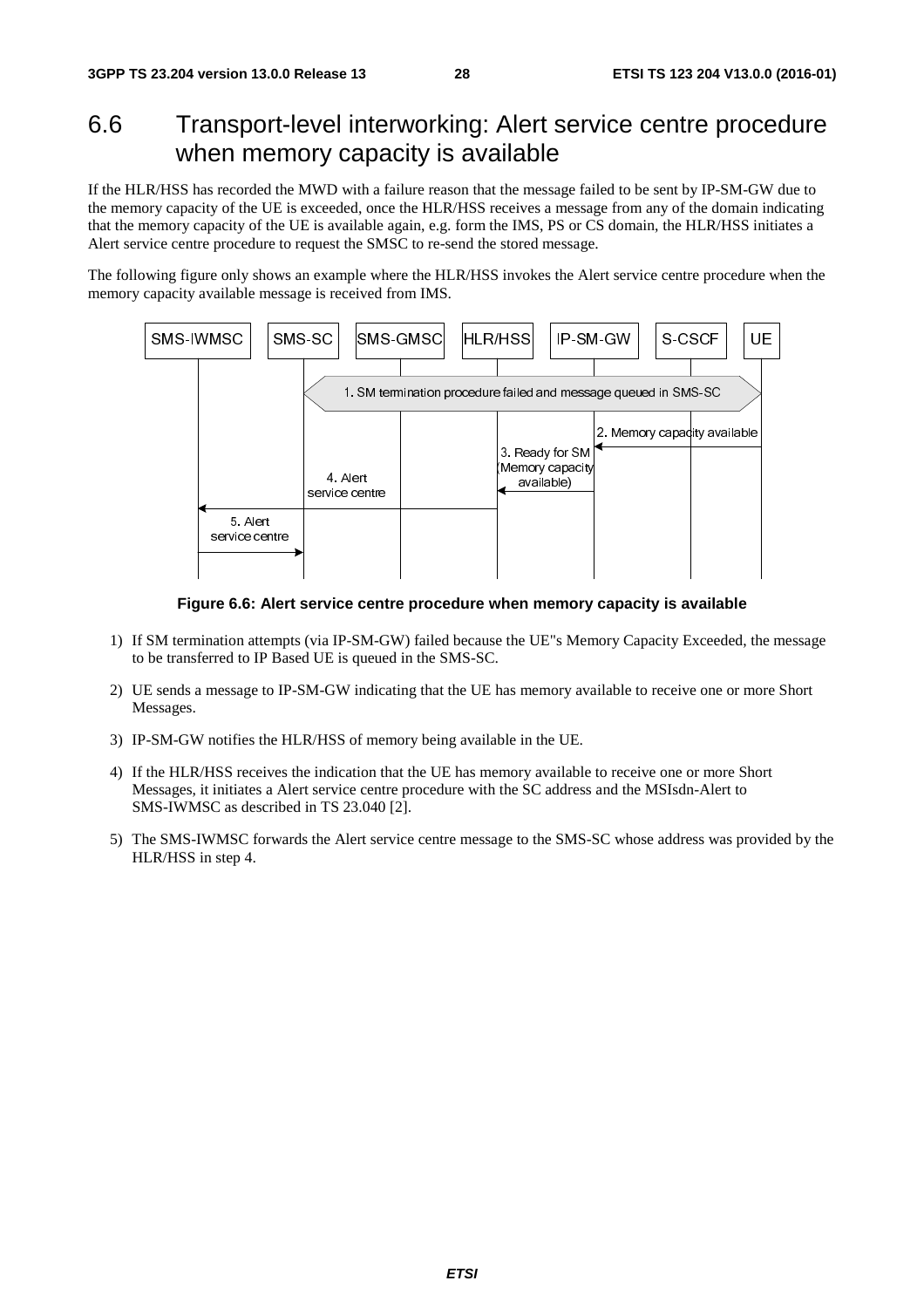# 6.6 Transport-level interworking: Alert service centre procedure when memory capacity is available

If the HLR/HSS has recorded the MWD with a failure reason that the message failed to be sent by IP-SM-GW due to the memory capacity of the UE is exceeded, once the HLR/HSS receives a message from any of the domain indicating that the memory capacity of the UE is available again, e.g. form the IMS, PS or CS domain, the HLR/HSS initiates a Alert service centre procedure to request the SMSC to re-send the stored message.

The following figure only shows an example where the HLR/HSS invokes the Alert service centre procedure when the memory capacity available message is received from IMS.

**Figure 6.6: Alert service centre procedure when memory capacity is available**

1) If SM termination attempts (via IP-SM-GW) failed because the UE"s Memory Capacity Exceeded, the message to be transferred to IP Based UE is queued in the SMS-SC.

2) UE sends a message to IP-SM-GW indicating that the UE has memory available to receive one or more Short Messages.

3) IP-SM-GW notifies the HLR/HSS of memory being available in the UE.

4) If the HLR/HSS receives the indication that the UE has memory available to receive one or more Short Messages, it initiates a Alert service centre procedure with the SC address and the MSIsdn-Alert to SMS-IWMSC as described in TS 23.040 [2].

5) The SMS-IWMSC forwards the Alert service centre message to the SMS-SC whose address was provided by the HLR/HSS in step 4.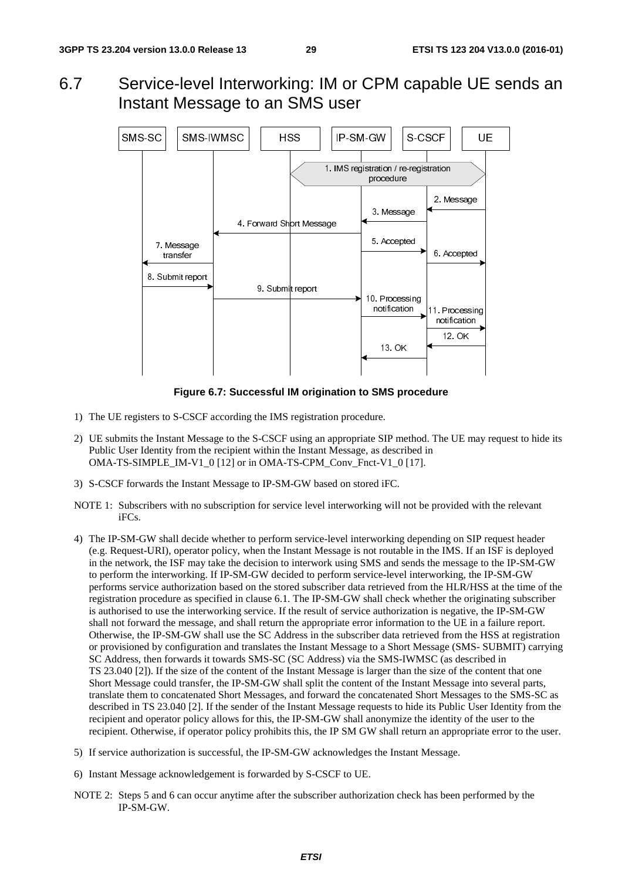## 6.7 Service-level Interworking: IM or CPM capable UE sends an Instant Message to an SMS user

**Figure 6.7: Successful IM origination to SMS procedure**

1) The UE registers to S-CSCF according the IMS registration procedure.

2) UE submits the Instant Message to the S-CSCF using an appropriate SIP method. The UE may request to hide its Public User Identity from the recipient within the Instant Message, as described in OMA-TS-SIMPLE_IM-V1_0 [12] or in OMA-TS-CPM_Conv_Fnct-V1_0 [17].

3) S-CSCF forwards the Instant Message to IP-SM-GW based on stored iFC.

NOTE 1: Subscribers with no subscription for service level interworking will not be provided with the relevant iFCs.

4) The IP-SM-GW shall decide whether to perform service-level interworking depending on SIP request header (e.g. Request-URI), operator policy, when the Instant Message is not routable in the IMS. If an ISF is deployed in the network, the ISF may take the decision to interwork using SMS and sends the message to the IP-SM-GW to perform the interworking. If IP-SM-GW decided to perform service-level interworking, the IP-SM-GW performs service authorization based on the stored subscriber data retrieved from the HLR/HSS at the time of the registration procedure as specified in clause 6.1. The IP-SM-GW shall check whether the originating subscriber is authorised to use the interworking service. If the result of service authorization is negative, the IP-SM-GW shall not forward the message, and shall return the appropriate error information to the UE in a failure report. Otherwise, the IP-SM-GW shall use the SC Address in the subscriber data retrieved from the HSS at registration or provisioned by configuration and translates the Instant Message to a Short Message (SMS- SUBMIT) carrying SC Address, then forwards it towards SMS-SC (SC Address) via the SMS-IWMSC (as described in TS 23.040 [2]). If the size of the content of the Instant Message is larger than the size of the content that one Short Message could transfer, the IP-SM-GW shall split the content of the Instant Message into several parts, translate them to concatenated Short Messages, and forward the concatenated Short Messages to the SMS-SC as described in TS 23.040 [2]. If the sender of the Instant Message requests to hide its Public User Identity from the recipient and operator policy allows for this, the IP-SM-GW shall anonymize the identity of the user to the recipient. Otherwise, if operator policy prohibits this, the IP SM GW shall return an appropriate error to the user.

5) If service authorization is successful, the IP-SM-GW acknowledges the Instant Message.

6) Instant Message acknowledgement is forwarded by S-CSCF to UE.

NOTE 2: Steps 5 and 6 can occur anytime after the subscriber authorization check has been performed by the IP-SM-GW.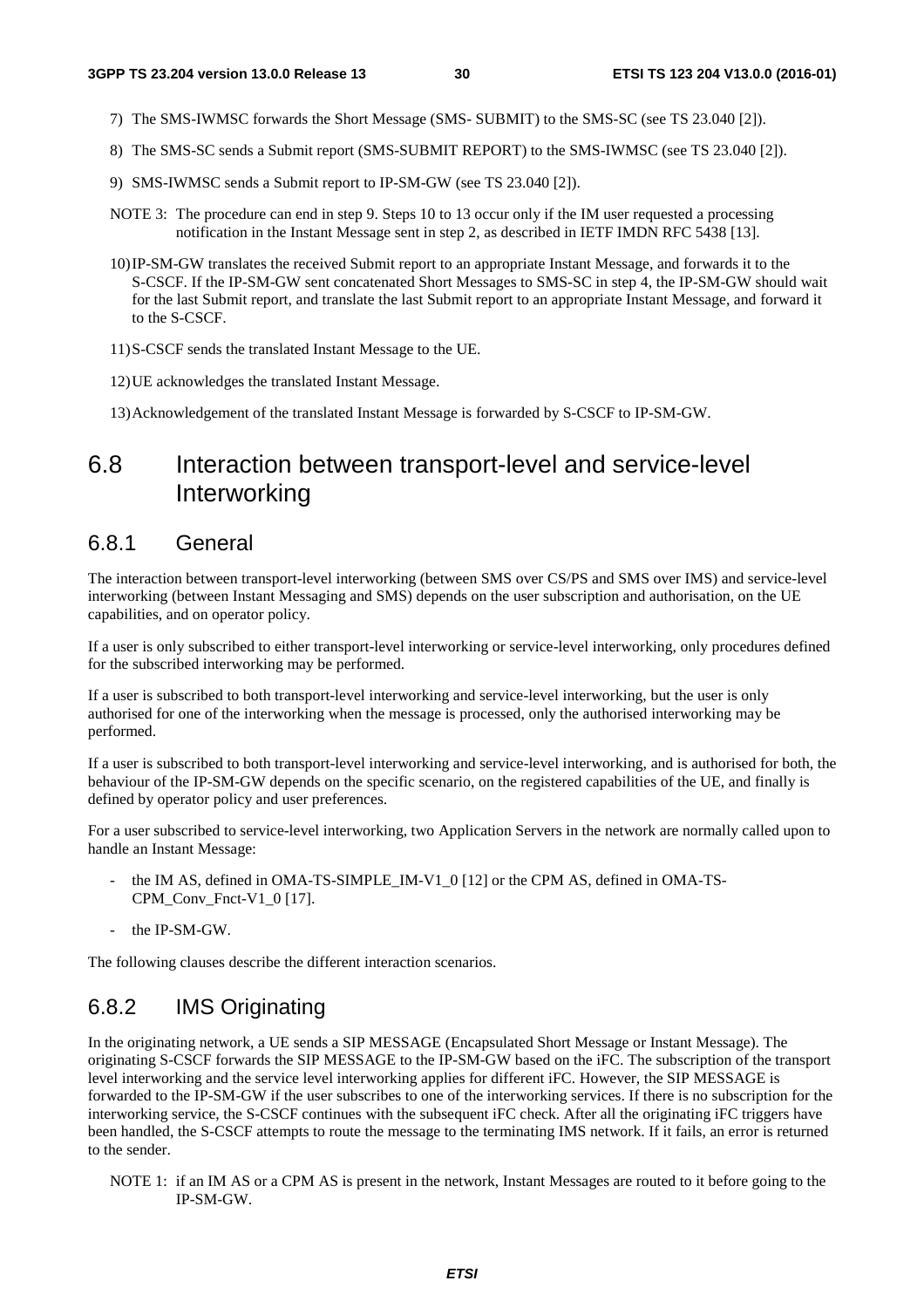7) The SMS-IWMSC forwards the Short Message (SMS- SUBMIT) to the SMS-SC (see TS 23.040 [2]).

8) The SMS-SC sends a Submit report (SMS-SUBMIT REPORT) to the SMS-IWMSC (see TS 23.040 [2]).

9) SMS-IWMSC sends a Submit report to IP-SM-GW (see TS 23.040 [2]).

NOTE 3: The procedure can end in step 9. Steps 10 to 13 occur only if the IM user requested a processing notification in the Instant Message sent in step 2, as described in IETF IMDN RFC 5438 [13].

10) IP-SM-GW translates the received Submit report to an appropriate Instant Message, and forwards it to the S-CSCF. If the IP-SM-GW sent concatenated Short Messages to SMS-SC in step 4, the IP-SM-GW should wait for the last Submit report, and translate the last Submit report to an appropriate Instant Message, and forward it to the S-CSCF.

11) S-CSCF sends the translated Instant Message to the UE.

12) UE acknowledges the translated Instant Message.

13) Acknowledgement of the translated Instant Message is forwarded by S-CSCF to IP-SM-GW.

## 6.8 Interaction between transport-level and service-level Interworking

### 6.8.1 General

The interaction between transport-level interworking (between SMS over CS/PS and SMS over IMS) and service-level interworking (between Instant Messaging and SMS) depends on the user subscription and authorisation, on the UE capabilities, and on operator policy.

If a user is only subscribed to either transport-level interworking or service-level interworking, only procedures defined for the subscribed interworking may be performed.

If a user is subscribed to both transport-level interworking and service-level interworking, but the user is only authorised for one of the interworking when the message is processed, only the authorised interworking may be performed.

If a user is subscribed to both transport-level interworking and service-level interworking, and is authorised for both, the behaviour of the IP-SM-GW depends on the specific scenario, on the registered capabilities of the UE, and finally is defined by operator policy and user preferences.

For a user subscribed to service-level interworking, two Application Servers in the network are normally called upon to handle an Instant Message:

- the IM AS, defined in OMA-TS-SIMPLE_IM-V1_0 [12] or the CPM AS, defined in OMA-TS-CPM_Conv_Fnct-V1_0 [17].
- the IP-SM-GW.

The following clauses describe the different interaction scenarios.

### 6.8.2 IMS Originating

In the originating network, a UE sends a SIP MESSAGE (Encapsulated Short Message or Instant Message). The originating S-CSCF forwards the SIP MESSAGE to the IP-SM-GW based on the iFC. The subscription of the transport level interworking and the service level interworking applies for different iFC. However, the SIP MESSAGE is forwarded to the IP-SM-GW if the user subscribes to one of the interworking services. If there is no subscription for the interworking service, the S-CSCF continues with the subsequent iFC check. After all the originating iFC triggers have been handled, the S-CSCF attempts to route the message to the terminating IMS network. If it fails, an error is returned to the sender.

NOTE 1: if an IM AS or a CPM AS is present in the network, Instant Messages are routed to it before going to the IP-SM-GW.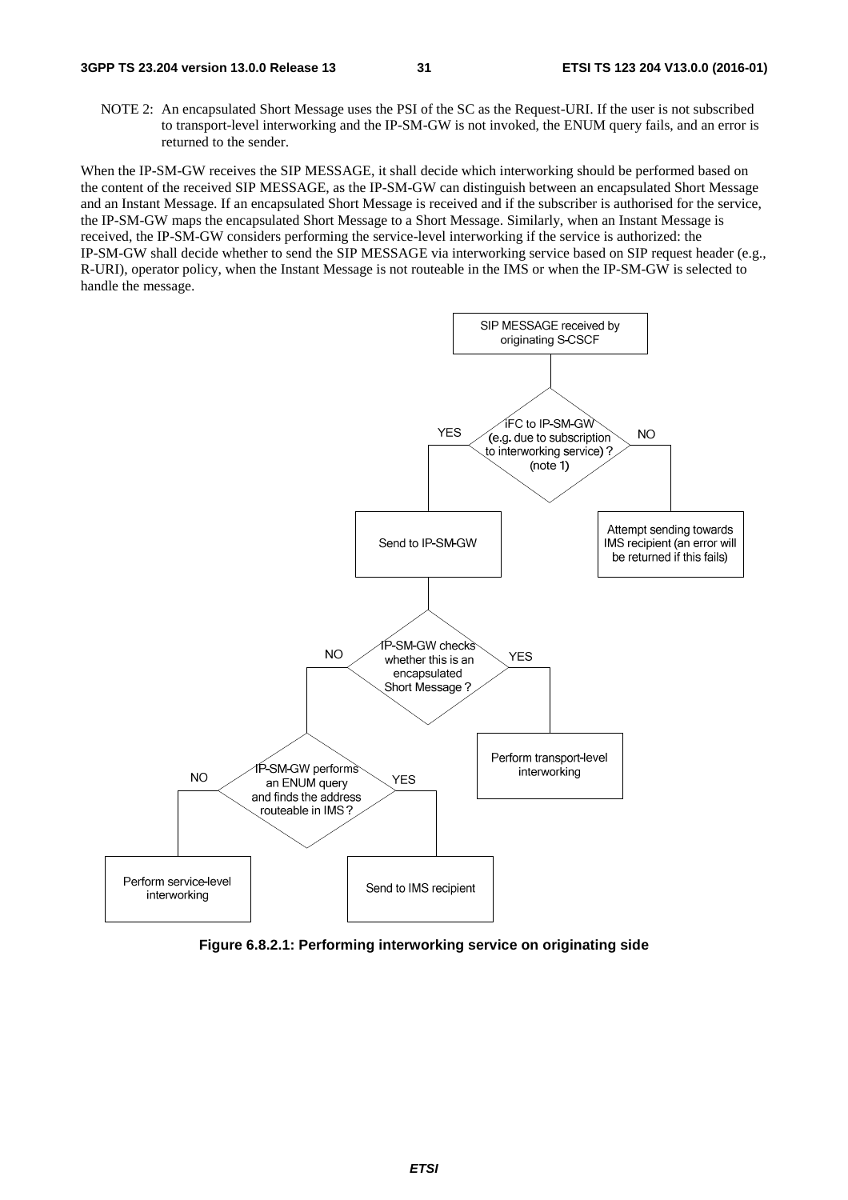NOTE 2: An encapsulated Short Message uses the PSI of the SC as the Request-URI. If the user is not subscribed to transport-level interworking and the IP-SM-GW is not invoked, the ENUM query fails, and an error is returned to the sender.

When the IP-SM-GW receives the SIP MESSAGE, it shall decide which interworking should be performed based on the content of the received SIP MESSAGE, as the IP-SM-GW can distinguish between an encapsulated Short Message and an Instant Message. If an encapsulated Short Message is received and if the subscriber is authorised for the service, the IP-SM-GW maps the encapsulated Short Message to a Short Message. Similarly, when an Instant Message is received, the IP-SM-GW considers performing the service-level interworking if the service is authorized: the IP-SM-GW shall decide whether to send the SIP MESSAGE via interworking service based on SIP request header (e.g., R-URI), operator policy, when the Instant Message is not routeable in the IMS or when the IP-SM-GW is selected to handle the message.

SIP MESSAGE received by originating S-CSCF

iFC to IP-SM-GW (e.g. due to subscription to interworking service) ? (note 1)

YES

NO

Send to IP-SM-GW

Attempt sending towards IMS recipient (an error will be returned if this fails)

IP-SM-GW checks whether this is an encapsulated Short Message ?

NO

YES

Perform transport-level interworking

IP-SM-GW performs an ENUM query and finds the address routeable in IMS ?

NO

YES

Perform service-level interworking

Send to IMS recipient

**Figure 6.8.2.1: Performing interworking service on originating side**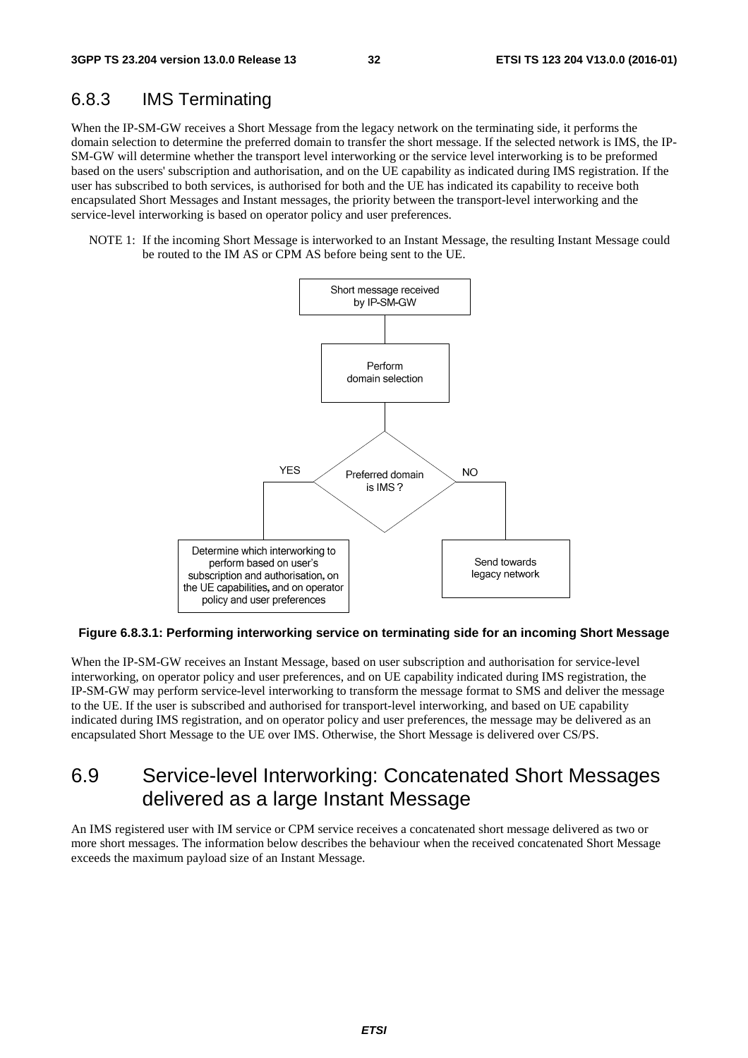### 6.8.3 IMS Terminating

When the IP-SM-GW receives a Short Message from the legacy network on the terminating side, it performs the domain selection to determine the preferred domain to transfer the short message. If the selected network is IMS, the IP-SM-GW will determine whether the transport level interworking or the service level interworking is to be preformed based on the users' subscription and authorisation, and on the UE capability as indicated during IMS registration. If the user has subscribed to both services, is authorised for both and the UE has indicated its capability to receive both encapsulated Short Messages and Instant messages, the priority between the transport-level interworking and the service-level interworking is based on operator policy and user preferences.

NOTE 1: If the incoming Short Message is interworked to an Instant Message, the resulting Instant Message could be routed to the IM AS or CPM AS before being sent to the UE.

Short message received by IP-SM-GW

Perform domain selection

Preferred domain is IMS ?

YES

NO

Determine which interworking to perform based on user's subscription and authorisation, on the UE capabilities, and on operator policy and user preferences

Send towards legacy network

**Figure 6.8.3.1: Performing interworking service on terminating side for an incoming Short Message**

When the IP-SM-GW receives an Instant Message, based on user subscription and authorisation for service-level interworking, on operator policy and user preferences, and on UE capability indicated during IMS registration, the IP-SM-GW may perform service-level interworking to transform the message format to SMS and deliver the message to the UE. If the user is subscribed and authorised for transport-level interworking, and based on UE capability indicated during IMS registration, and on operator policy and user preferences, the message may be delivered as an encapsulated Short Message to the UE over IMS. Otherwise, the Short Message is delivered over CS/PS.

## 6.9 Service-level Interworking: Concatenated Short Messages delivered as a large Instant Message

An IMS registered user with IM service or CPM service receives a concatenated short message delivered as two or more short messages. The information below describes the behaviour when the received concatenated Short Message exceeds the maximum payload size of an Instant Message.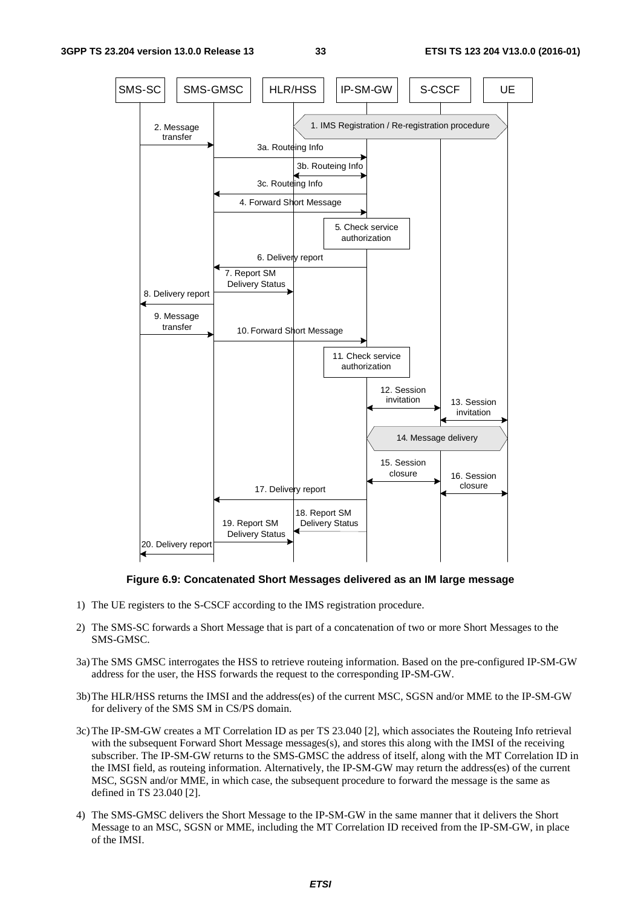**Figure 6.9: Concatenated Short Messages delivered as an IM large message**

1) The UE registers to the S-CSCF according to the IMS registration procedure.

2) The SMS-SC forwards a Short Message that is part of a concatenation of two or more Short Messages to the SMS-GMSC.

3a) The SMS GMSC interrogates the HSS to retrieve routeing information. Based on the pre-configured IP-SM-GW address for the user, the HSS forwards the request to the corresponding IP-SM-GW.

3b) The HLR/HSS returns the IMSI and the address(es) of the current MSC, SGSN and/or MME to the IP-SM-GW for delivery of the SMS SM in CS/PS domain.

3c) The IP-SM-GW creates a MT Correlation ID as per TS 23.040 [2], which associates the Routeing Info retrieval with the subsequent Forward Short Message messages(s), and stores this along with the IMSI of the receiving subscriber. The IP-SM-GW returns to the SMS-GMSC the address of itself, along with the MT Correlation ID in the IMSI field, as routeing information. Alternatively, the IP-SM-GW may return the address(es) of the current MSC, SGSN and/or MME, in which case, the subsequent procedure to forward the message is the same as defined in TS 23.040 [2].

4) The SMS-GMSC delivers the Short Message to the IP-SM-GW in the same manner that it delivers the Short Message to an MSC, SGSN or MME, including the MT Correlation ID received from the IP-SM-GW, in place of the IMSI.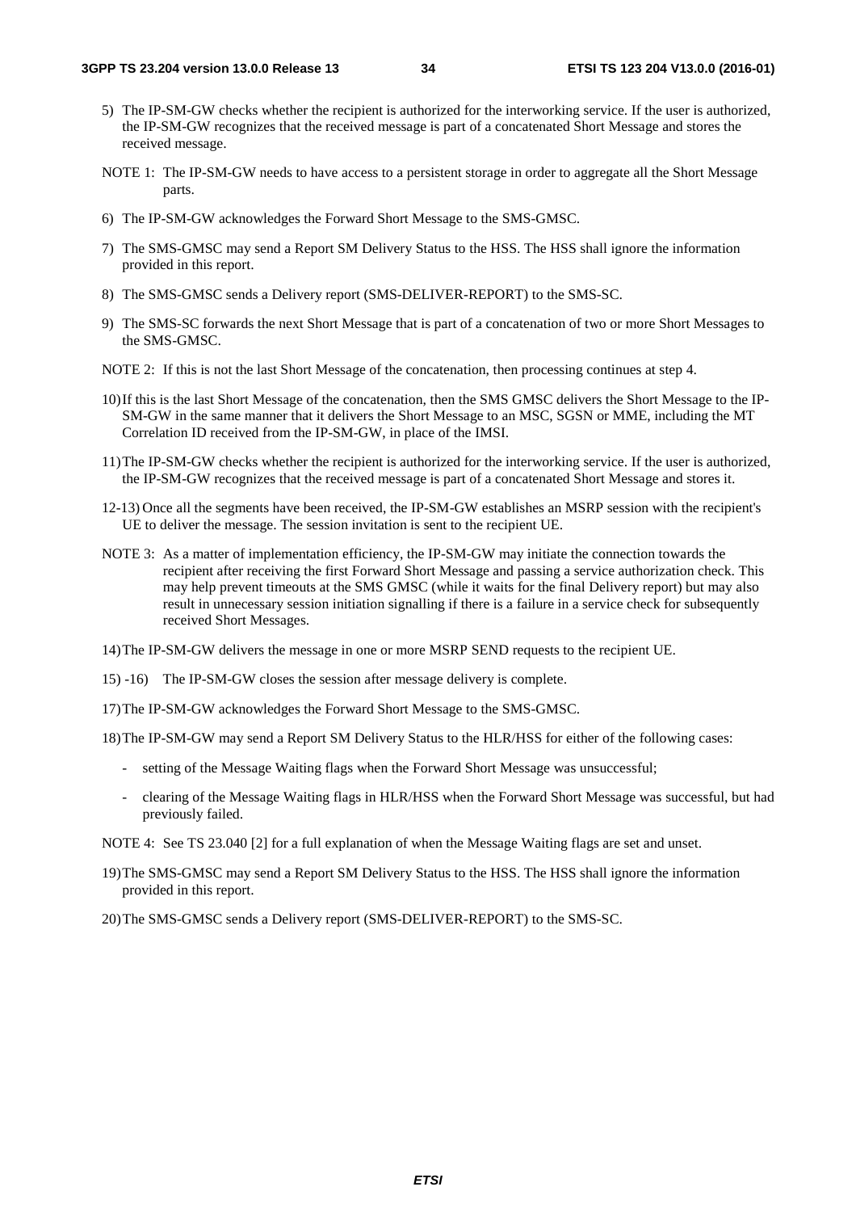5) The IP-SM-GW checks whether the recipient is authorized for the interworking service. If the user is authorized, the IP-SM-GW recognizes that the received message is part of a concatenated Short Message and stores the received message.

NOTE 1: The IP-SM-GW needs to have access to a persistent storage in order to aggregate all the Short Message parts.

6) The IP-SM-GW acknowledges the Forward Short Message to the SMS-GMSC.

7) The SMS-GMSC may send a Report SM Delivery Status to the HSS. The HSS shall ignore the information provided in this report.

8) The SMS-GMSC sends a Delivery report (SMS-DELIVER-REPORT) to the SMS-SC.

9) The SMS-SC forwards the next Short Message that is part of a concatenation of two or more Short Messages to the SMS-GMSC.

NOTE 2: If this is not the last Short Message of the concatenation, then processing continues at step 4.

10) If this is the last Short Message of the concatenation, then the SMS GMSC delivers the Short Message to the IP-SM-GW in the same manner that it delivers the Short Message to an MSC, SGSN or MME, including the MT Correlation ID received from the IP-SM-GW, in place of the IMSI.

11) The IP-SM-GW checks whether the recipient is authorized for the interworking service. If the user is authorized, the IP-SM-GW recognizes that the received message is part of a concatenated Short Message and stores it.

12-13) Once all the segments have been received, the IP-SM-GW establishes an MSRP session with the recipient's UE to deliver the message. The session invitation is sent to the recipient UE.

NOTE 3: As a matter of implementation efficiency, the IP-SM-GW may initiate the connection towards the recipient after receiving the first Forward Short Message and passing a service authorization check. This may help prevent timeouts at the SMS GMSC (while it waits for the final Delivery report) but may also result in unnecessary session initiation signalling if there is a failure in a service check for subsequently received Short Messages.

14) The IP-SM-GW delivers the message in one or more MSRP SEND requests to the recipient UE.

15) -16) The IP-SM-GW closes the session after message delivery is complete.

17) The IP-SM-GW acknowledges the Forward Short Message to the SMS-GMSC.

18) The IP-SM-GW may send a Report SM Delivery Status to the HLR/HSS for either of the following cases:

- setting of the Message Waiting flags when the Forward Short Message was unsuccessful;
- clearing of the Message Waiting flags in HLR/HSS when the Forward Short Message was successful, but had previously failed.

NOTE 4: See TS 23.040 [2] for a full explanation of when the Message Waiting flags are set and unset.

19) The SMS-GMSC may send a Report SM Delivery Status to the HSS. The HSS shall ignore the information provided in this report.

20) The SMS-GMSC sends a Delivery report (SMS-DELIVER-REPORT) to the SMS-SC.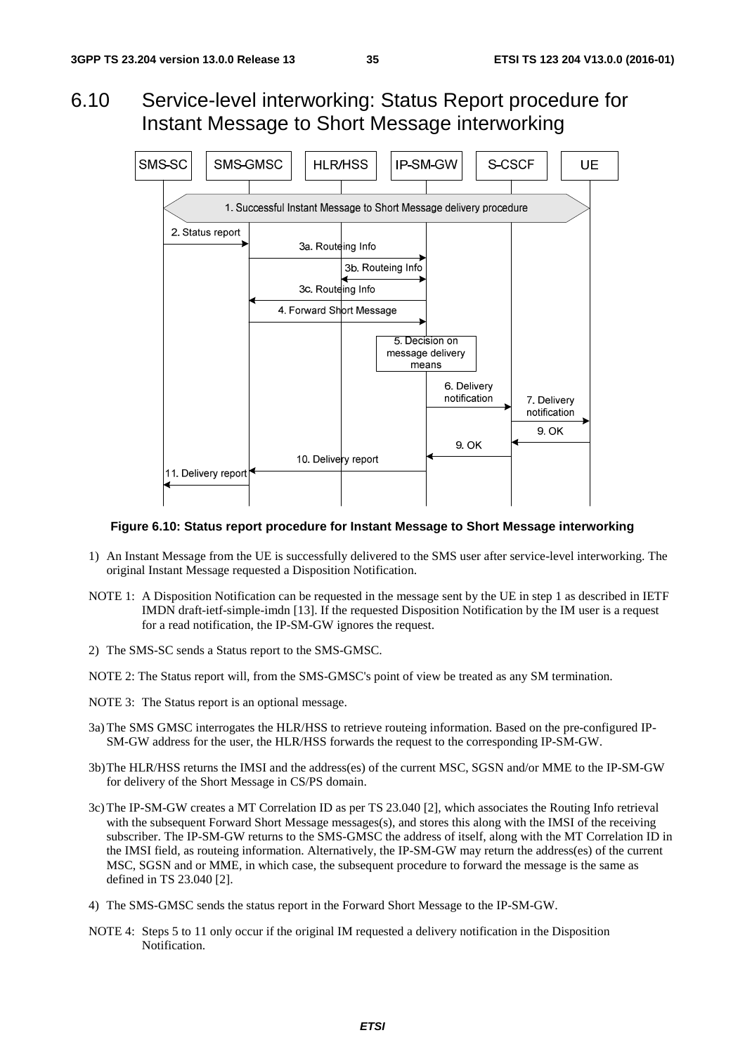## 6.10 Service-level interworking: Status Report procedure for Instant Message to Short Message interworking

**Figure 6.10: Status report procedure for Instant Message to Short Message interworking**

1) An Instant Message from the UE is successfully delivered to the SMS user after service-level interworking. The original Instant Message requested a Disposition Notification.

NOTE 1: A Disposition Notification can be requested in the message sent by the UE in step 1 as described in IETF IMDN draft-ietf-simple-imdn [13]. If the requested Disposition Notification by the IM user is a request for a read notification, the IP-SM-GW ignores the request.

2) The SMS-SC sends a Status report to the SMS-GMSC.

NOTE 2: The Status report will, from the SMS-GMSC's point of view be treated as any SM termination.

NOTE 3: The Status report is an optional message.

3a) The SMS GMSC interrogates the HLR/HSS to retrieve routeing information. Based on the pre-configured IP-SM-GW address for the user, the HLR/HSS forwards the request to the corresponding IP-SM-GW.

3b) The HLR/HSS returns the IMSI and the address(es) of the current MSC, SGSN and/or MME to the IP-SM-GW for delivery of the Short Message in CS/PS domain.

3c) The IP-SM-GW creates a MT Correlation ID as per TS 23.040 [2], which associates the Routing Info retrieval with the subsequent Forward Short Message messages(s), and stores this along with the IMSI of the receiving subscriber. The IP-SM-GW returns to the SMS-GMSC the address of itself, along with the MT Correlation ID in the IMSI field, as routeing information. Alternatively, the IP-SM-GW may return the address(es) of the current MSC, SGSN and or MME, in which case, the subsequent procedure to forward the message is the same as defined in TS 23.040 [2].

4) The SMS-GMSC sends the status report in the Forward Short Message to the IP-SM-GW.

NOTE 4: Steps 5 to 11 only occur if the original IM requested a delivery notification in the Disposition Notification.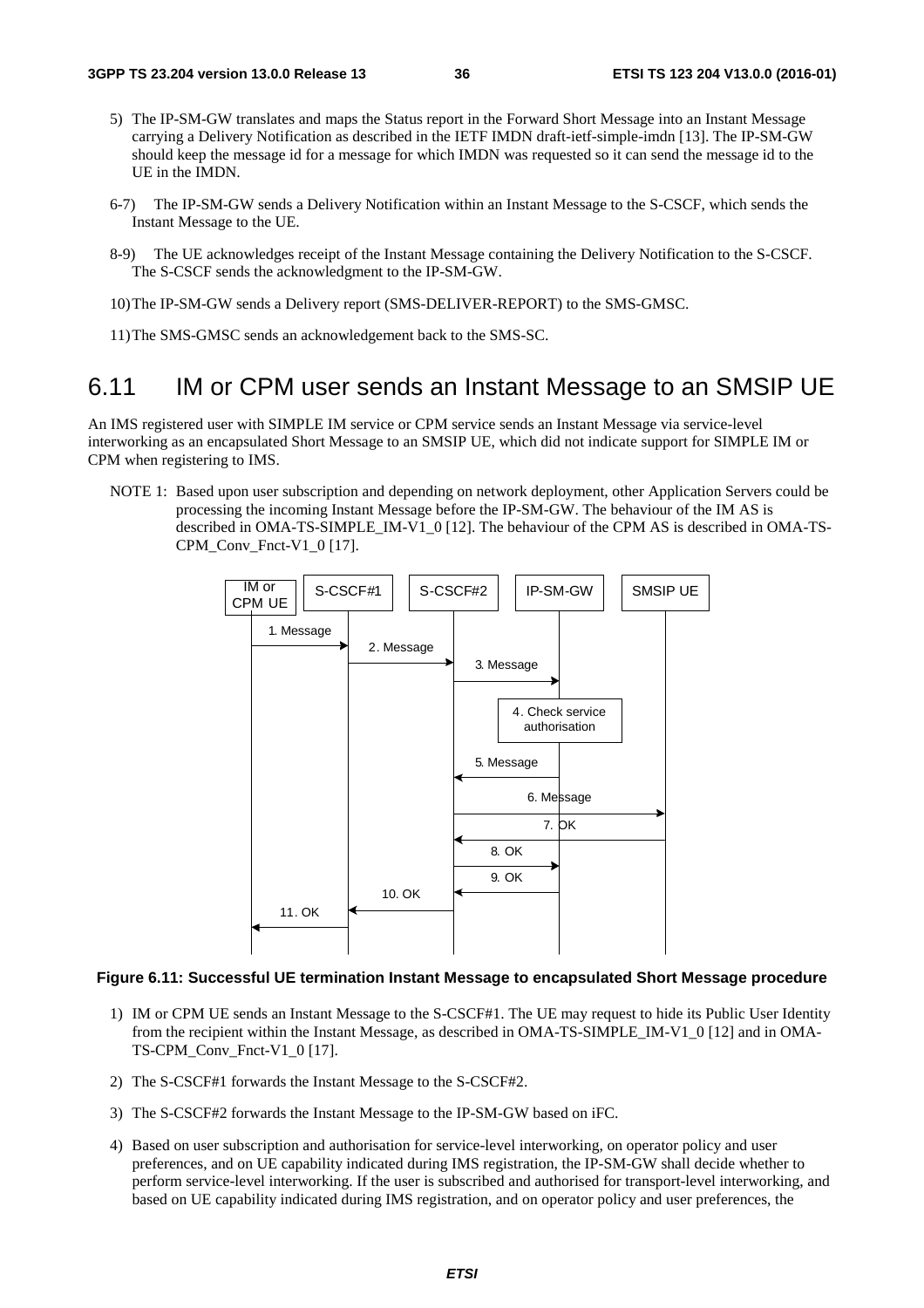5) The IP-SM-GW translates and maps the Status report in the Forward Short Message into an Instant Message carrying a Delivery Notification as described in the IETF IMDN draft-ietf-simple-imdn [13]. The IP-SM-GW should keep the message id for a message for which IMDN was requested so it can send the message id to the UE in the IMDN.

6-7) The IP-SM-GW sends a Delivery Notification within an Instant Message to the S-CSCF, which sends the Instant Message to the UE.

8-9) The UE acknowledges receipt of the Instant Message containing the Delivery Notification to the S-CSCF. The S-CSCF sends the acknowledgment to the IP-SM-GW.

10) The IP-SM-GW sends a Delivery report (SMS-DELIVER-REPORT) to the SMS-GMSC.

11) The SMS-GMSC sends an acknowledgement back to the SMS-SC.

## 6.11 IM or CPM user sends an Instant Message to an SMSIP UE

An IMS registered user with SIMPLE IM service or CPM service sends an Instant Message via service-level interworking as an encapsulated Short Message to an SMSIP UE, which did not indicate support for SIMPLE IM or CPM when registering to IMS.

NOTE 1: Based upon user subscription and depending on network deployment, other Application Servers could be processing the incoming Instant Message before the IP-SM-GW. The behaviour of the IM AS is described in OMA-TS-SIMPLE_IM-V1_0 [12]. The behaviour of the CPM AS is described in OMA-TS-CPM_Conv_Fnct-V1_0 [17].

IM or CPM UE | S-CSCF#1 | S-CSCF#2 | IP-SM-GW | SMSIP UE

1. Message
2. Message
3. Message
4. Check service authorisation
5. Message
6. Message
7. OK
8. OK
9. OK
10. OK
11. OK

**Figure 6.11: Successful UE termination Instant Message to encapsulated Short Message procedure**

1) IM or CPM UE sends an Instant Message to the S-CSCF#1. The UE may request to hide its Public User Identity from the recipient within the Instant Message, as described in OMA-TS-SIMPLE_IM-V1_0 [12] and in OMA-TS-CPM_Conv_Fnct-V1_0 [17].

2) The S-CSCF#1 forwards the Instant Message to the S-CSCF#2.

3) The S-CSCF#2 forwards the Instant Message to the IP-SM-GW based on iFC.

4) Based on user subscription and authorisation for service-level interworking, on operator policy and user preferences, and on UE capability indicated during IMS registration, the IP-SM-GW shall decide whether to perform service-level interworking. If the user is subscribed and authorised for transport-level interworking, and based on UE capability indicated during IMS registration, and on operator policy and user preferences, the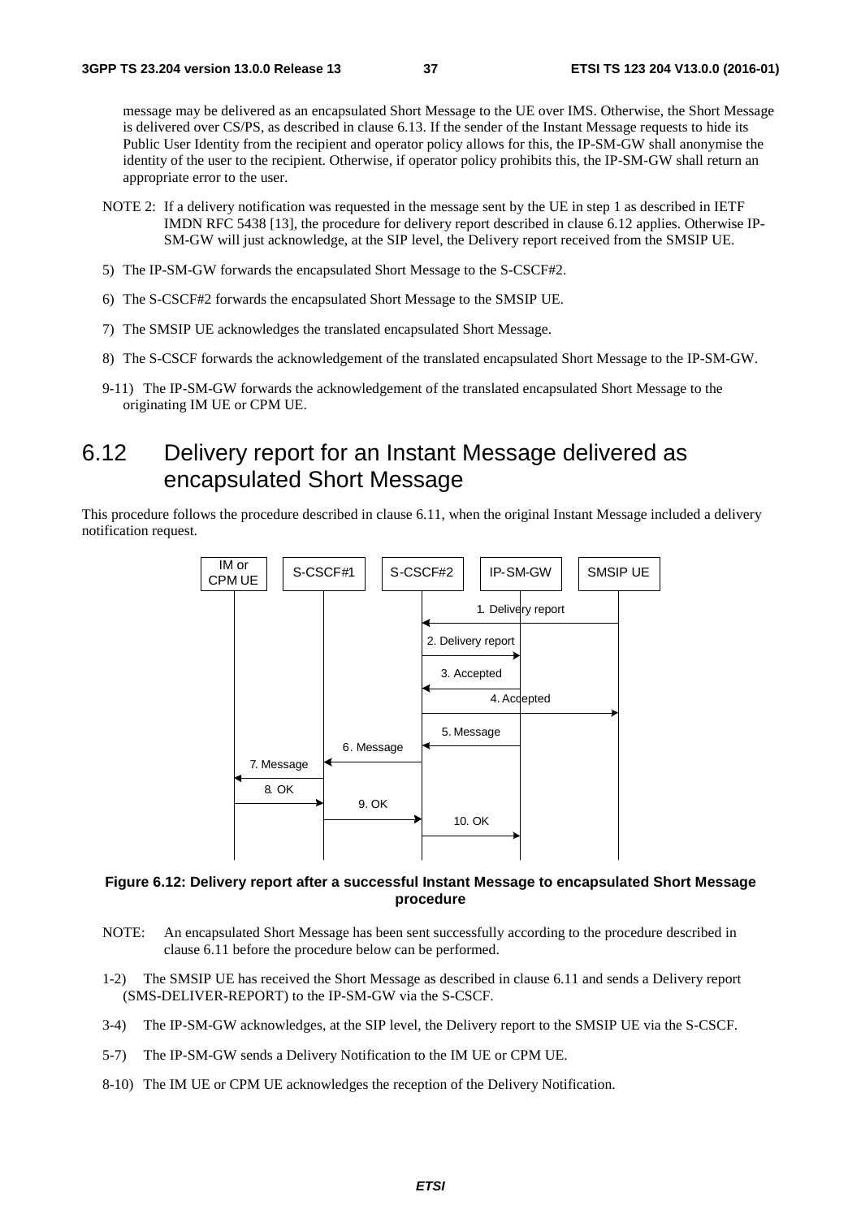message may be delivered as an encapsulated Short Message to the UE over IMS. Otherwise, the Short Message is delivered over CS/PS, as described in clause 6.13. If the sender of the Instant Message requests to hide its Public User Identity from the recipient and operator policy allows for this, the IP-SM-GW shall anonymise the identity of the user to the recipient. Otherwise, if operator policy prohibits this, the IP-SM-GW shall return an appropriate error to the user.

NOTE 2: If a delivery notification was requested in the message sent by the UE in step 1 as described in IETF IMDN RFC 5438 [13], the procedure for delivery report described in clause 6.12 applies. Otherwise IP-SM-GW will just acknowledge, at the SIP level, the Delivery report received from the SMSIP UE.

5) The IP-SM-GW forwards the encapsulated Short Message to the S-CSCF#2.

6) The S-CSCF#2 forwards the encapsulated Short Message to the SMSIP UE.

7) The SMSIP UE acknowledges the translated encapsulated Short Message.

8) The S-CSCF forwards the acknowledgement of the translated encapsulated Short Message to the IP-SM-GW.

9-11) The IP-SM-GW forwards the acknowledgement of the translated encapsulated Short Message to the originating IM UE or CPM UE.

## 6.12 Delivery report for an Instant Message delivered as encapsulated Short Message

This procedure follows the procedure described in clause 6.11, when the original Instant Message included a delivery notification request.

**Figure 6.12: Delivery report after a successful Instant Message to encapsulated Short Message procedure**

NOTE: An encapsulated Short Message has been sent successfully according to the procedure described in clause 6.11 before the procedure below can be performed.

1-2) The SMSIP UE has received the Short Message as described in clause 6.11 and sends a Delivery report (SMS-DELIVER-REPORT) to the IP-SM-GW via the S-CSCF.

3-4) The IP-SM-GW acknowledges, at the SIP level, the Delivery report to the SMSIP UE via the S-CSCF.

5-7) The IP-SM-GW sends a Delivery Notification to the IM UE or CPM UE.

8-10) The IM UE or CPM UE acknowledges the reception of the Delivery Notification.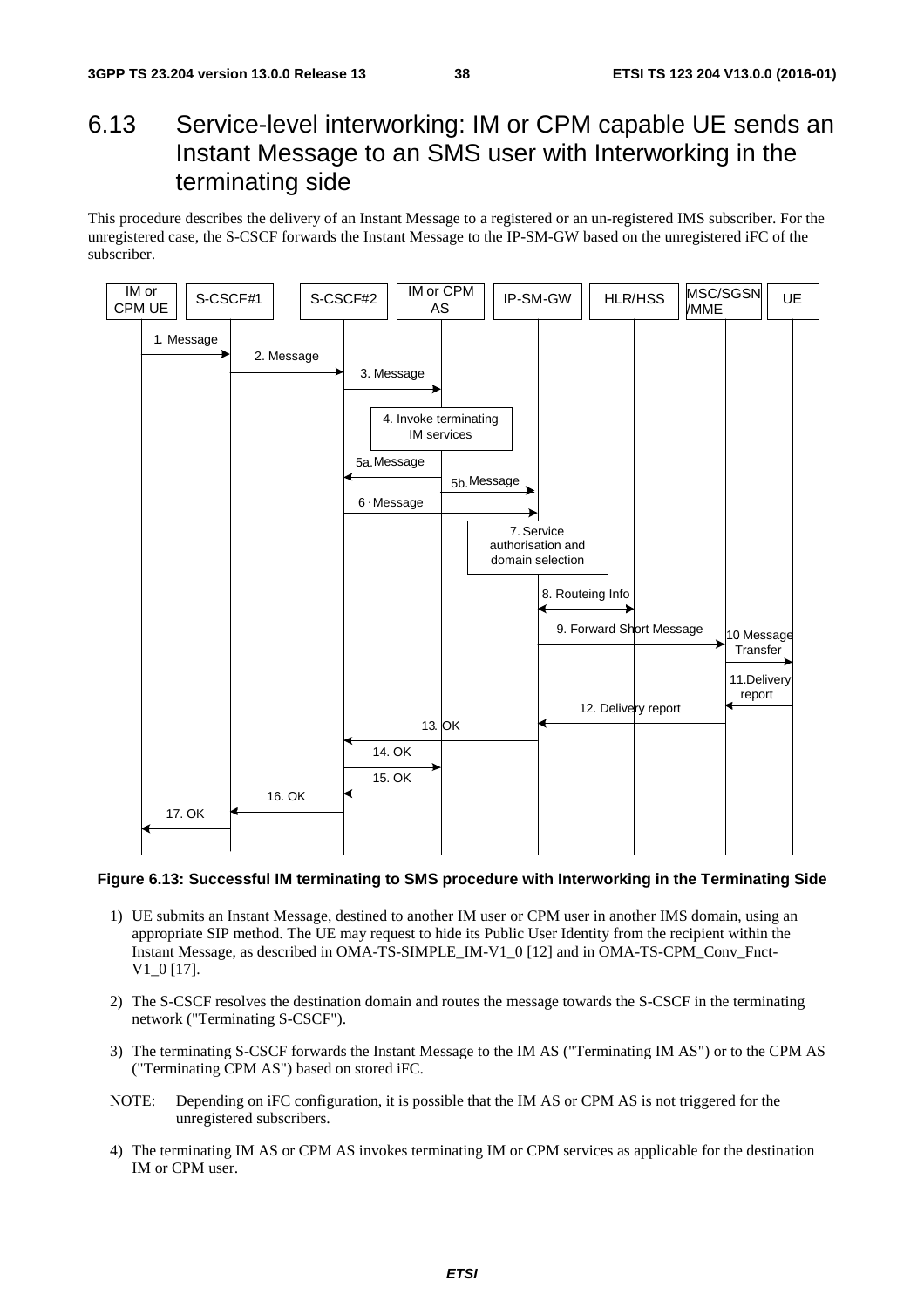## 6.13 Service-level interworking: IM or CPM capable UE sends an Instant Message to an SMS user with Interworking in the terminating side

This procedure describes the delivery of an Instant Message to a registered or an un-registered IMS subscriber. For the unregistered case, the S-CSCF forwards the Instant Message to the IP-SM-GW based on the unregistered iFC of the subscriber.

**Figure 6.13: Successful IM terminating to SMS procedure with Interworking in the Terminating Side**

1) UE submits an Instant Message, destined to another IM user or CPM user in another IMS domain, using an appropriate SIP method. The UE may request to hide its Public User Identity from the recipient within the Instant Message, as described in OMA-TS-SIMPLE_IM-V1_0 [12] and in OMA-TS-CPM_Conv_Fnct-V1_0 [17].

2) The S-CSCF resolves the destination domain and routes the message towards the S-CSCF in the terminating network ("Terminating S-CSCF").

3) The terminating S-CSCF forwards the Instant Message to the IM AS ("Terminating IM AS") or to the CPM AS ("Terminating CPM AS") based on stored iFC.

NOTE: Depending on iFC configuration, it is possible that the IM AS or CPM AS is not triggered for the unregistered subscribers.

4) The terminating IM AS or CPM AS invokes terminating IM or CPM services as applicable for the destination IM or CPM user.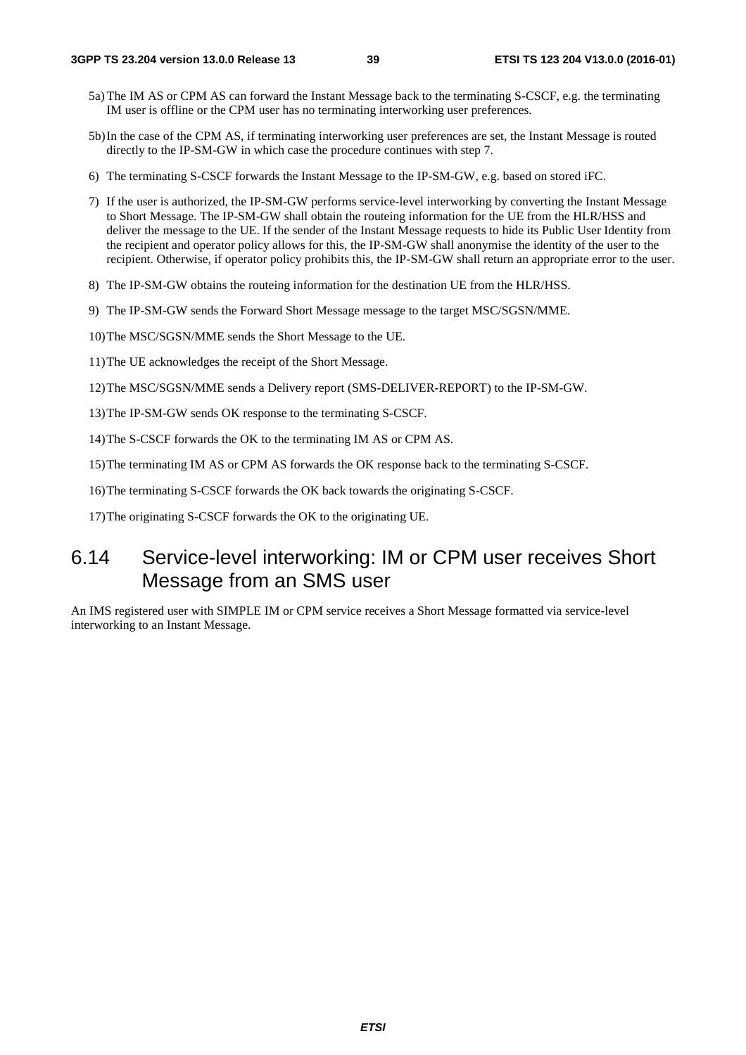5a) The IM AS or CPM AS can forward the Instant Message back to the terminating S-CSCF, e.g. the terminating IM user is offline or the CPM user has no terminating interworking user preferences.

5b) In the case of the CPM AS, if terminating interworking user preferences are set, the Instant Message is routed directly to the IP-SM-GW in which case the procedure continues with step 7.

6) The terminating S-CSCF forwards the Instant Message to the IP-SM-GW, e.g. based on stored iFC.

7) If the user is authorized, the IP-SM-GW performs service-level interworking by converting the Instant Message to Short Message. The IP-SM-GW shall obtain the routeing information for the UE from the HLR/HSS and deliver the message to the UE. If the sender of the Instant Message requests to hide its Public User Identity from the recipient and operator policy allows for this, the IP-SM-GW shall anonymise the identity of the user to the recipient. Otherwise, if operator policy prohibits this, the IP-SM-GW shall return an appropriate error to the user.

8) The IP-SM-GW obtains the routeing information for the destination UE from the HLR/HSS.

9) The IP-SM-GW sends the Forward Short Message message to the target MSC/SGSN/MME.

10) The MSC/SGSN/MME sends the Short Message to the UE.

11) The UE acknowledges the receipt of the Short Message.

12) The MSC/SGSN/MME sends a Delivery report (SMS-DELIVER-REPORT) to the IP-SM-GW.

13) The IP-SM-GW sends OK response to the terminating S-CSCF.

14) The S-CSCF forwards the OK to the terminating IM AS or CPM AS.

15) The terminating IM AS or CPM AS forwards the OK response back to the terminating S-CSCF.

16) The terminating S-CSCF forwards the OK back towards the originating S-CSCF.

17) The originating S-CSCF forwards the OK to the originating UE.

## 6.14 Service-level interworking: IM or CPM user receives Short Message from an SMS user

An IMS registered user with SIMPLE IM or CPM service receives a Short Message formatted via service-level interworking to an Instant Message.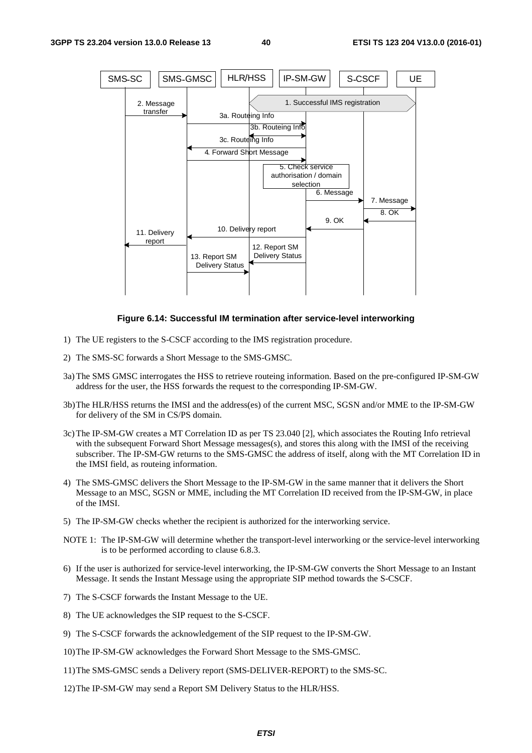**Figure 6.14: Successful IM termination after service-level interworking**

1) The UE registers to the S-CSCF according to the IMS registration procedure.

2) The SMS-SC forwards a Short Message to the SMS-GMSC.

3a) The SMS GMSC interrogates the HSS to retrieve routeing information. Based on the pre-configured IP-SM-GW address for the user, the HSS forwards the request to the corresponding IP-SM-GW.

3b) The HLR/HSS returns the IMSI and the address(es) of the current MSC, SGSN and/or MME to the IP-SM-GW for delivery of the SM in CS/PS domain.

3c) The IP-SM-GW creates a MT Correlation ID as per TS 23.040 [2], which associates the Routing Info retrieval with the subsequent Forward Short Message messages(s), and stores this along with the IMSI of the receiving subscriber. The IP-SM-GW returns to the SMS-GMSC the address of itself, along with the MT Correlation ID in the IMSI field, as routeing information.

4) The SMS-GMSC delivers the Short Message to the IP-SM-GW in the same manner that it delivers the Short Message to an MSC, SGSN or MME, including the MT Correlation ID received from the IP-SM-GW, in place of the IMSI.

5) The IP-SM-GW checks whether the recipient is authorized for the interworking service.

NOTE 1: The IP-SM-GW will determine whether the transport-level interworking or the service-level interworking is to be performed according to clause 6.8.3.

6) If the user is authorized for service-level interworking, the IP-SM-GW converts the Short Message to an Instant Message. It sends the Instant Message using the appropriate SIP method towards the S-CSCF.

7) The S-CSCF forwards the Instant Message to the UE.

8) The UE acknowledges the SIP request to the S-CSCF.

9) The S-CSCF forwards the acknowledgement of the SIP request to the IP-SM-GW.

10) The IP-SM-GW acknowledges the Forward Short Message to the SMS-GMSC.

11) The SMS-GMSC sends a Delivery report (SMS-DELIVER-REPORT) to the SMS-SC.

12) The IP-SM-GW may send a Report SM Delivery Status to the HLR/HSS.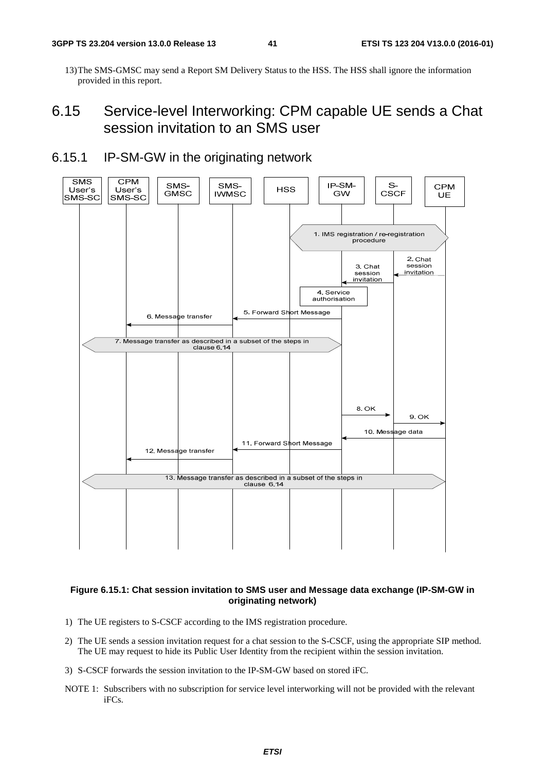13) The SMS-GMSC may send a Report SM Delivery Status to the HSS. The HSS shall ignore the information provided in this report.

## 6.15 Service-level Interworking: CPM capable UE sends a Chat session invitation to an SMS user

### 6.15.1 IP-SM-GW in the originating network

**Figure 6.15.1: Chat session invitation to SMS user and Message data exchange (IP-SM-GW in originating network)**

1) The UE registers to S-CSCF according to the IMS registration procedure.

2) The UE sends a session invitation request for a chat session to the S-CSCF, using the appropriate SIP method. The UE may request to hide its Public User Identity from the recipient within the session invitation.

3) S-CSCF forwards the session invitation to the IP-SM-GW based on stored iFC.

NOTE 1: Subscribers with no subscription for service level interworking will not be provided with the relevant iFCs.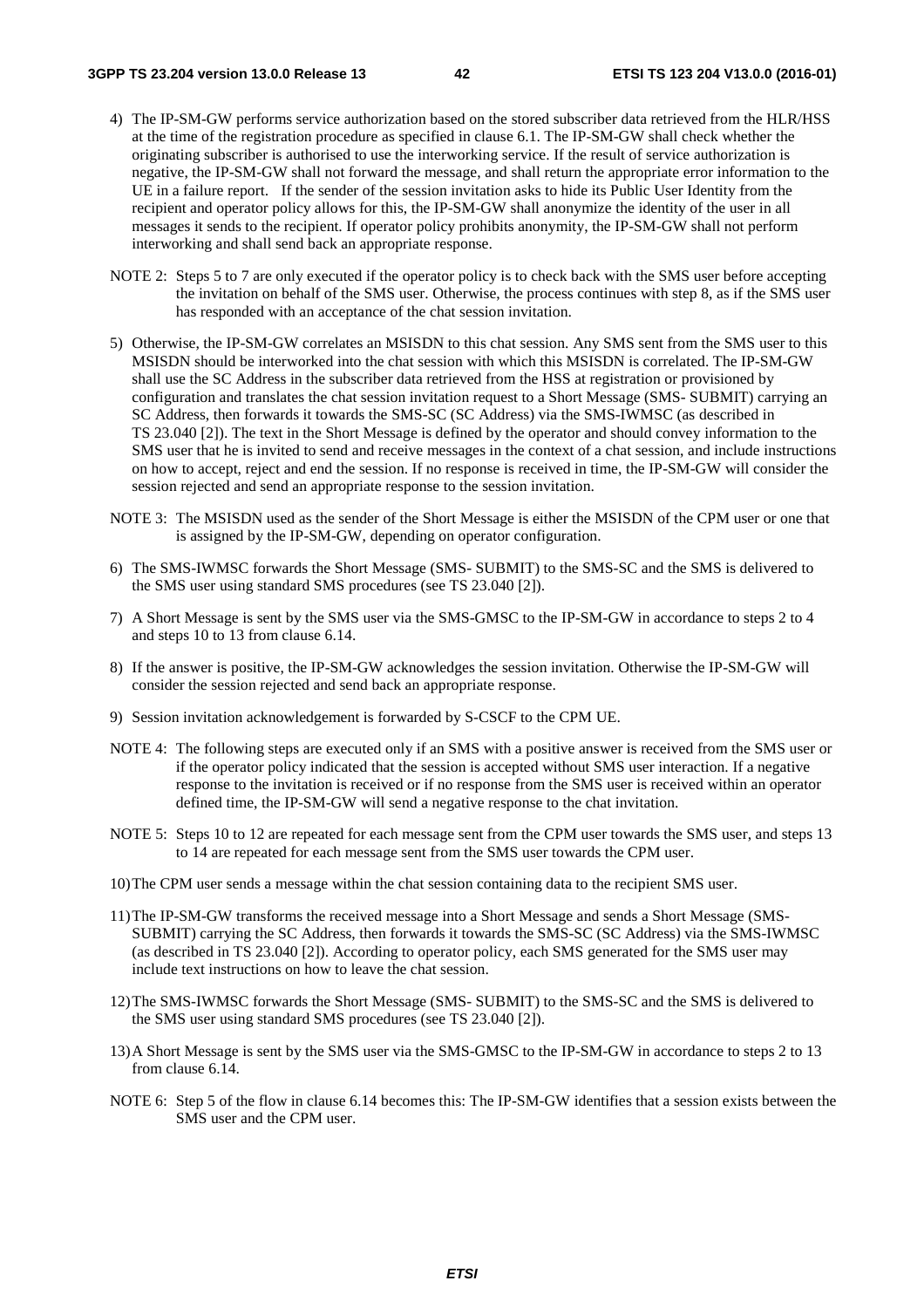4) The IP-SM-GW performs service authorization based on the stored subscriber data retrieved from the HLR/HSS at the time of the registration procedure as specified in clause 6.1. The IP-SM-GW shall check whether the originating subscriber is authorised to use the interworking service. If the result of service authorization is negative, the IP-SM-GW shall not forward the message, and shall return the appropriate error information to the UE in a failure report. If the sender of the session invitation asks to hide its Public User Identity from the recipient and operator policy allows for this, the IP-SM-GW shall anonymize the identity of the user in all messages it sends to the recipient. If operator policy prohibits anonymity, the IP-SM-GW shall not perform interworking and shall send back an appropriate response.

NOTE 2: Steps 5 to 7 are only executed if the operator policy is to check back with the SMS user before accepting the invitation on behalf of the SMS user. Otherwise, the process continues with step 8, as if the SMS user has responded with an acceptance of the chat session invitation.

5) Otherwise, the IP-SM-GW correlates an MSISDN to this chat session. Any SMS sent from the SMS user to this MSISDN should be interworked into the chat session with which this MSISDN is correlated. The IP-SM-GW shall use the SC Address in the subscriber data retrieved from the HSS at registration or provisioned by configuration and translates the chat session invitation request to a Short Message (SMS- SUBMIT) carrying an SC Address, then forwards it towards the SMS-SC (SC Address) via the SMS-IWMSC (as described in TS 23.040 [2]). The text in the Short Message is defined by the operator and should convey information to the SMS user that he is invited to send and receive messages in the context of a chat session, and include instructions on how to accept, reject and end the session. If no response is received in time, the IP-SM-GW will consider the session rejected and send an appropriate response to the session invitation.

NOTE 3: The MSISDN used as the sender of the Short Message is either the MSISDN of the CPM user or one that is assigned by the IP-SM-GW, depending on operator configuration.

6) The SMS-IWMSC forwards the Short Message (SMS- SUBMIT) to the SMS-SC and the SMS is delivered to the SMS user using standard SMS procedures (see TS 23.040 [2]).

7) A Short Message is sent by the SMS user via the SMS-GMSC to the IP-SM-GW in accordance to steps 2 to 4 and steps 10 to 13 from clause 6.14.

8) If the answer is positive, the IP-SM-GW acknowledges the session invitation. Otherwise the IP-SM-GW will consider the session rejected and send back an appropriate response.

9) Session invitation acknowledgement is forwarded by S-CSCF to the CPM UE.

NOTE 4: The following steps are executed only if an SMS with a positive answer is received from the SMS user or if the operator policy indicated that the session is accepted without SMS user interaction. If a negative response to the invitation is received or if no response from the SMS user is received within an operator defined time, the IP-SM-GW will send a negative response to the chat invitation.

NOTE 5: Steps 10 to 12 are repeated for each message sent from the CPM user towards the SMS user, and steps 13 to 14 are repeated for each message sent from the SMS user towards the CPM user.

10) The CPM user sends a message within the chat session containing data to the recipient SMS user.

11) The IP-SM-GW transforms the received message into a Short Message and sends a Short Message (SMS-SUBMIT) carrying the SC Address, then forwards it towards the SMS-SC (SC Address) via the SMS-IWMSC (as described in TS 23.040 [2]). According to operator policy, each SMS generated for the SMS user may include text instructions on how to leave the chat session.

12) The SMS-IWMSC forwards the Short Message (SMS- SUBMIT) to the SMS-SC and the SMS is delivered to the SMS user using standard SMS procedures (see TS 23.040 [2]).

13) A Short Message is sent by the SMS user via the SMS-GMSC to the IP-SM-GW in accordance to steps 2 to 13 from clause 6.14.

NOTE 6: Step 5 of the flow in clause 6.14 becomes this: The IP-SM-GW identifies that a session exists between the SMS user and the CPM user.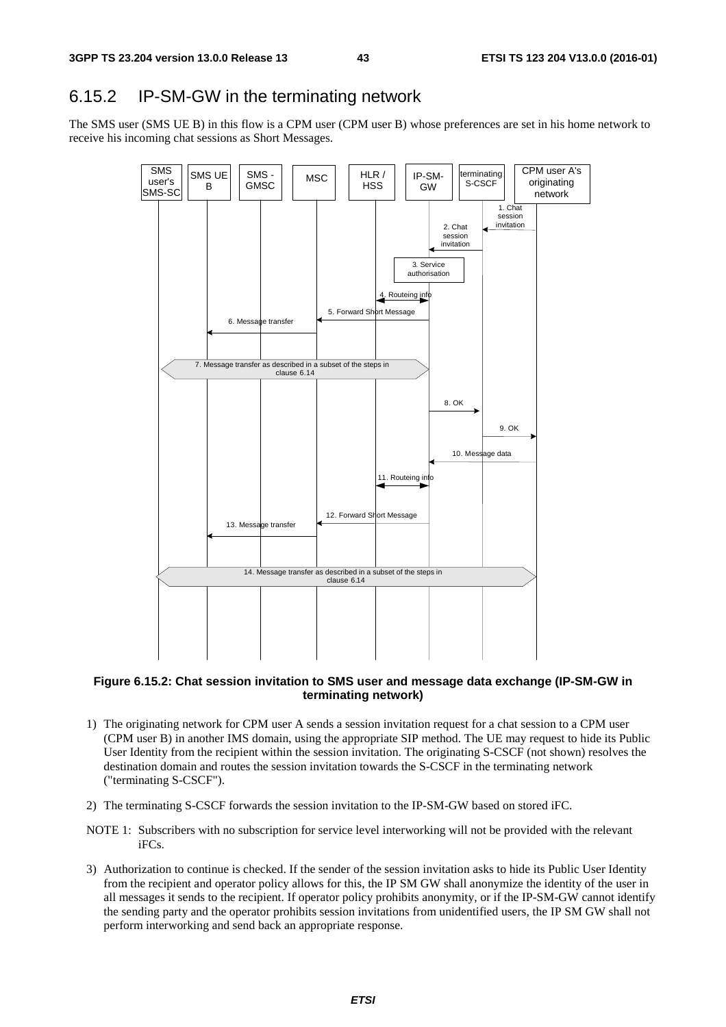## 6.15.2 IP-SM-GW in the terminating network

The SMS user (SMS UE B) in this flow is a CPM user (CPM user B) whose preferences are set in his home network to receive his incoming chat sessions as Short Messages.

**Figure 6.15.2: Chat session invitation to SMS user and message data exchange (IP-SM-GW in terminating network)**

1) The originating network for CPM user A sends a session invitation request for a chat session to a CPM user (CPM user B) in another IMS domain, using the appropriate SIP method. The UE may request to hide its Public User Identity from the recipient within the session invitation. The originating S-CSCF (not shown) resolves the destination domain and routes the session invitation towards the S-CSCF in the terminating network ("terminating S-CSCF").

2) The terminating S-CSCF forwards the session invitation to the IP-SM-GW based on stored iFC.

NOTE 1: Subscribers with no subscription for service level interworking will not be provided with the relevant iFCs.

3) Authorization to continue is checked. If the sender of the session invitation asks to hide its Public User Identity from the recipient and operator policy allows for this, the IP SM GW shall anonymize the identity of the user in all messages it sends to the recipient. If operator policy prohibits anonymity, or if the IP-SM-GW cannot identify the sending party and the operator prohibits session invitations from unidentified users, the IP SM GW shall not perform interworking and send back an appropriate response.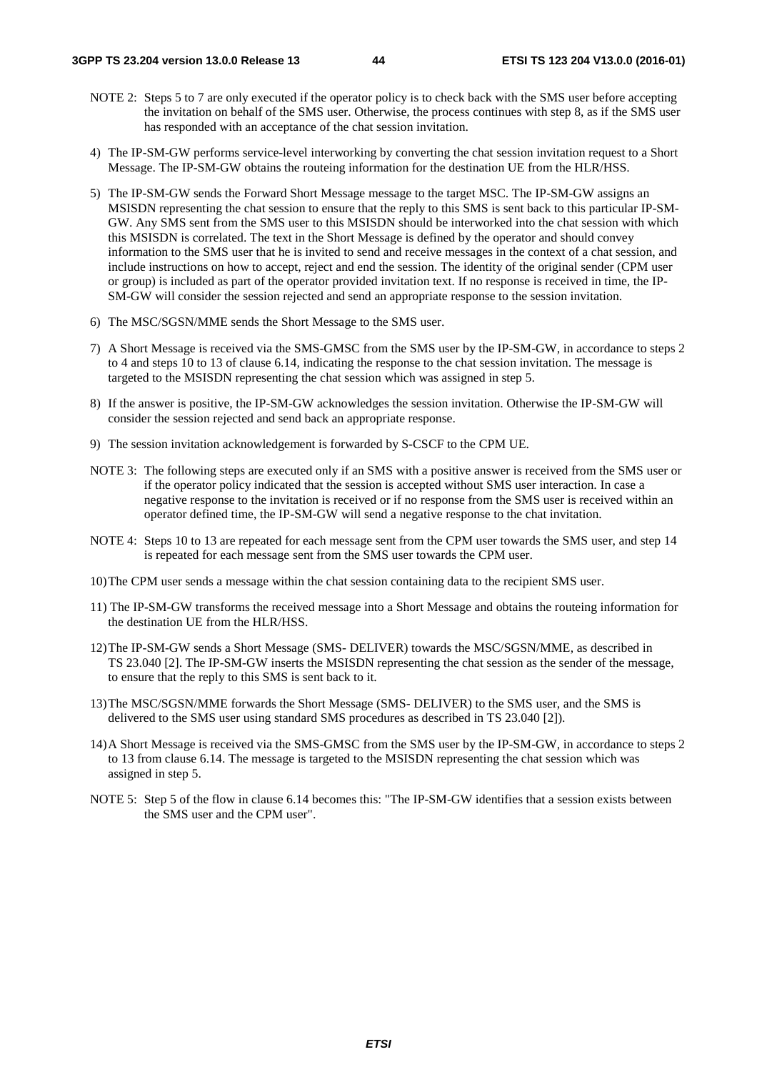NOTE 2: Steps 5 to 7 are only executed if the operator policy is to check back with the SMS user before accepting the invitation on behalf of the SMS user. Otherwise, the process continues with step 8, as if the SMS user has responded with an acceptance of the chat session invitation.

4) The IP-SM-GW performs service-level interworking by converting the chat session invitation request to a Short Message. The IP-SM-GW obtains the routeing information for the destination UE from the HLR/HSS.

5) The IP-SM-GW sends the Forward Short Message message to the target MSC. The IP-SM-GW assigns an MSISDN representing the chat session to ensure that the reply to this SMS is sent back to this particular IP-SM-GW. Any SMS sent from the SMS user to this MSISDN should be interworked into the chat session with which this MSISDN is correlated. The text in the Short Message is defined by the operator and should convey information to the SMS user that he is invited to send and receive messages in the context of a chat session, and include instructions on how to accept, reject and end the session. The identity of the original sender (CPM user or group) is included as part of the operator provided invitation text. If no response is received in time, the IP-SM-GW will consider the session rejected and send an appropriate response to the session invitation.

6) The MSC/SGSN/MME sends the Short Message to the SMS user.

7) A Short Message is received via the SMS-GMSC from the SMS user by the IP-SM-GW, in accordance to steps 2 to 4 and steps 10 to 13 of clause 6.14, indicating the response to the chat session invitation. The message is targeted to the MSISDN representing the chat session which was assigned in step 5.

8) If the answer is positive, the IP-SM-GW acknowledges the session invitation. Otherwise the IP-SM-GW will consider the session rejected and send back an appropriate response.

9) The session invitation acknowledgement is forwarded by S-CSCF to the CPM UE.

NOTE 3: The following steps are executed only if an SMS with a positive answer is received from the SMS user or if the operator policy indicated that the session is accepted without SMS user interaction. In case a negative response to the invitation is received or if no response from the SMS user is received within an operator defined time, the IP-SM-GW will send a negative response to the chat invitation.

NOTE 4: Steps 10 to 13 are repeated for each message sent from the CPM user towards the SMS user, and step 14 is repeated for each message sent from the SMS user towards the CPM user.

10) The CPM user sends a message within the chat session containing data to the recipient SMS user.

11) The IP-SM-GW transforms the received message into a Short Message and obtains the routeing information for the destination UE from the HLR/HSS.

12) The IP-SM-GW sends a Short Message (SMS- DELIVER) towards the MSC/SGSN/MME, as described in TS 23.040 [2]. The IP-SM-GW inserts the MSISDN representing the chat session as the sender of the message, to ensure that the reply to this SMS is sent back to it.

13) The MSC/SGSN/MME forwards the Short Message (SMS- DELIVER) to the SMS user, and the SMS is delivered to the SMS user using standard SMS procedures as described in TS 23.040 [2]).

14) A Short Message is received via the SMS-GMSC from the SMS user by the IP-SM-GW, in accordance to steps 2 to 13 from clause 6.14. The message is targeted to the MSISDN representing the chat session which was assigned in step 5.

NOTE 5: Step 5 of the flow in clause 6.14 becomes this: "The IP-SM-GW identifies that a session exists between the SMS user and the CPM user".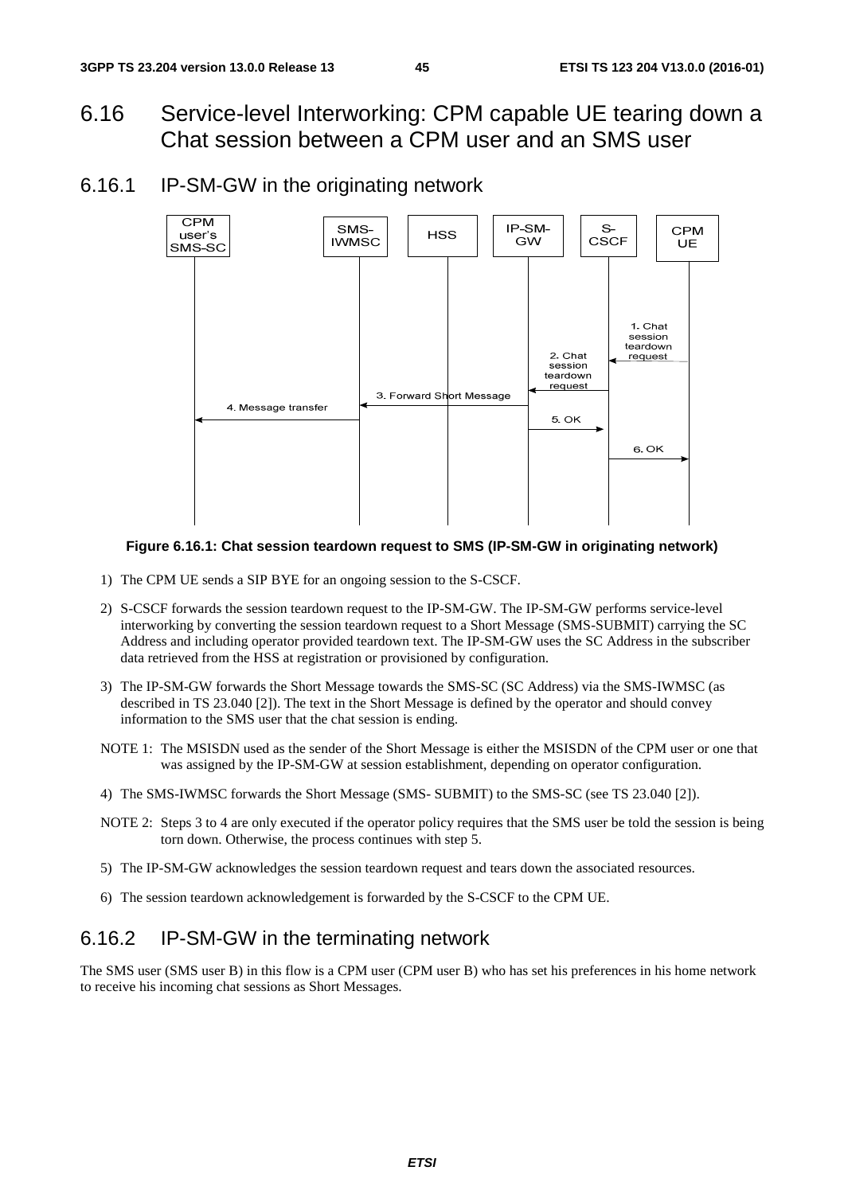## 6.16 Service-level Interworking: CPM capable UE tearing down a Chat session between a CPM user and an SMS user

### 6.16.1 IP-SM-GW in the originating network

**Figure 6.16.1: Chat session teardown request to SMS (IP-SM-GW in originating network)**

1) The CPM UE sends a SIP BYE for an ongoing session to the S-CSCF.

2) S-CSCF forwards the session teardown request to the IP-SM-GW. The IP-SM-GW performs service-level interworking by converting the session teardown request to a Short Message (SMS-SUBMIT) carrying the SC Address and including operator provided teardown text. The IP-SM-GW uses the SC Address in the subscriber data retrieved from the HSS at registration or provisioned by configuration.

3) The IP-SM-GW forwards the Short Message towards the SMS-SC (SC Address) via the SMS-IWMSC (as described in TS 23.040 [2]). The text in the Short Message is defined by the operator and should convey information to the SMS user that the chat session is ending.

NOTE 1: The MSISDN used as the sender of the Short Message is either the MSISDN of the CPM user or one that was assigned by the IP-SM-GW at session establishment, depending on operator configuration.

4) The SMS-IWMSC forwards the Short Message (SMS- SUBMIT) to the SMS-SC (see TS 23.040 [2]).

NOTE 2: Steps 3 to 4 are only executed if the operator policy requires that the SMS user be told the session is being torn down. Otherwise, the process continues with step 5.

5) The IP-SM-GW acknowledges the session teardown request and tears down the associated resources.

6) The session teardown acknowledgement is forwarded by the S-CSCF to the CPM UE.

### 6.16.2 IP-SM-GW in the terminating network

The SMS user (SMS user B) in this flow is a CPM user (CPM user B) who has set his preferences in his home network to receive his incoming chat sessions as Short Messages.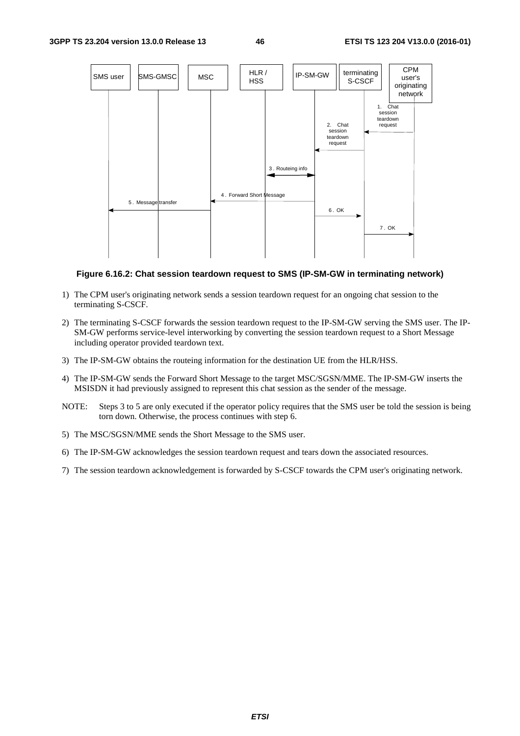**Figure 6.16.2: Chat session teardown request to SMS (IP-SM-GW in terminating network)**

1) The CPM user's originating network sends a session teardown request for an ongoing chat session to the terminating S-CSCF.

2) The terminating S-CSCF forwards the session teardown request to the IP-SM-GW serving the SMS user. The IP-SM-GW performs service-level interworking by converting the session teardown request to a Short Message including operator provided teardown text.

3) The IP-SM-GW obtains the routeing information for the destination UE from the HLR/HSS.

4) The IP-SM-GW sends the Forward Short Message to the target MSC/SGSN/MME. The IP-SM-GW inserts the MSISDN it had previously assigned to represent this chat session as the sender of the message.

NOTE: Steps 3 to 5 are only executed if the operator policy requires that the SMS user be told the session is being torn down. Otherwise, the process continues with step 6.

5) The MSC/SGSN/MME sends the Short Message to the SMS user.

6) The IP-SM-GW acknowledges the session teardown request and tears down the associated resources.

7) The session teardown acknowledgement is forwarded by S-CSCF towards the CPM user's originating network.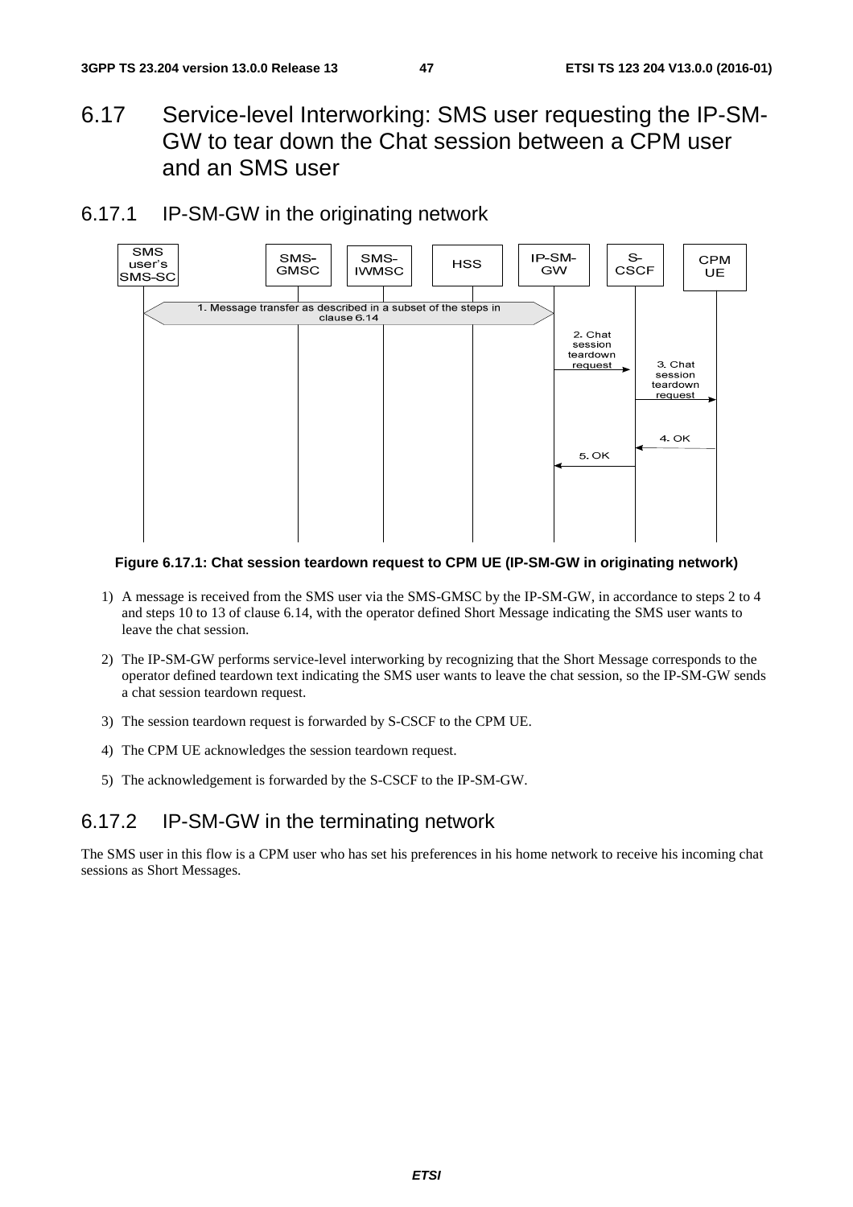## 6.17 Service-level Interworking: SMS user requesting the IP-SM-GW to tear down the Chat session between a CPM user and an SMS user

### 6.17.1 IP-SM-GW in the originating network

**Figure 6.17.1: Chat session teardown request to CPM UE (IP-SM-GW in originating network)**

1) A message is received from the SMS user via the SMS-GMSC by the IP-SM-GW, in accordance to steps 2 to 4 and steps 10 to 13 of clause 6.14, with the operator defined Short Message indicating the SMS user wants to leave the chat session.

2) The IP-SM-GW performs service-level interworking by recognizing that the Short Message corresponds to the operator defined teardown text indicating the SMS user wants to leave the chat session, so the IP-SM-GW sends a chat session teardown request.

3) The session teardown request is forwarded by S-CSCF to the CPM UE.

4) The CPM UE acknowledges the session teardown request.

5) The acknowledgement is forwarded by the S-CSCF to the IP-SM-GW.

### 6.17.2 IP-SM-GW in the terminating network

The SMS user in this flow is a CPM user who has set his preferences in his home network to receive his incoming chat sessions as Short Messages.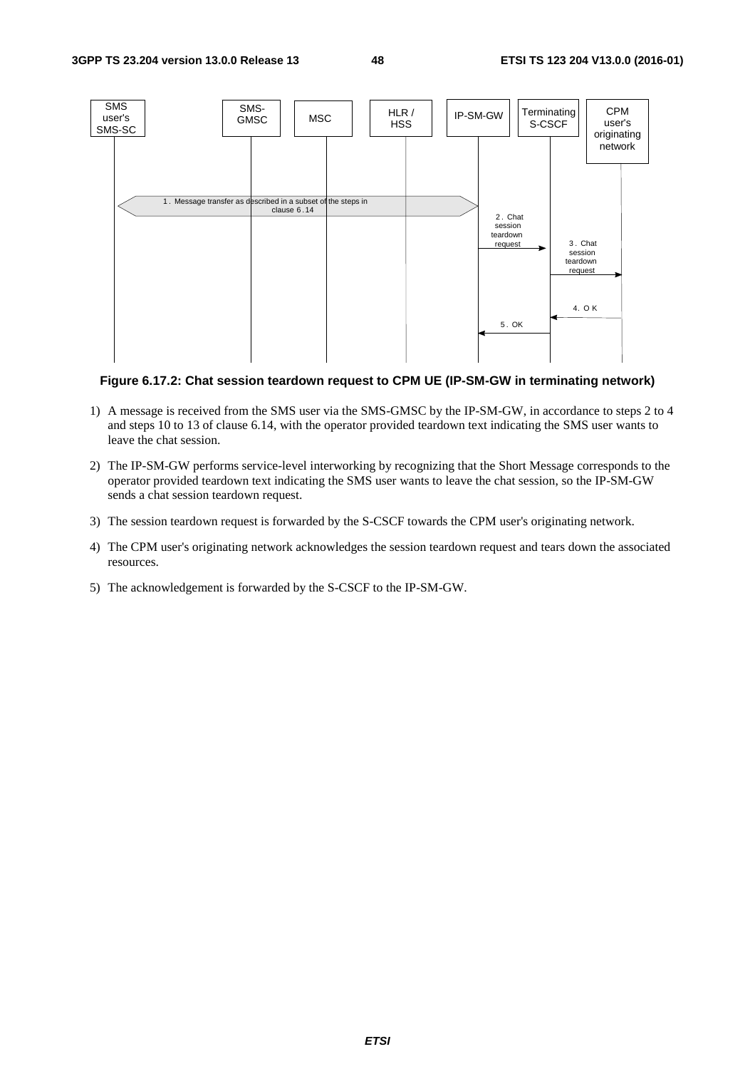**Figure 6.17.2: Chat session teardown request to CPM UE (IP-SM-GW in terminating network)**

1) A message is received from the SMS user via the SMS-GMSC by the IP-SM-GW, in accordance to steps 2 to 4 and steps 10 to 13 of clause 6.14, with the operator provided teardown text indicating the SMS user wants to leave the chat session.

2) The IP-SM-GW performs service-level interworking by recognizing that the Short Message corresponds to the operator provided teardown text indicating the SMS user wants to leave the chat session, so the IP-SM-GW sends a chat session teardown request.

3) The session teardown request is forwarded by the S-CSCF towards the CPM user's originating network.

4) The CPM user's originating network acknowledges the session teardown request and tears down the associated resources.

5) The acknowledgement is forwarded by the S-CSCF to the IP-SM-GW.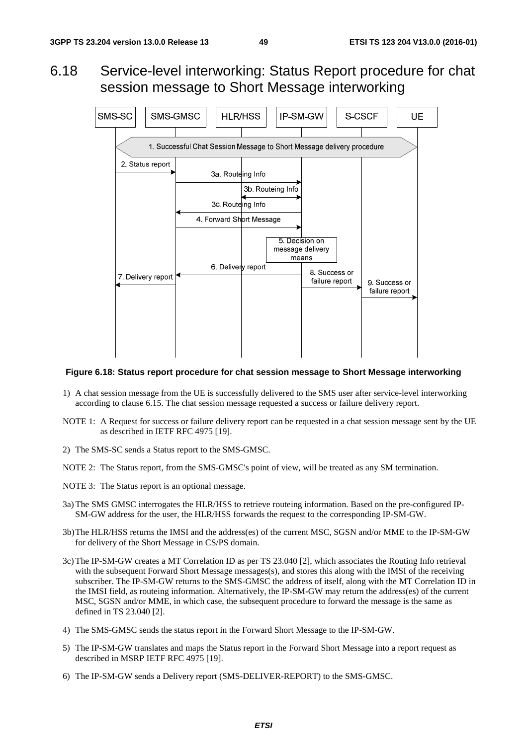# 6.18 Service-level interworking: Status Report procedure for chat session message to Short Message interworking

**Figure 6.18: Status report procedure for chat session message to Short Message interworking**

1) A chat session message from the UE is successfully delivered to the SMS user after service-level interworking according to clause 6.15. The chat session message requested a success or failure delivery report.

NOTE 1: A Request for success or failure delivery report can be requested in a chat session message sent by the UE as described in IETF RFC 4975 [19].

2) The SMS-SC sends a Status report to the SMS-GMSC.

NOTE 2: The Status report, from the SMS-GMSC's point of view, will be treated as any SM termination.

NOTE 3: The Status report is an optional message.

3a) The SMS GMSC interrogates the HLR/HSS to retrieve routeing information. Based on the pre-configured IP-SM-GW address for the user, the HLR/HSS forwards the request to the corresponding IP-SM-GW.

3b) The HLR/HSS returns the IMSI and the address(es) of the current MSC, SGSN and/or MME to the IP-SM-GW for delivery of the Short Message in CS/PS domain.

3c) The IP-SM-GW creates a MT Correlation ID as per TS 23.040 [2], which associates the Routing Info retrieval with the subsequent Forward Short Message messages(s), and stores this along with the IMSI of the receiving subscriber. The IP-SM-GW returns to the SMS-GMSC the address of itself, along with the MT Correlation ID in the IMSI field, as routeing information. Alternatively, the IP-SM-GW may return the address(es) of the current MSC, SGSN and/or MME, in which case, the subsequent procedure to forward the message is the same as defined in TS 23.040 [2].

4) The SMS-GMSC sends the status report in the Forward Short Message to the IP-SM-GW.

5) The IP-SM-GW translates and maps the Status report in the Forward Short Message into a report request as described in MSRP IETF RFC 4975 [19].

6) The IP-SM-GW sends a Delivery report (SMS-DELIVER-REPORT) to the SMS-GMSC.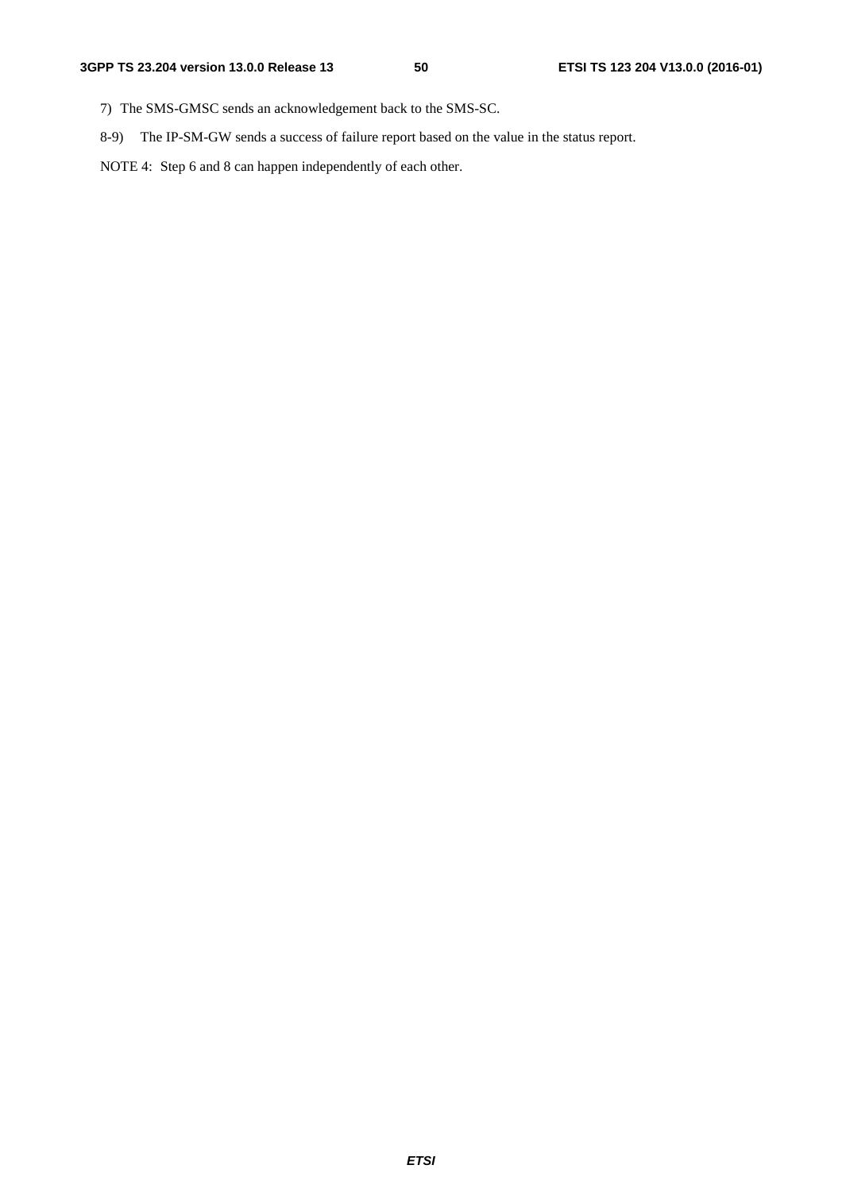7) The SMS-GMSC sends an acknowledgement back to the SMS-SC.

8-9) The IP-SM-GW sends a success of failure report based on the value in the status report.

NOTE 4: Step 6 and 8 can happen independently of each other.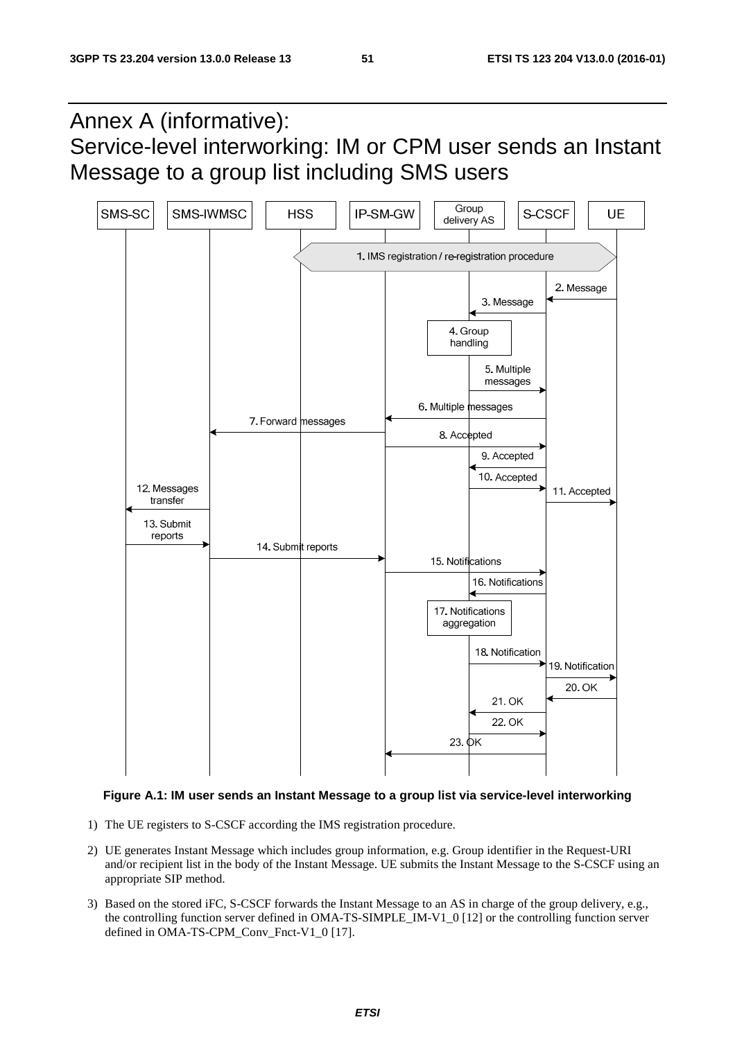# Annex A (informative): Service-level interworking: IM or CPM user sends an Instant Message to a group list including SMS users

**Figure A.1: IM user sends an Instant Message to a group list via service-level interworking**

1) The UE registers to S-CSCF according the IMS registration procedure.

2) UE generates Instant Message which includes group information, e.g. Group identifier in the Request-URI and/or recipient list in the body of the Instant Message. UE submits the Instant Message to the S-CSCF using an appropriate SIP method.

3) Based on the stored iFC, S-CSCF forwards the Instant Message to an AS in charge of the group delivery, e.g., the controlling function server defined in OMA-TS-SIMPLE_IM-V1_0 [12] or the controlling function server defined in OMA-TS-CPM_Conv_Fnct-V1_0 [17].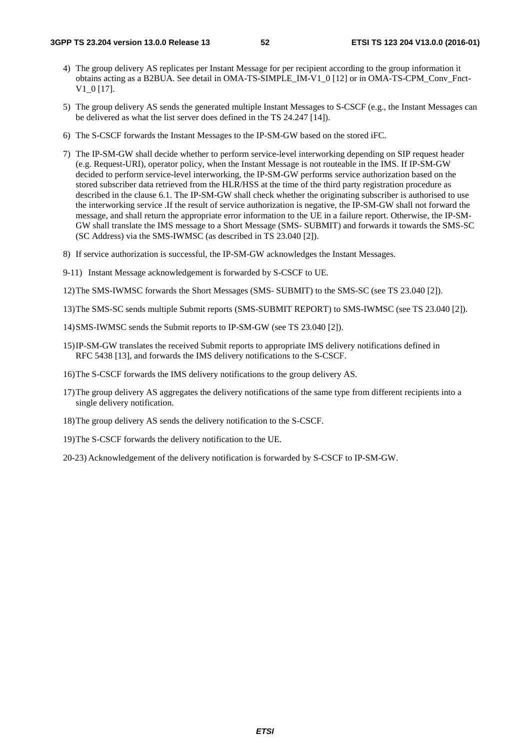4) The group delivery AS replicates per Instant Message for per recipient according to the group information it obtains acting as a B2BUA. See detail in OMA-TS-SIMPLE_IM-V1_0 [12] or in OMA-TS-CPM_Conv_Fnct-V1_0 [17].

5) The group delivery AS sends the generated multiple Instant Messages to S-CSCF (e.g., the Instant Messages can be delivered as what the list server does defined in the TS 24.247 [14]).

6) The S-CSCF forwards the Instant Messages to the IP-SM-GW based on the stored iFC.

7) The IP-SM-GW shall decide whether to perform service-level interworking depending on SIP request header (e.g. Request-URI), operator policy, when the Instant Message is not routeable in the IMS. If IP-SM-GW decided to perform service-level interworking, the IP-SM-GW performs service authorization based on the stored subscriber data retrieved from the HLR/HSS at the time of the third party registration procedure as described in the clause 6.1. The IP-SM-GW shall check whether the originating subscriber is authorised to use the interworking service .If the result of service authorization is negative, the IP-SM-GW shall not forward the message, and shall return the appropriate error information to the UE in a failure report. Otherwise, the IP-SM-GW shall translate the IMS message to a Short Message (SMS- SUBMIT) and forwards it towards the SMS-SC (SC Address) via the SMS-IWMSC (as described in TS 23.040 [2]).

8) If service authorization is successful, the IP-SM-GW acknowledges the Instant Messages.

9-11) Instant Message acknowledgement is forwarded by S-CSCF to UE.

12) The SMS-IWMSC forwards the Short Messages (SMS- SUBMIT) to the SMS-SC (see TS 23.040 [2]).

13) The SMS-SC sends multiple Submit reports (SMS-SUBMIT REPORT) to SMS-IWMSC (see TS 23.040 [2]).

14) SMS-IWMSC sends the Submit reports to IP-SM-GW (see TS 23.040 [2]).

15) IP-SM-GW translates the received Submit reports to appropriate IMS delivery notifications defined in RFC 5438 [13], and forwards the IMS delivery notifications to the S-CSCF.

16) The S-CSCF forwards the IMS delivery notifications to the group delivery AS.

17) The group delivery AS aggregates the delivery notifications of the same type from different recipients into a single delivery notification.

18) The group delivery AS sends the delivery notification to the S-CSCF.

19) The S-CSCF forwards the delivery notification to the UE.

20-23) Acknowledgement of the delivery notification is forwarded by S-CSCF to IP-SM-GW.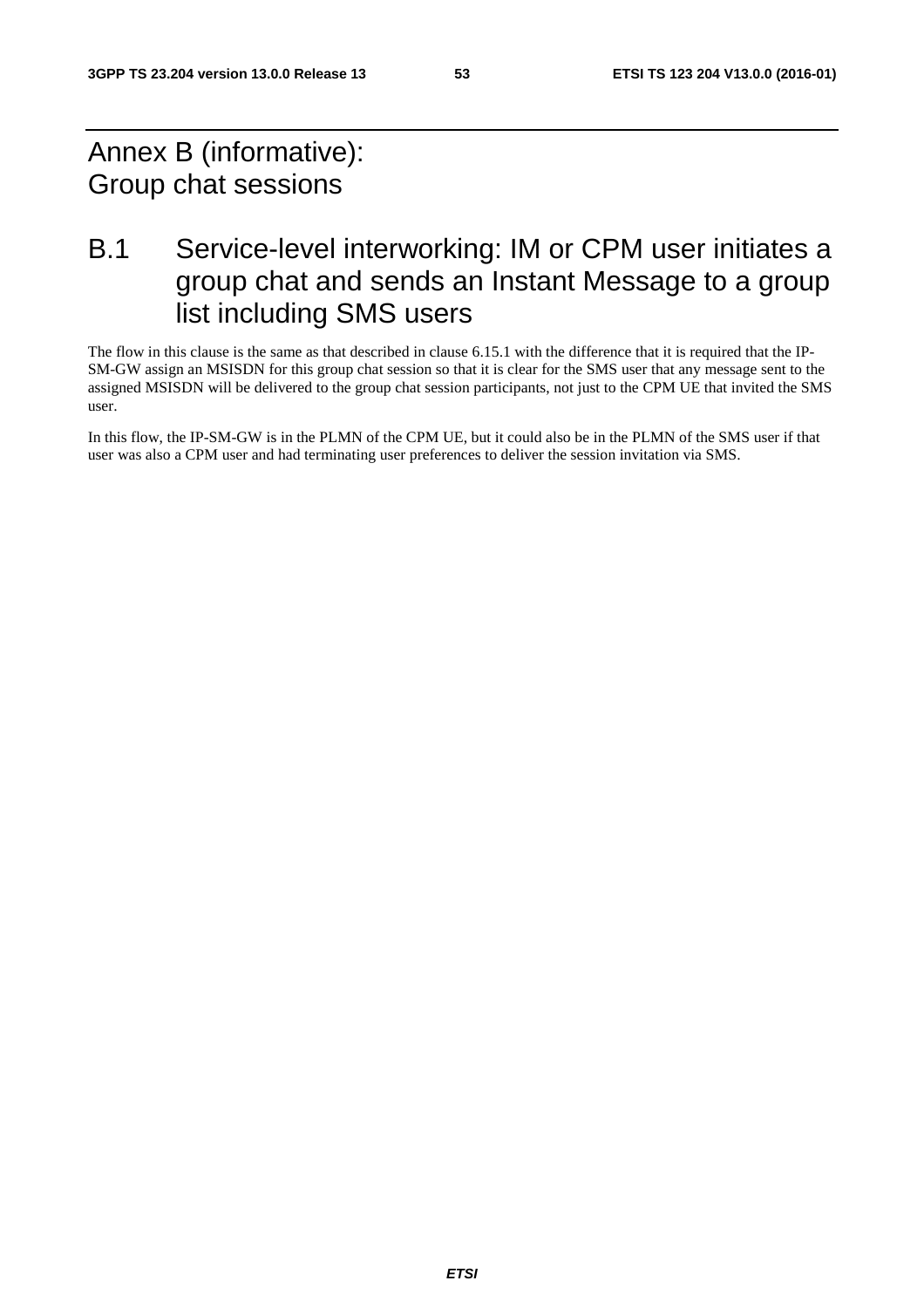# Annex B (informative): Group chat sessions

## B.1 Service-level interworking: IM or CPM user initiates a group chat and sends an Instant Message to a group list including SMS users

The flow in this clause is the same as that described in clause 6.15.1 with the difference that it is required that the IP-SM-GW assign an MSISDN for this group chat session so that it is clear for the SMS user that any message sent to the assigned MSISDN will be delivered to the group chat session participants, not just to the CPM UE that invited the SMS user.

In this flow, the IP-SM-GW is in the PLMN of the CPM UE, but it could also be in the PLMN of the SMS user if that user was also a CPM user and had terminating user preferences to deliver the session invitation via SMS.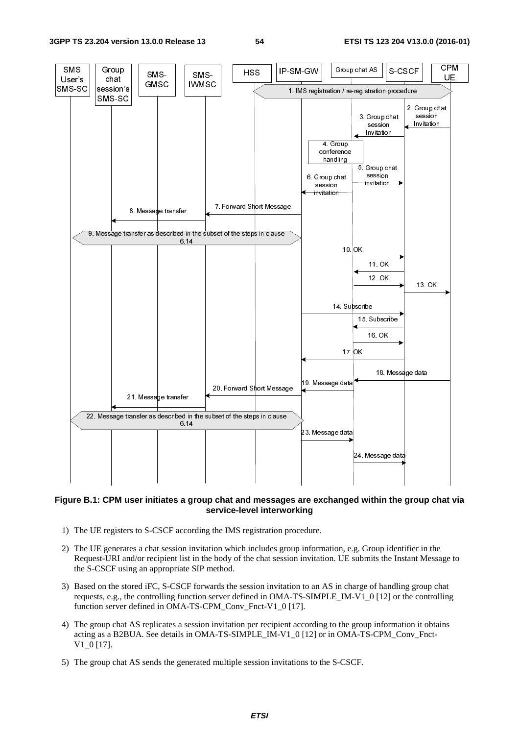**Figure B.1: CPM user initiates a group chat and messages are exchanged within the group chat via service-level interworking**

1) The UE registers to S-CSCF according the IMS registration procedure.

2) The UE generates a chat session invitation which includes group information, e.g. Group identifier in the Request-URI and/or recipient list in the body of the chat session invitation. UE submits the Instant Message to the S-CSCF using an appropriate SIP method.

3) Based on the stored iFC, S-CSCF forwards the session invitation to an AS in charge of handling group chat requests, e.g., the controlling function server defined in OMA-TS-SIMPLE_IM-V1_0 [12] or the controlling function server defined in OMA-TS-CPM_Conv_Fnct-V1_0 [17].

4) The group chat AS replicates a session invitation per recipient according to the group information it obtains acting as a B2BUA. See details in OMA-TS-SIMPLE_IM-V1_0 [12] or in OMA-TS-CPM_Conv_Fnct-V1_0 [17].

5) The group chat AS sends the generated multiple session invitations to the S-CSCF.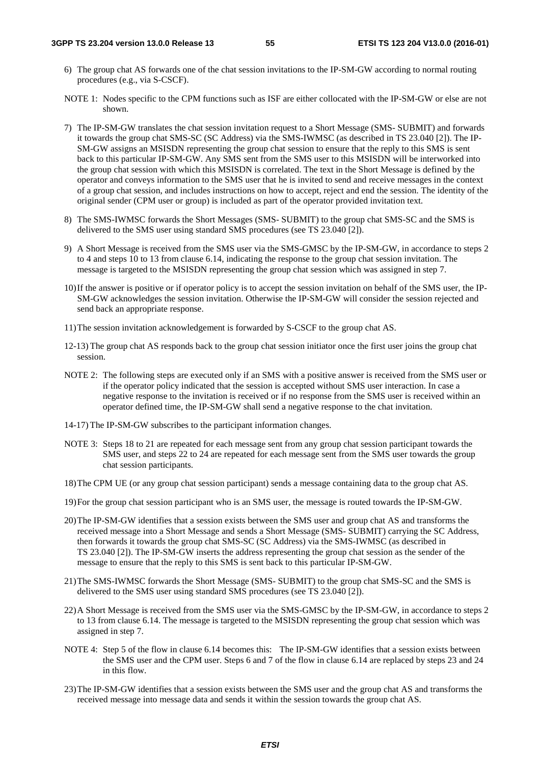6) The group chat AS forwards one of the chat session invitations to the IP-SM-GW according to normal routing procedures (e.g., via S-CSCF).

NOTE 1: Nodes specific to the CPM functions such as ISF are either collocated with the IP-SM-GW or else are not shown.

7) The IP-SM-GW translates the chat session invitation request to a Short Message (SMS- SUBMIT) and forwards it towards the group chat SMS-SC (SC Address) via the SMS-IWMSC (as described in TS 23.040 [2]). The IP-SM-GW assigns an MSISDN representing the group chat session to ensure that the reply to this SMS is sent back to this particular IP-SM-GW. Any SMS sent from the SMS user to this MSISDN will be interworked into the group chat session with which this MSISDN is correlated. The text in the Short Message is defined by the operator and conveys information to the SMS user that he is invited to send and receive messages in the context of a group chat session, and includes instructions on how to accept, reject and end the session. The identity of the original sender (CPM user or group) is included as part of the operator provided invitation text.

8) The SMS-IWMSC forwards the Short Messages (SMS- SUBMIT) to the group chat SMS-SC and the SMS is delivered to the SMS user using standard SMS procedures (see TS 23.040 [2]).

9) A Short Message is received from the SMS user via the SMS-GMSC by the IP-SM-GW, in accordance to steps 2 to 4 and steps 10 to 13 from clause 6.14, indicating the response to the group chat session invitation. The message is targeted to the MSISDN representing the group chat session which was assigned in step 7.

10) If the answer is positive or if operator policy is to accept the session invitation on behalf of the SMS user, the IP-SM-GW acknowledges the session invitation. Otherwise the IP-SM-GW will consider the session rejected and send back an appropriate response.

11) The session invitation acknowledgement is forwarded by S-CSCF to the group chat AS.

12-13) The group chat AS responds back to the group chat session initiator once the first user joins the group chat session.

NOTE 2: The following steps are executed only if an SMS with a positive answer is received from the SMS user or if the operator policy indicated that the session is accepted without SMS user interaction. In case a negative response to the invitation is received or if no response from the SMS user is received within an operator defined time, the IP-SM-GW shall send a negative response to the chat invitation.

14-17) The IP-SM-GW subscribes to the participant information changes.

NOTE 3: Steps 18 to 21 are repeated for each message sent from any group chat session participant towards the SMS user, and steps 22 to 24 are repeated for each message sent from the SMS user towards the group chat session participants.

18) The CPM UE (or any group chat session participant) sends a message containing data to the group chat AS.

19) For the group chat session participant who is an SMS user, the message is routed towards the IP-SM-GW.

20) The IP-SM-GW identifies that a session exists between the SMS user and group chat AS and transforms the received message into a Short Message and sends a Short Message (SMS- SUBMIT) carrying the SC Address, then forwards it towards the group chat SMS-SC (SC Address) via the SMS-IWMSC (as described in TS 23.040 [2]). The IP-SM-GW inserts the address representing the group chat session as the sender of the message to ensure that the reply to this SMS is sent back to this particular IP-SM-GW.

21) The SMS-IWMSC forwards the Short Message (SMS- SUBMIT) to the group chat SMS-SC and the SMS is delivered to the SMS user using standard SMS procedures (see TS 23.040 [2]).

22) A Short Message is received from the SMS user via the SMS-GMSC by the IP-SM-GW, in accordance to steps 2 to 13 from clause 6.14. The message is targeted to the MSISDN representing the group chat session which was assigned in step 7.

NOTE 4: Step 5 of the flow in clause 6.14 becomes this: The IP-SM-GW identifies that a session exists between the SMS user and the CPM user. Steps 6 and 7 of the flow in clause 6.14 are replaced by steps 23 and 24 in this flow.

23) The IP-SM-GW identifies that a session exists between the SMS user and the group chat AS and transforms the received message into message data and sends it within the session towards the group chat AS.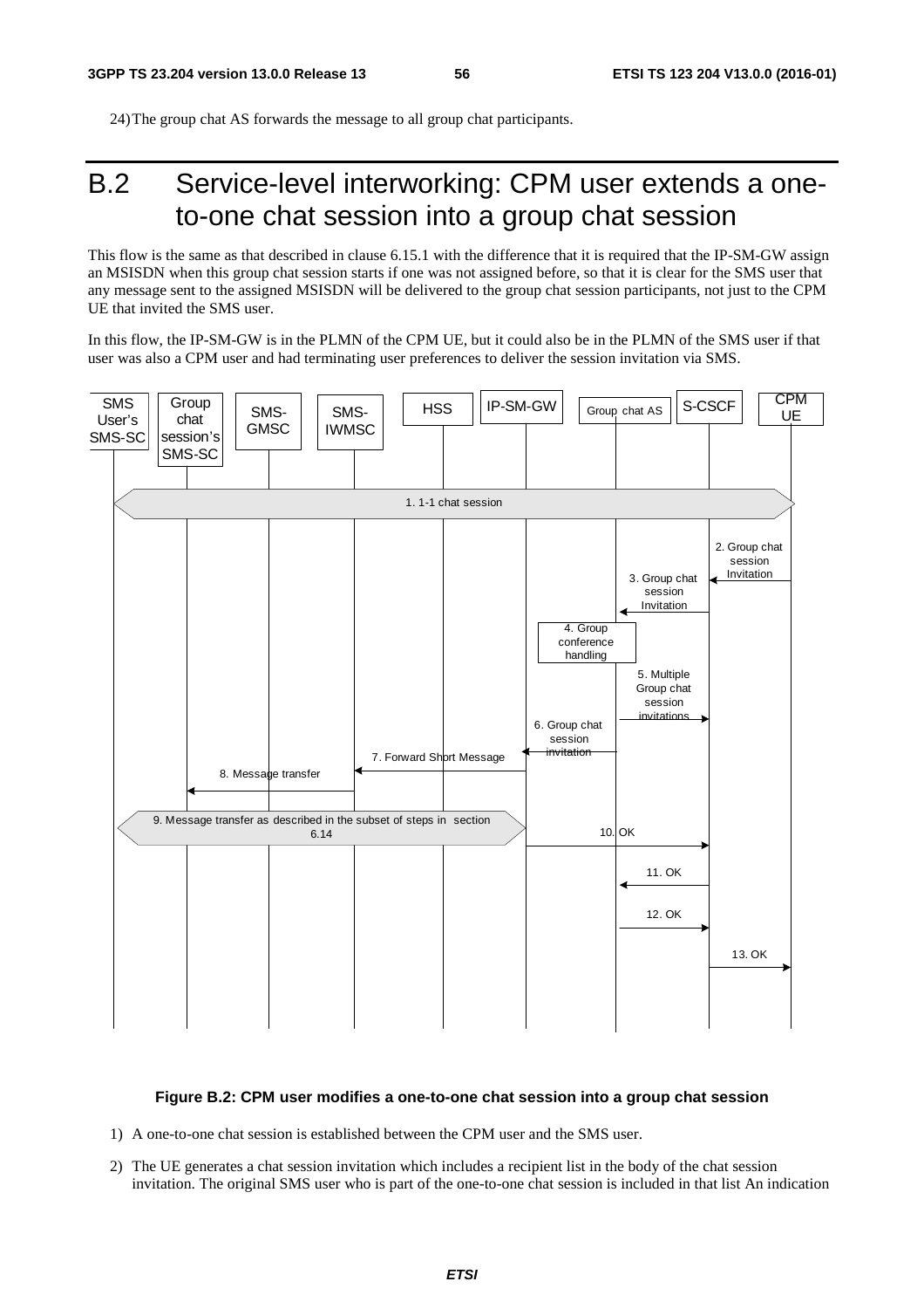24) The group chat AS forwards the message to all group chat participants.

# B.2 Service-level interworking: CPM user extends a one-to-one chat session into a group chat session

This flow is the same as that described in clause 6.15.1 with the difference that it is required that the IP-SM-GW assign an MSISDN when this group chat session starts if one was not assigned before, so that it is clear for the SMS user that any message sent to the assigned MSISDN will be delivered to the group chat session participants, not just to the CPM UE that invited the SMS user.

In this flow, the IP-SM-GW is in the PLMN of the CPM UE, but it could also be in the PLMN of the SMS user if that user was also a CPM user and had terminating user preferences to deliver the session invitation via SMS.

**Figure B.2: CPM user modifies a one-to-one chat session into a group chat session**

1) A one-to-one chat session is established between the CPM user and the SMS user.

2) The UE generates a chat session invitation which includes a recipient list in the body of the chat session invitation. The original SMS user who is part of the one-to-one chat session is included in that list An indication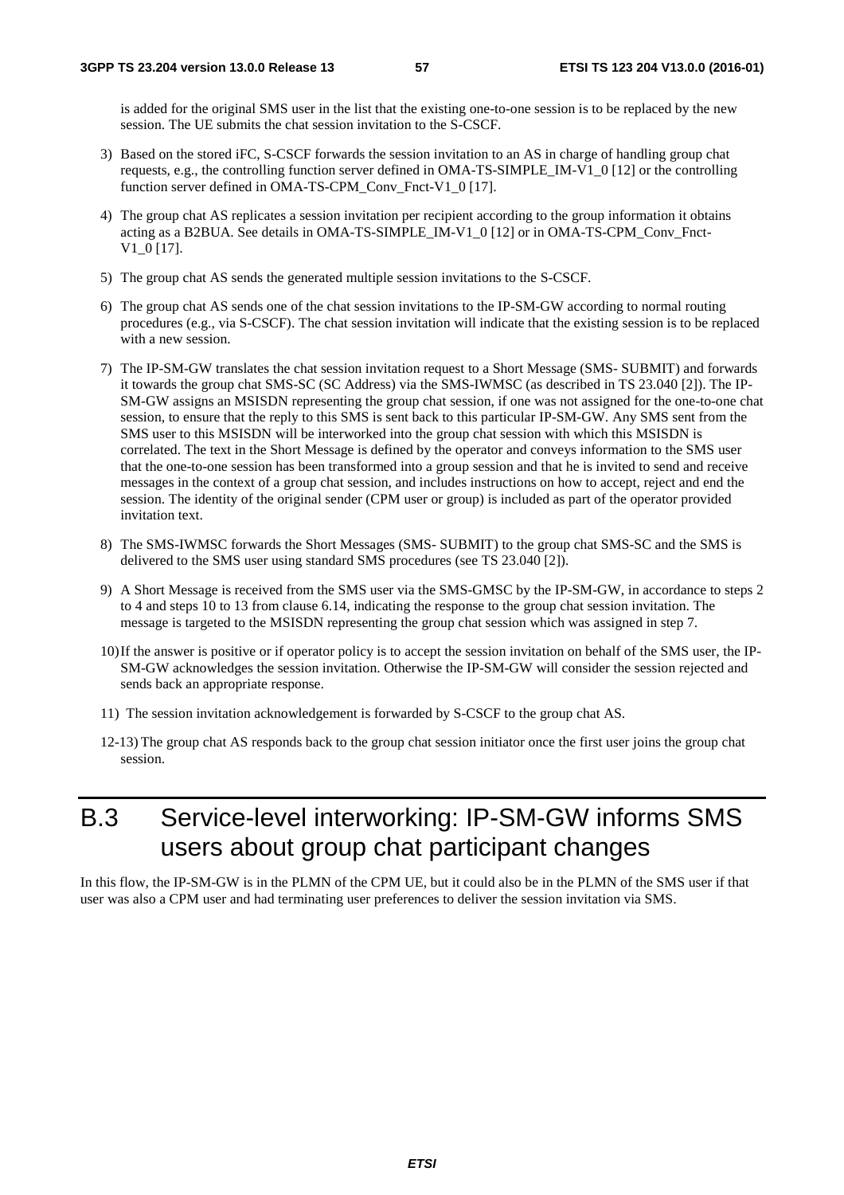is added for the original SMS user in the list that the existing one-to-one session is to be replaced by the new session. The UE submits the chat session invitation to the S-CSCF.

3) Based on the stored iFC, S-CSCF forwards the session invitation to an AS in charge of handling group chat requests, e.g., the controlling function server defined in OMA-TS-SIMPLE_IM-V1_0 [12] or the controlling function server defined in OMA-TS-CPM_Conv_Fnct-V1_0 [17].

4) The group chat AS replicates a session invitation per recipient according to the group information it obtains acting as a B2BUA. See details in OMA-TS-SIMPLE_IM-V1_0 [12] or in OMA-TS-CPM_Conv_Fnct-V1_0 [17].

5) The group chat AS sends the generated multiple session invitations to the S-CSCF.

6) The group chat AS sends one of the chat session invitations to the IP-SM-GW according to normal routing procedures (e.g., via S-CSCF). The chat session invitation will indicate that the existing session is to be replaced with a new session.

7) The IP-SM-GW translates the chat session invitation request to a Short Message (SMS- SUBMIT) and forwards it towards the group chat SMS-SC (SC Address) via the SMS-IWMSC (as described in TS 23.040 [2]). The IP-SM-GW assigns an MSISDN representing the group chat session, if one was not assigned for the one-to-one chat session, to ensure that the reply to this SMS is sent back to this particular IP-SM-GW. Any SMS sent from the SMS user to this MSISDN will be interworked into the group chat session with which this MSISDN is correlated. The text in the Short Message is defined by the operator and conveys information to the SMS user that the one-to-one session has been transformed into a group session and that he is invited to send and receive messages in the context of a group chat session, and includes instructions on how to accept, reject and end the session. The identity of the original sender (CPM user or group) is included as part of the operator provided invitation text.

8) The SMS-IWMSC forwards the Short Messages (SMS- SUBMIT) to the group chat SMS-SC and the SMS is delivered to the SMS user using standard SMS procedures (see TS 23.040 [2]).

9) A Short Message is received from the SMS user via the SMS-GMSC by the IP-SM-GW, in accordance to steps 2 to 4 and steps 10 to 13 from clause 6.14, indicating the response to the group chat session invitation. The message is targeted to the MSISDN representing the group chat session which was assigned in step 7.

10) If the answer is positive or if operator policy is to accept the session invitation on behalf of the SMS user, the IP-SM-GW acknowledges the session invitation. Otherwise the IP-SM-GW will consider the session rejected and sends back an appropriate response.

11) The session invitation acknowledgement is forwarded by S-CSCF to the group chat AS.

12-13) The group chat AS responds back to the group chat session initiator once the first user joins the group chat session.

# B.3 Service-level interworking: IP-SM-GW informs SMS users about group chat participant changes

In this flow, the IP-SM-GW is in the PLMN of the CPM UE, but it could also be in the PLMN of the SMS user if that user was also a CPM user and had terminating user preferences to deliver the session invitation via SMS.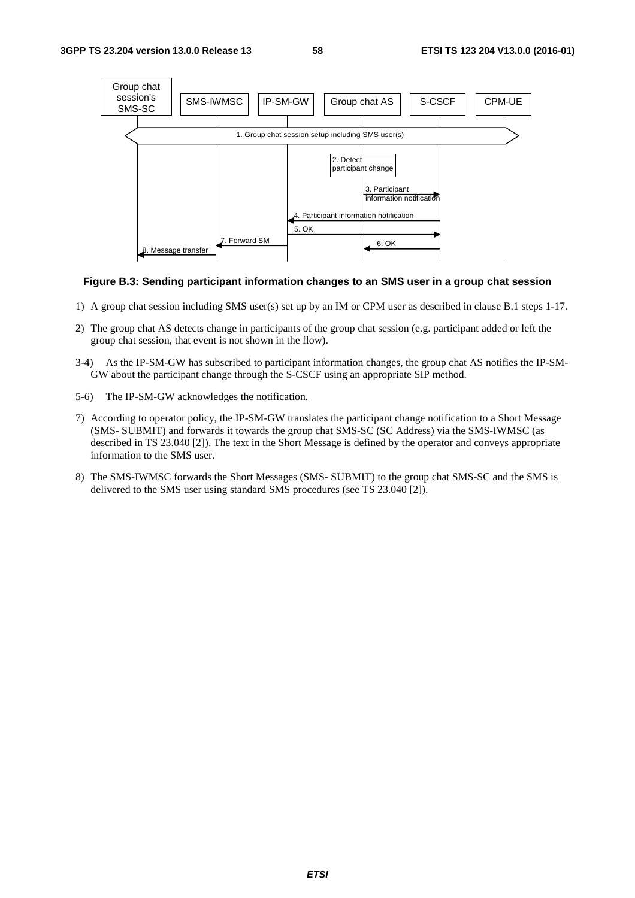**Figure B.3: Sending participant information changes to an SMS user in a group chat session**

1) A group chat session including SMS user(s) set up by an IM or CPM user as described in clause B.1 steps 1-17.

2) The group chat AS detects change in participants of the group chat session (e.g. participant added or left the group chat session, that event is not shown in the flow).

3-4) As the IP-SM-GW has subscribed to participant information changes, the group chat AS notifies the IP-SM-GW about the participant change through the S-CSCF using an appropriate SIP method.

5-6) The IP-SM-GW acknowledges the notification.

7) According to operator policy, the IP-SM-GW translates the participant change notification to a Short Message (SMS- SUBMIT) and forwards it towards the group chat SMS-SC (SC Address) via the SMS-IWMSC (as described in TS 23.040 [2]). The text in the Short Message is defined by the operator and conveys appropriate information to the SMS user.

8) The SMS-IWMSC forwards the Short Messages (SMS- SUBMIT) to the group chat SMS-SC and the SMS is delivered to the SMS user using standard SMS procedures (see TS 23.040 [2]).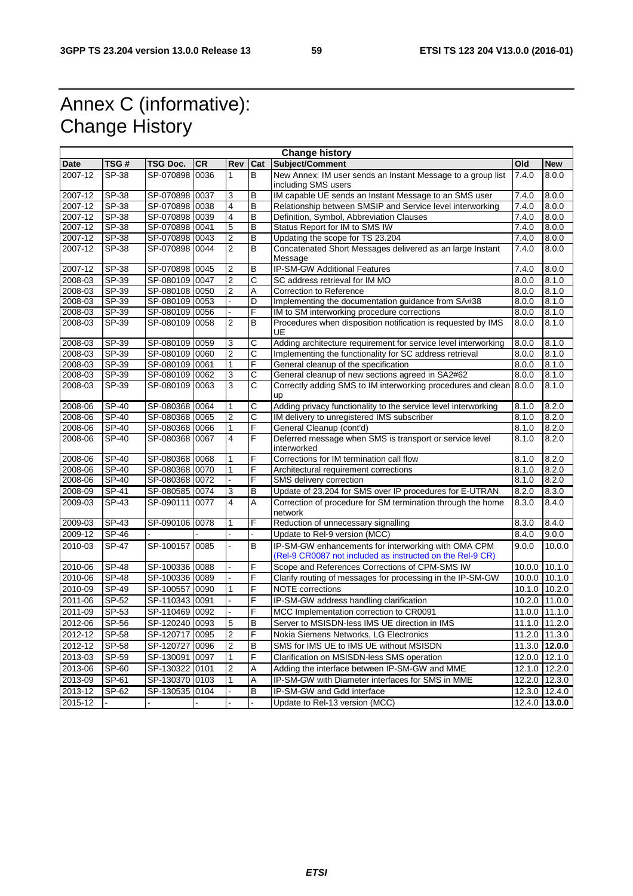# Annex C (informative): Change History

| Change history | | | | | | | | |
|---|---|---|---|---|---|---|---|---|
| **Date** | **TSG #** | **TSG Doc.** | **CR** | **Rev** | **Cat** | **Subject/Comment** | **Old** | **New** |
| 2007-12 | SP-38 | SP-070898 | 0036 | 1 | B | New Annex: IM user sends an Instant Message to a group list including SMS users | 7.4.0 | 8.0.0 |
| 2007-12 | SP-38 | SP-070898 | 0037 | 3 | B | IM capable UE sends an Instant Message to an SMS user | 7.4.0 | 8.0.0 |
| 2007-12 | SP-38 | SP-070898 | 0038 | 4 | B | Relationship between SMSIP and Service level interworking | 7.4.0 | 8.0.0 |
| 2007-12 | SP-38 | SP-070898 | 0039 | 4 | B | Definition, Symbol, Abbreviation Clauses | 7.4.0 | 8.0.0 |
| 2007-12 | SP-38 | SP-070898 | 0041 | 5 | B | Status Report for IM to SMS IW | 7.4.0 | 8.0.0 |
| 2007-12 | SP-38 | SP-070898 | 0043 | 2 | B | Updating the scope for TS 23.204 | 7.4.0 | 8.0.0 |
| 2007-12 | SP-38 | SP-070898 | 0044 | 2 | B | Concatenated Short Messages delivered as an large Instant Message | 7.4.0 | 8.0.0 |
| 2007-12 | SP-38 | SP-070898 | 0045 | 2 | B | IP-SM-GW Additional Features | 7.4.0 | 8.0.0 |
| 2008-03 | SP-39 | SP-080109 | 0047 | 2 | C | SC address retrieval for IM MO | 8.0.0 | 8.1.0 |
| 2008-03 | SP-39 | SP-080108 | 0050 | 2 | A | Correction to Reference | 8.0.0 | 8.1.0 |
| 2008-03 | SP-39 | SP-080109 | 0053 | - | D | Implementing the documentation guidance from SA#38 | 8.0.0 | 8.1.0 |
| 2008-03 | SP-39 | SP-080109 | 0056 | - | F | IM to SM interworking procedure corrections | 8.0.0 | 8.1.0 |
| 2008-03 | SP-39 | SP-080109 | 0058 | 2 | B | Procedures when disposition notification is requested by IMS UE | 8.0.0 | 8.1.0 |
| 2008-03 | SP-39 | SP-080109 | 0059 | 3 | C | Adding architecture requirement for service level interworking | 8.0.0 | 8.1.0 |
| 2008-03 | SP-39 | SP-080109 | 0060 | 2 | C | Implementing the functionality for SC address retrieval | 8.0.0 | 8.1.0 |
| 2008-03 | SP-39 | SP-080109 | 0061 | 1 | F | General cleanup of the specification | 8.0.0 | 8.1.0 |
| 2008-03 | SP-39 | SP-080109 | 0062 | 3 | C | General cleanup of new sections agreed in SA2#62 | 8.0.0 | 8.1.0 |
| 2008-03 | SP-39 | SP-080109 | 0063 | 3 | C | Correctly adding SMS to IM interworking procedures and clean up | 8.0.0 | 8.1.0 |
| 2008-06 | SP-40 | SP-080368 | 0064 | 1 | C | Adding privacy functionality to the service level interworking | 8.1.0 | 8.2.0 |
| 2008-06 | SP-40 | SP-080368 | 0065 | 2 | C | IM delivery to unregistered IMS subscriber | 8.1.0 | 8.2.0 |
| 2008-06 | SP-40 | SP-080368 | 0066 | 1 | F | General Cleanup (cont'd) | 8.1.0 | 8.2.0 |
| 2008-06 | SP-40 | SP-080368 | 0067 | 4 | F | Deferred message when SMS is transport or service level interworked | 8.1.0 | 8.2.0 |
| 2008-06 | SP-40 | SP-080368 | 0068 | 1 | F | Corrections for IM termination call flow | 8.1.0 | 8.2.0 |
| 2008-06 | SP-40 | SP-080368 | 0070 | 1 | F | Architectural requirement corrections | 8.1.0 | 8.2.0 |
| 2008-06 | SP-40 | SP-080368 | 0072 | - | F | SMS delivery correction | 8.1.0 | 8.2.0 |
| 2008-09 | SP-41 | SP-080585 | 0074 | 3 | B | Update of 23.204 for SMS over IP procedures for E-UTRAN | 8.2.0 | 8.3.0 |
| 2009-03 | SP-43 | SP-090111 | 0077 | 4 | A | Correction of procedure for SM termination through the home network | 8.3.0 | 8.4.0 |
| 2009-03 | SP-43 | SP-090106 | 0078 | 1 | F | Reduction of unnecessary signalling | 8.3.0 | 8.4.0 |
| 2009-12 | SP-46 | - | | - | - | Update to Rel-9 version (MCC) | 8.4.0 | 9.0.0 |
| 2010-03 | SP-47 | SP-100157 | 0085 | - | B | IP-SM-GW enhancements for interworking with OMA CPM (Rel-9 CR0087 not included as instructed on the Rel-9 CR) | 9.0.0 | 10.0.0 |
| 2010-06 | SP-48 | SP-100336 | 0088 | - | F | Scope and References Corrections of CPM-SMS IW | 10.0.0 | 10.1.0 |
| 2010-06 | SP-48 | SP-100336 | 0089 | - | F | Clarify routing of messages for processing in the IP-SM-GW | 10.0.0 | 10.1.0 |
| 2010-09 | SP-49 | SP-100557 | 0090 | 1 | F | NOTE corrections | 10.1.0 | 10.2.0 |
| 2011-06 | SP-52 | SP-110343 | 0091 | - | F | IP-SM-GW address handling clarification | 10.2.0 | 11.0.0 |
| 2011-09 | SP-53 | SP-110469 | 0092 | - | F | MCC Implementation correction to CR0091 | 11.0.0 | 11.1.0 |
| 2012-06 | SP-56 | SP-120240 | 0093 | 5 | B | Server to MSISDN-less IMS UE direction in IMS | 11.1.0 | 11.2.0 |
| 2012-12 | SP-58 | SP-120717 | 0095 | 2 | F | Nokia Siemens Networks, LG Electronics | 11.2.0 | 11.3.0 |
| 2012-12 | SP-58 | SP-120727 | 0096 | 2 | B | SMS for IMS UE to IMS UE without MSISDN | 11.3.0 | **12.0.0** |
| 2013-03 | SP-59 | SP-130091 | 0097 | 1 | F | Clarification on MSISDN-less SMS operation | 12.0.0 | 12.1.0 |
| 2013-06 | SP-60 | SP-130322 | 0101 | 2 | A | Adding the interface between IP-SM-GW and MME | 12.1.0 | 12.2.0 |
| 2013-09 | SP-61 | SP-130370 | 0103 | 1 | A | IP-SM-GW with Diameter interfaces for SMS in MME | 12.2.0 | 12.3.0 |
| 2013-12 | SP-62 | SP-130535 | 0104 | - | B | IP-SM-GW and Gdd interface | 12.3.0 | 12.4.0 |
| 2015-12 | - | - | - | - | - | Update to Rel-13 version (MCC) | 12.4.0 | **13.0.0** |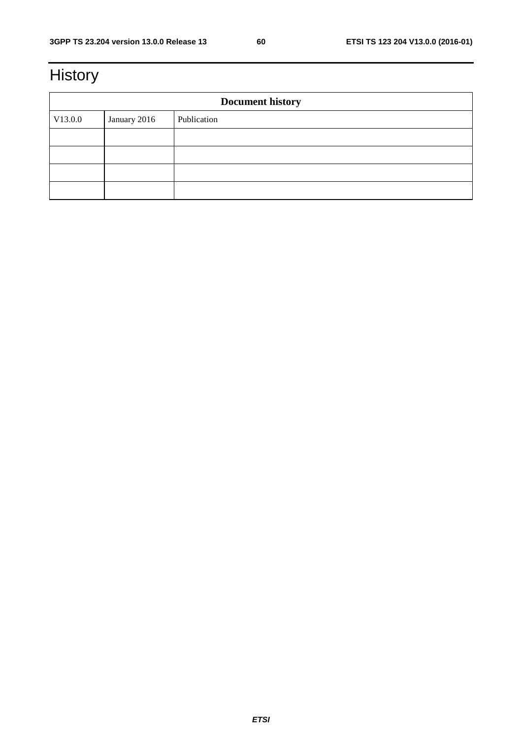# History

| Document history | | |
|---|---|---|
| V13.0.0 | January 2016 | Publication |
| | | |
| | | |
| | | |
| | | |